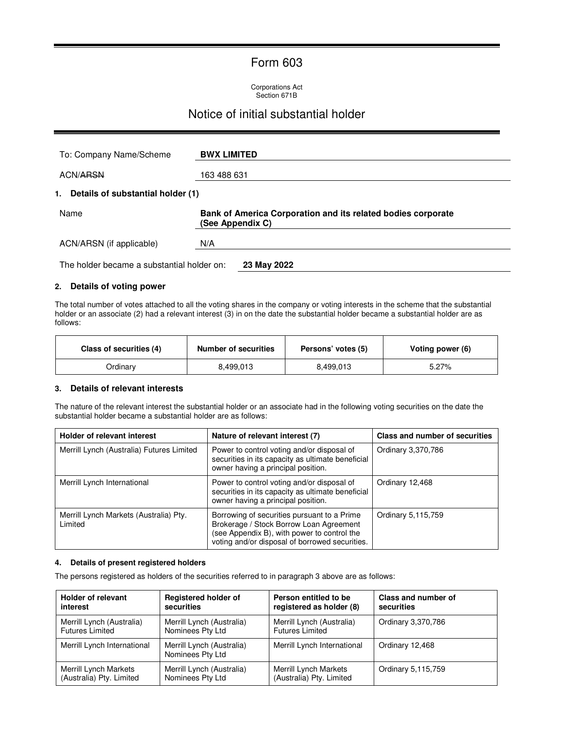# Form 603

Corporations Act
Section 671B

## Notice of initial substantial holder

| | |
|---|---|
| To: Company Name/Scheme | **BWX LIMITED** |
| ACN/~~ARSN~~ | 163 488 631 |

### 1. Details of substantial holder (1)

| | |
|---|---|
| Name | **Bank of America Corporation and its related bodies corporate (See Appendix C)** |
| ACN/ARSN (if applicable) | N/A |
| The holder became a substantial holder on: | **23 May 2022** |

### 2. Details of voting power

The total number of votes attached to all the voting shares in the company or voting interests in the scheme that the substantial holder or an associate (2) had a relevant interest (3) in on the date the substantial holder became a substantial holder are as follows:

| Class of securities (4) | Number of securities | Persons' votes (5) | Voting power (6) |
|---|---|---|---|
| Ordinary | 8,499,013 | 8,499,013 | 5.27% |

### 3. Details of relevant interests

The nature of the relevant interest the substantial holder or an associate had in the following voting securities on the date the substantial holder became a substantial holder are as follows:

| Holder of relevant interest | Nature of relevant interest (7) | Class and number of securities |
|---|---|---|
| Merrill Lynch (Australia) Futures Limited | Power to control voting and/or disposal of securities in its capacity as ultimate beneficial owner having a principal position. | Ordinary 3,370,786 |
| Merrill Lynch International | Power to control voting and/or disposal of securities in its capacity as ultimate beneficial owner having a principal position. | Ordinary 12,468 |
| Merrill Lynch Markets (Australia) Pty. Limited | Borrowing of securities pursuant to a Prime Brokerage / Stock Borrow Loan Agreement (see Appendix B), with power to control the voting and/or disposal of borrowed securities. | Ordinary 5,115,759 |

### 4. Details of present registered holders

The persons registered as holders of the securities referred to in paragraph 3 above are as follows:

| Holder of relevant interest | Registered holder of securities | Person entitled to be registered as holder (8) | Class and number of securities |
|---|---|---|---|
| Merrill Lynch (Australia) Futures Limited | Merrill Lynch (Australia) Nominees Pty Ltd | Merrill Lynch (Australia) Futures Limited | Ordinary 3,370,786 |
| Merrill Lynch International | Merrill Lynch (Australia) Nominees Pty Ltd | Merrill Lynch International | Ordinary 12,468 |
| Merrill Lynch Markets (Australia) Pty. Limited | Merrill Lynch (Australia) Nominees Pty Ltd | Merrill Lynch Markets (Australia) Pty. Limited | Ordinary 5,115,759 |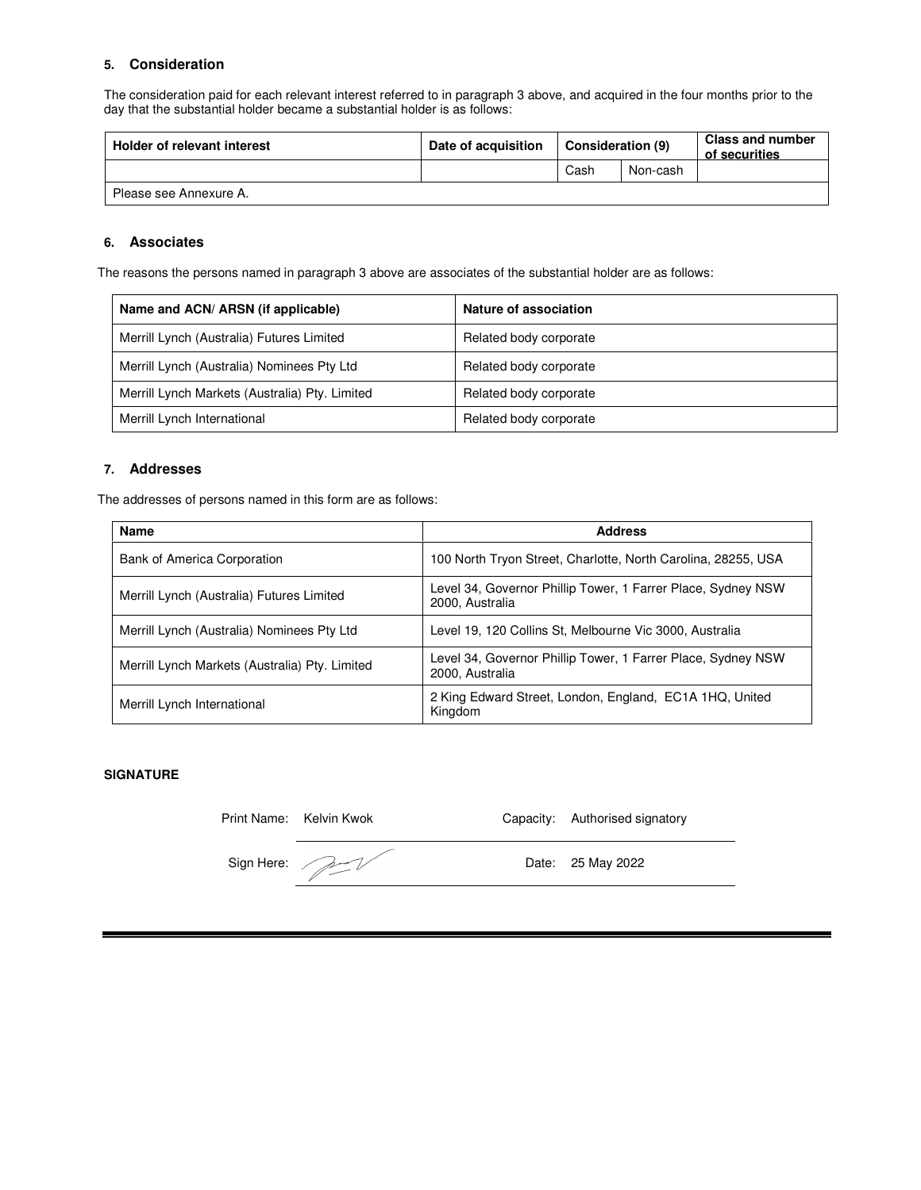### 5. Consideration

The consideration paid for each relevant interest referred to in paragraph 3 above, and acquired in the four months prior to the day that the substantial holder became a substantial holder is as follows:

| Holder of relevant interest | Date of acquisition | Consideration (9) | | Class and number of securities |
|---|---|---|---|---|
| | | Cash | Non-cash | |
| Please see Annexure A. | | | | |

### 6. Associates

The reasons the persons named in paragraph 3 above are associates of the substantial holder are as follows:

| Name and ACN/ ARSN (if applicable) | Nature of association |
|---|---|
| Merrill Lynch (Australia) Futures Limited | Related body corporate |
| Merrill Lynch (Australia) Nominees Pty Ltd | Related body corporate |
| Merrill Lynch Markets (Australia) Pty. Limited | Related body corporate |
| Merrill Lynch International | Related body corporate |

### 7. Addresses

The addresses of persons named in this form are as follows:

| Name | Address |
|---|---|
| Bank of America Corporation | 100 North Tryon Street, Charlotte, North Carolina, 28255, USA |
| Merrill Lynch (Australia) Futures Limited | Level 34, Governor Phillip Tower, 1 Farrer Place, Sydney NSW 2000, Australia |
| Merrill Lynch (Australia) Nominees Pty Ltd | Level 19, 120 Collins St, Melbourne Vic 3000, Australia |
| Merrill Lynch Markets (Australia) Pty. Limited | Level 34, Governor Phillip Tower, 1 Farrer Place, Sydney NSW 2000, Australia |
| Merrill Lynch International | 2 King Edward Street, London, England, EC1A 1HQ, United Kingdom |

**SIGNATURE**

Print Name: Kelvin Kwok — Capacity: Authorised signatory

Sign Here: — Date: 25 May 2022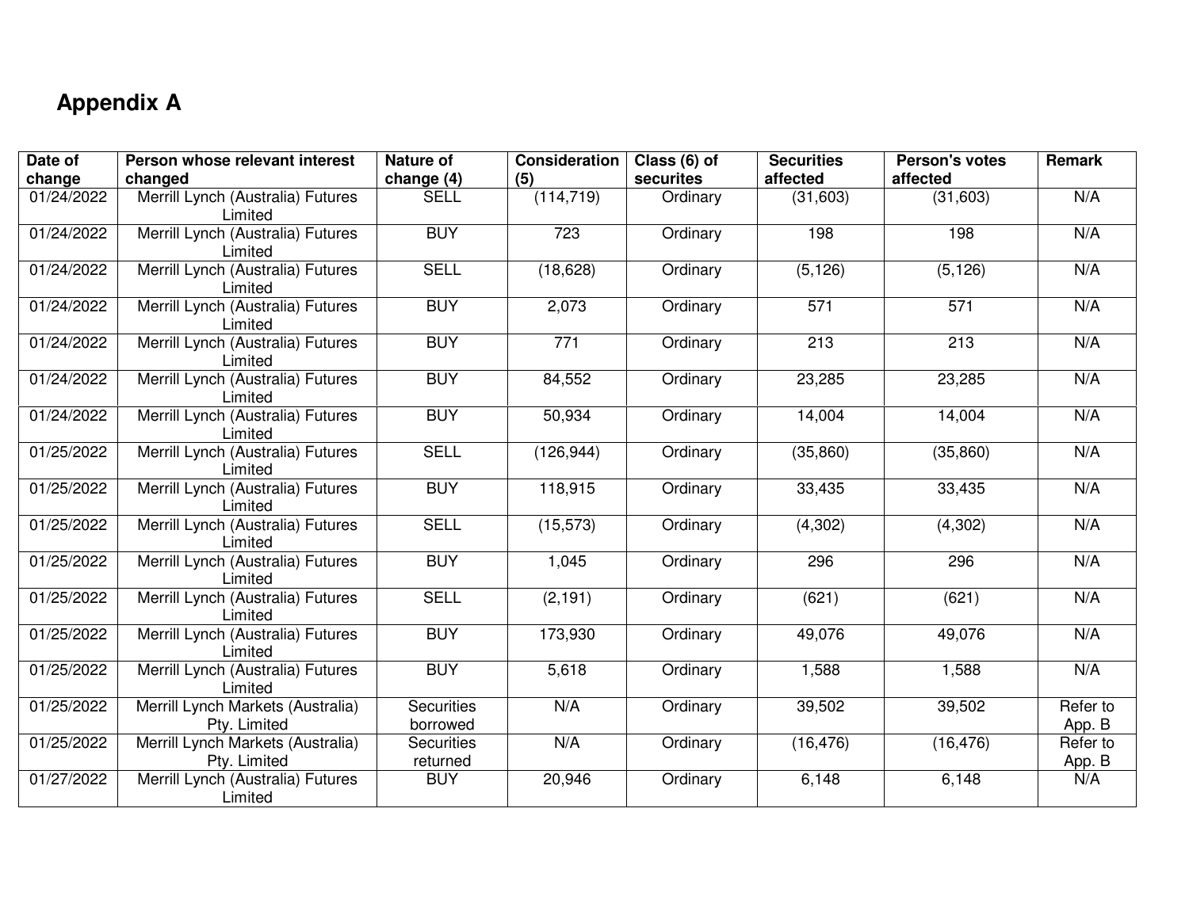## Appendix A

| Date of change | Person whose relevant interest changed | Nature of change (4) | Consideration (5) | Class (6) of securites | Securities affected | Person's votes affected | Remark |
|---|---|---|---|---|---|---|---|
| 01/24/2022 | Merrill Lynch (Australia) Futures Limited | SELL | (114,719) | Ordinary | (31,603) | (31,603) | N/A |
| 01/24/2022 | Merrill Lynch (Australia) Futures Limited | BUY | 723 | Ordinary | 198 | 198 | N/A |
| 01/24/2022 | Merrill Lynch (Australia) Futures Limited | SELL | (18,628) | Ordinary | (5,126) | (5,126) | N/A |
| 01/24/2022 | Merrill Lynch (Australia) Futures Limited | BUY | 2,073 | Ordinary | 571 | 571 | N/A |
| 01/24/2022 | Merrill Lynch (Australia) Futures Limited | BUY | 771 | Ordinary | 213 | 213 | N/A |
| 01/24/2022 | Merrill Lynch (Australia) Futures Limited | BUY | 84,552 | Ordinary | 23,285 | 23,285 | N/A |
| 01/24/2022 | Merrill Lynch (Australia) Futures Limited | BUY | 50,934 | Ordinary | 14,004 | 14,004 | N/A |
| 01/25/2022 | Merrill Lynch (Australia) Futures Limited | SELL | (126,944) | Ordinary | (35,860) | (35,860) | N/A |
| 01/25/2022 | Merrill Lynch (Australia) Futures Limited | BUY | 118,915 | Ordinary | 33,435 | 33,435 | N/A |
| 01/25/2022 | Merrill Lynch (Australia) Futures Limited | SELL | (15,573) | Ordinary | (4,302) | (4,302) | N/A |
| 01/25/2022 | Merrill Lynch (Australia) Futures Limited | BUY | 1,045 | Ordinary | 296 | 296 | N/A |
| 01/25/2022 | Merrill Lynch (Australia) Futures Limited | SELL | (2,191) | Ordinary | (621) | (621) | N/A |
| 01/25/2022 | Merrill Lynch (Australia) Futures Limited | BUY | 173,930 | Ordinary | 49,076 | 49,076 | N/A |
| 01/25/2022 | Merrill Lynch (Australia) Futures Limited | BUY | 5,618 | Ordinary | 1,588 | 1,588 | N/A |
| 01/25/2022 | Merrill Lynch Markets (Australia) Pty. Limited | Securities borrowed | N/A | Ordinary | 39,502 | 39,502 | Refer to App. B |
| 01/25/2022 | Merrill Lynch Markets (Australia) Pty. Limited | Securities returned | N/A | Ordinary | (16,476) | (16,476) | Refer to App. B |
| 01/27/2022 | Merrill Lynch (Australia) Futures Limited | BUY | 20,946 | Ordinary | 6,148 | 6,148 | N/A |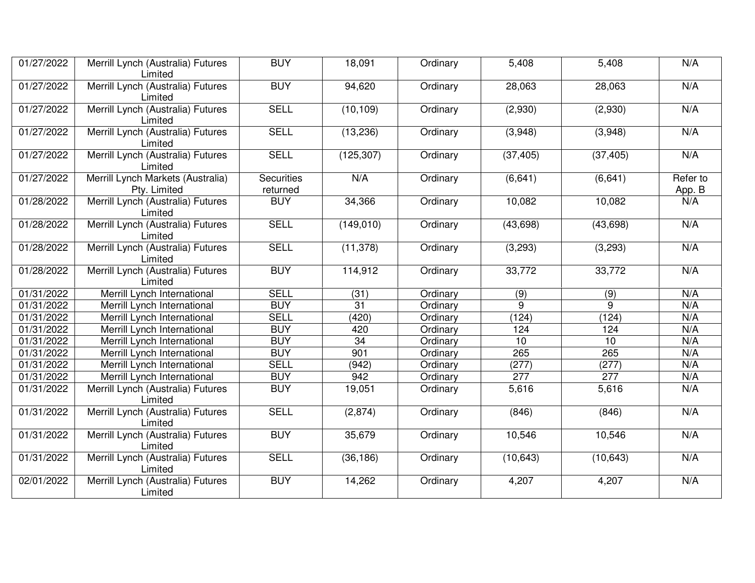| 01/27/2022 | Merrill Lynch (Australia) Futures Limited | BUY | 18,091 | Ordinary | 5,408 | 5,408 | N/A |
|---|---|---|---|---|---|---|---|
| 01/27/2022 | Merrill Lynch (Australia) Futures Limited | BUY | 94,620 | Ordinary | 28,063 | 28,063 | N/A |
| 01/27/2022 | Merrill Lynch (Australia) Futures Limited | SELL | (10,109) | Ordinary | (2,930) | (2,930) | N/A |
| 01/27/2022 | Merrill Lynch (Australia) Futures Limited | SELL | (13,236) | Ordinary | (3,948) | (3,948) | N/A |
| 01/27/2022 | Merrill Lynch (Australia) Futures Limited | SELL | (125,307) | Ordinary | (37,405) | (37,405) | N/A |
| 01/27/2022 | Merrill Lynch Markets (Australia) Pty. Limited | Securities returned | N/A | Ordinary | (6,641) | (6,641) | Refer to App. B |
| 01/28/2022 | Merrill Lynch (Australia) Futures Limited | BUY | 34,366 | Ordinary | 10,082 | 10,082 | N/A |
| 01/28/2022 | Merrill Lynch (Australia) Futures Limited | SELL | (149,010) | Ordinary | (43,698) | (43,698) | N/A |
| 01/28/2022 | Merrill Lynch (Australia) Futures Limited | SELL | (11,378) | Ordinary | (3,293) | (3,293) | N/A |
| 01/28/2022 | Merrill Lynch (Australia) Futures Limited | BUY | 114,912 | Ordinary | 33,772 | 33,772 | N/A |
| 01/31/2022 | Merrill Lynch International | SELL | (31) | Ordinary | (9) | (9) | N/A |
| 01/31/2022 | Merrill Lynch International | BUY | 31 | Ordinary | 9 | 9 | N/A |
| 01/31/2022 | Merrill Lynch International | SELL | (420) | Ordinary | (124) | (124) | N/A |
| 01/31/2022 | Merrill Lynch International | BUY | 420 | Ordinary | 124 | 124 | N/A |
| 01/31/2022 | Merrill Lynch International | BUY | 34 | Ordinary | 10 | 10 | N/A |
| 01/31/2022 | Merrill Lynch International | BUY | 901 | Ordinary | 265 | 265 | N/A |
| 01/31/2022 | Merrill Lynch International | SELL | (942) | Ordinary | (277) | (277) | N/A |
| 01/31/2022 | Merrill Lynch International | BUY | 942 | Ordinary | 277 | 277 | N/A |
| 01/31/2022 | Merrill Lynch (Australia) Futures Limited | BUY | 19,051 | Ordinary | 5,616 | 5,616 | N/A |
| 01/31/2022 | Merrill Lynch (Australia) Futures Limited | SELL | (2,874) | Ordinary | (846) | (846) | N/A |
| 01/31/2022 | Merrill Lynch (Australia) Futures Limited | BUY | 35,679 | Ordinary | 10,546 | 10,546 | N/A |
| 01/31/2022 | Merrill Lynch (Australia) Futures Limited | SELL | (36,186) | Ordinary | (10,643) | (10,643) | N/A |
| 02/01/2022 | Merrill Lynch (Australia) Futures Limited | BUY | 14,262 | Ordinary | 4,207 | 4,207 | N/A |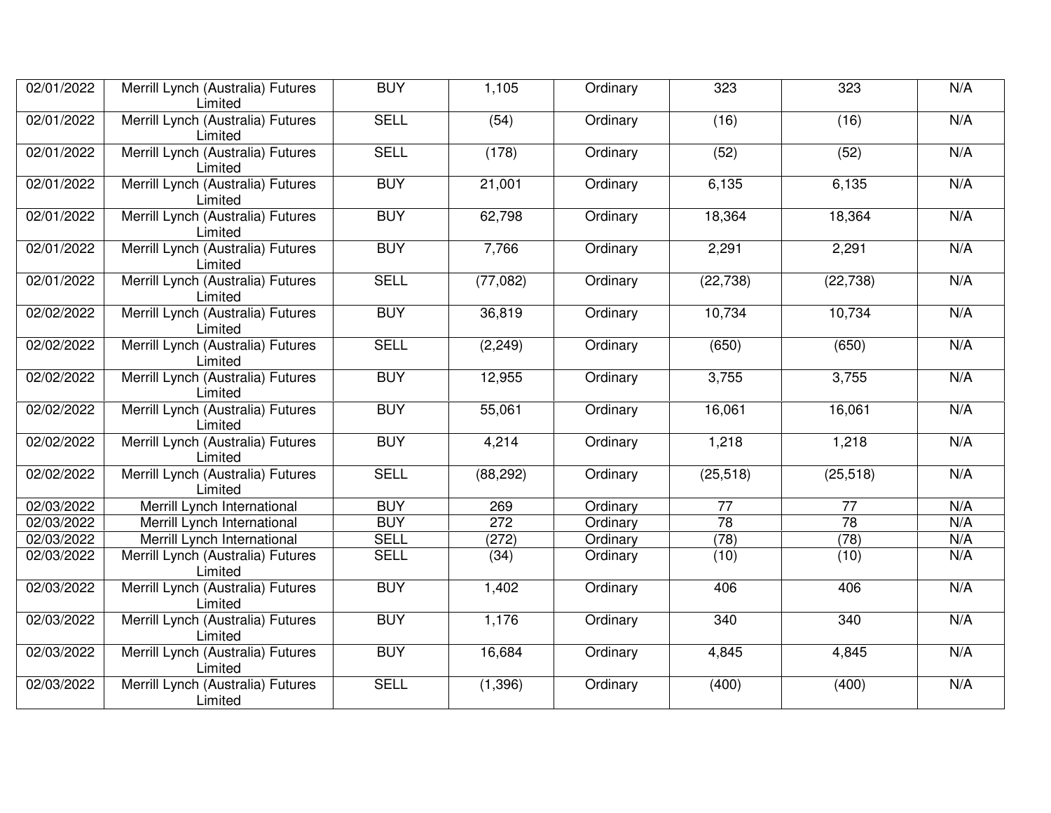| 02/01/2022 | Merrill Lynch (Australia) Futures Limited | BUY | 1,105 | Ordinary | 323 | 323 | N/A |
|---|---|---|---|---|---|---|---|
| 02/01/2022 | Merrill Lynch (Australia) Futures Limited | SELL | (54) | Ordinary | (16) | (16) | N/A |
| 02/01/2022 | Merrill Lynch (Australia) Futures Limited | SELL | (178) | Ordinary | (52) | (52) | N/A |
| 02/01/2022 | Merrill Lynch (Australia) Futures Limited | BUY | 21,001 | Ordinary | 6,135 | 6,135 | N/A |
| 02/01/2022 | Merrill Lynch (Australia) Futures Limited | BUY | 62,798 | Ordinary | 18,364 | 18,364 | N/A |
| 02/01/2022 | Merrill Lynch (Australia) Futures Limited | BUY | 7,766 | Ordinary | 2,291 | 2,291 | N/A |
| 02/01/2022 | Merrill Lynch (Australia) Futures Limited | SELL | (77,082) | Ordinary | (22,738) | (22,738) | N/A |
| 02/02/2022 | Merrill Lynch (Australia) Futures Limited | BUY | 36,819 | Ordinary | 10,734 | 10,734 | N/A |
| 02/02/2022 | Merrill Lynch (Australia) Futures Limited | SELL | (2,249) | Ordinary | (650) | (650) | N/A |
| 02/02/2022 | Merrill Lynch (Australia) Futures Limited | BUY | 12,955 | Ordinary | 3,755 | 3,755 | N/A |
| 02/02/2022 | Merrill Lynch (Australia) Futures Limited | BUY | 55,061 | Ordinary | 16,061 | 16,061 | N/A |
| 02/02/2022 | Merrill Lynch (Australia) Futures Limited | BUY | 4,214 | Ordinary | 1,218 | 1,218 | N/A |
| 02/02/2022 | Merrill Lynch (Australia) Futures Limited | SELL | (88,292) | Ordinary | (25,518) | (25,518) | N/A |
| 02/03/2022 | Merrill Lynch International | BUY | 269 | Ordinary | 77 | 77 | N/A |
| 02/03/2022 | Merrill Lynch International | BUY | 272 | Ordinary | 78 | 78 | N/A |
| 02/03/2022 | Merrill Lynch International | SELL | (272) | Ordinary | (78) | (78) | N/A |
| 02/03/2022 | Merrill Lynch (Australia) Futures Limited | SELL | (34) | Ordinary | (10) | (10) | N/A |
| 02/03/2022 | Merrill Lynch (Australia) Futures Limited | BUY | 1,402 | Ordinary | 406 | 406 | N/A |
| 02/03/2022 | Merrill Lynch (Australia) Futures Limited | BUY | 1,176 | Ordinary | 340 | 340 | N/A |
| 02/03/2022 | Merrill Lynch (Australia) Futures Limited | BUY | 16,684 | Ordinary | 4,845 | 4,845 | N/A |
| 02/03/2022 | Merrill Lynch (Australia) Futures Limited | SELL | (1,396) | Ordinary | (400) | (400) | N/A |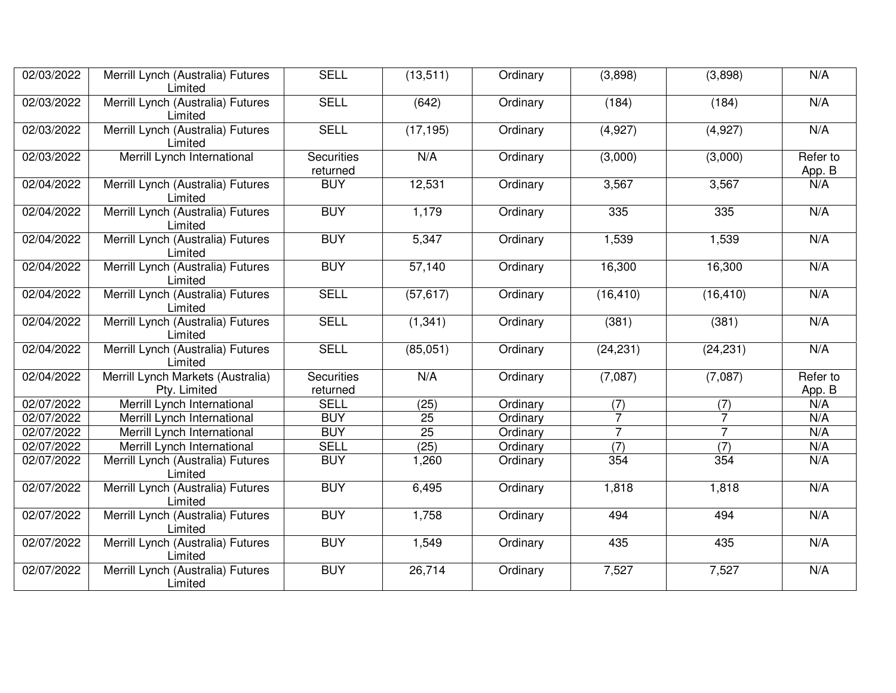| 02/03/2022 | Merrill Lynch (Australia) Futures Limited | SELL | (13,511) | Ordinary | (3,898) | (3,898) | N/A |
|---|---|---|---|---|---|---|---|
| 02/03/2022 | Merrill Lynch (Australia) Futures Limited | SELL | (642) | Ordinary | (184) | (184) | N/A |
| 02/03/2022 | Merrill Lynch (Australia) Futures Limited | SELL | (17,195) | Ordinary | (4,927) | (4,927) | N/A |
| 02/03/2022 | Merrill Lynch International | Securities returned | N/A | Ordinary | (3,000) | (3,000) | Refer to App. B |
| 02/04/2022 | Merrill Lynch (Australia) Futures Limited | BUY | 12,531 | Ordinary | 3,567 | 3,567 | N/A |
| 02/04/2022 | Merrill Lynch (Australia) Futures Limited | BUY | 1,179 | Ordinary | 335 | 335 | N/A |
| 02/04/2022 | Merrill Lynch (Australia) Futures Limited | BUY | 5,347 | Ordinary | 1,539 | 1,539 | N/A |
| 02/04/2022 | Merrill Lynch (Australia) Futures Limited | BUY | 57,140 | Ordinary | 16,300 | 16,300 | N/A |
| 02/04/2022 | Merrill Lynch (Australia) Futures Limited | SELL | (57,617) | Ordinary | (16,410) | (16,410) | N/A |
| 02/04/2022 | Merrill Lynch (Australia) Futures Limited | SELL | (1,341) | Ordinary | (381) | (381) | N/A |
| 02/04/2022 | Merrill Lynch (Australia) Futures Limited | SELL | (85,051) | Ordinary | (24,231) | (24,231) | N/A |
| 02/04/2022 | Merrill Lynch Markets (Australia) Pty. Limited | Securities returned | N/A | Ordinary | (7,087) | (7,087) | Refer to App. B |
| 02/07/2022 | Merrill Lynch International | SELL | (25) | Ordinary | (7) | (7) | N/A |
| 02/07/2022 | Merrill Lynch International | BUY | 25 | Ordinary | 7 | 7 | N/A |
| 02/07/2022 | Merrill Lynch International | BUY | 25 | Ordinary | 7 | 7 | N/A |
| 02/07/2022 | Merrill Lynch International | SELL | (25) | Ordinary | (7) | (7) | N/A |
| 02/07/2022 | Merrill Lynch (Australia) Futures Limited | BUY | 1,260 | Ordinary | 354 | 354 | N/A |
| 02/07/2022 | Merrill Lynch (Australia) Futures Limited | BUY | 6,495 | Ordinary | 1,818 | 1,818 | N/A |
| 02/07/2022 | Merrill Lynch (Australia) Futures Limited | BUY | 1,758 | Ordinary | 494 | 494 | N/A |
| 02/07/2022 | Merrill Lynch (Australia) Futures Limited | BUY | 1,549 | Ordinary | 435 | 435 | N/A |
| 02/07/2022 | Merrill Lynch (Australia) Futures Limited | BUY | 26,714 | Ordinary | 7,527 | 7,527 | N/A |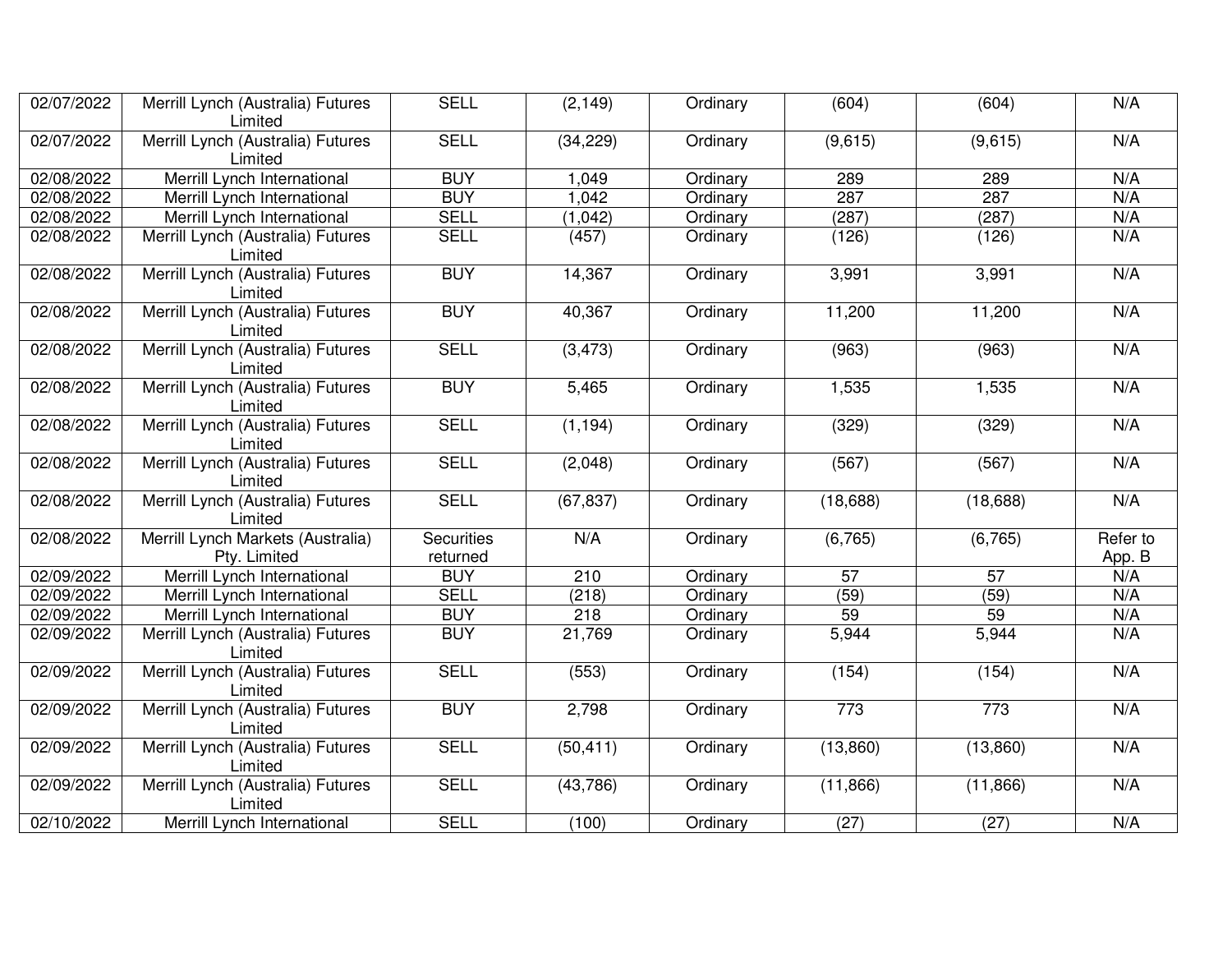| | | | | | | | |
|---|---|---|---|---|---|---|---|
| 02/07/2022 | Merrill Lynch (Australia) Futures Limited | SELL | (2,149) | Ordinary | (604) | (604) | N/A |
| 02/07/2022 | Merrill Lynch (Australia) Futures Limited | SELL | (34,229) | Ordinary | (9,615) | (9,615) | N/A |
| 02/08/2022 | Merrill Lynch International | BUY | 1,049 | Ordinary | 289 | 289 | N/A |
| 02/08/2022 | Merrill Lynch International | BUY | 1,042 | Ordinary | 287 | 287 | N/A |
| 02/08/2022 | Merrill Lynch International | SELL | (1,042) | Ordinary | (287) | (287) | N/A |
| 02/08/2022 | Merrill Lynch (Australia) Futures Limited | SELL | (457) | Ordinary | (126) | (126) | N/A |
| 02/08/2022 | Merrill Lynch (Australia) Futures Limited | BUY | 14,367 | Ordinary | 3,991 | 3,991 | N/A |
| 02/08/2022 | Merrill Lynch (Australia) Futures Limited | BUY | 40,367 | Ordinary | 11,200 | 11,200 | N/A |
| 02/08/2022 | Merrill Lynch (Australia) Futures Limited | SELL | (3,473) | Ordinary | (963) | (963) | N/A |
| 02/08/2022 | Merrill Lynch (Australia) Futures Limited | BUY | 5,465 | Ordinary | 1,535 | 1,535 | N/A |
| 02/08/2022 | Merrill Lynch (Australia) Futures Limited | SELL | (1,194) | Ordinary | (329) | (329) | N/A |
| 02/08/2022 | Merrill Lynch (Australia) Futures Limited | SELL | (2,048) | Ordinary | (567) | (567) | N/A |
| 02/08/2022 | Merrill Lynch (Australia) Futures Limited | SELL | (67,837) | Ordinary | (18,688) | (18,688) | N/A |
| 02/08/2022 | Merrill Lynch Markets (Australia) Pty. Limited | Securities returned | N/A | Ordinary | (6,765) | (6,765) | Refer to App. B |
| 02/09/2022 | Merrill Lynch International | BUY | 210 | Ordinary | 57 | 57 | N/A |
| 02/09/2022 | Merrill Lynch International | SELL | (218) | Ordinary | (59) | (59) | N/A |
| 02/09/2022 | Merrill Lynch International | BUY | 218 | Ordinary | 59 | 59 | N/A |
| 02/09/2022 | Merrill Lynch (Australia) Futures Limited | BUY | 21,769 | Ordinary | 5,944 | 5,944 | N/A |
| 02/09/2022 | Merrill Lynch (Australia) Futures Limited | SELL | (553) | Ordinary | (154) | (154) | N/A |
| 02/09/2022 | Merrill Lynch (Australia) Futures Limited | BUY | 2,798 | Ordinary | 773 | 773 | N/A |
| 02/09/2022 | Merrill Lynch (Australia) Futures Limited | SELL | (50,411) | Ordinary | (13,860) | (13,860) | N/A |
| 02/09/2022 | Merrill Lynch (Australia) Futures Limited | SELL | (43,786) | Ordinary | (11,866) | (11,866) | N/A |
| 02/10/2022 | Merrill Lynch International | SELL | (100) | Ordinary | (27) | (27) | N/A |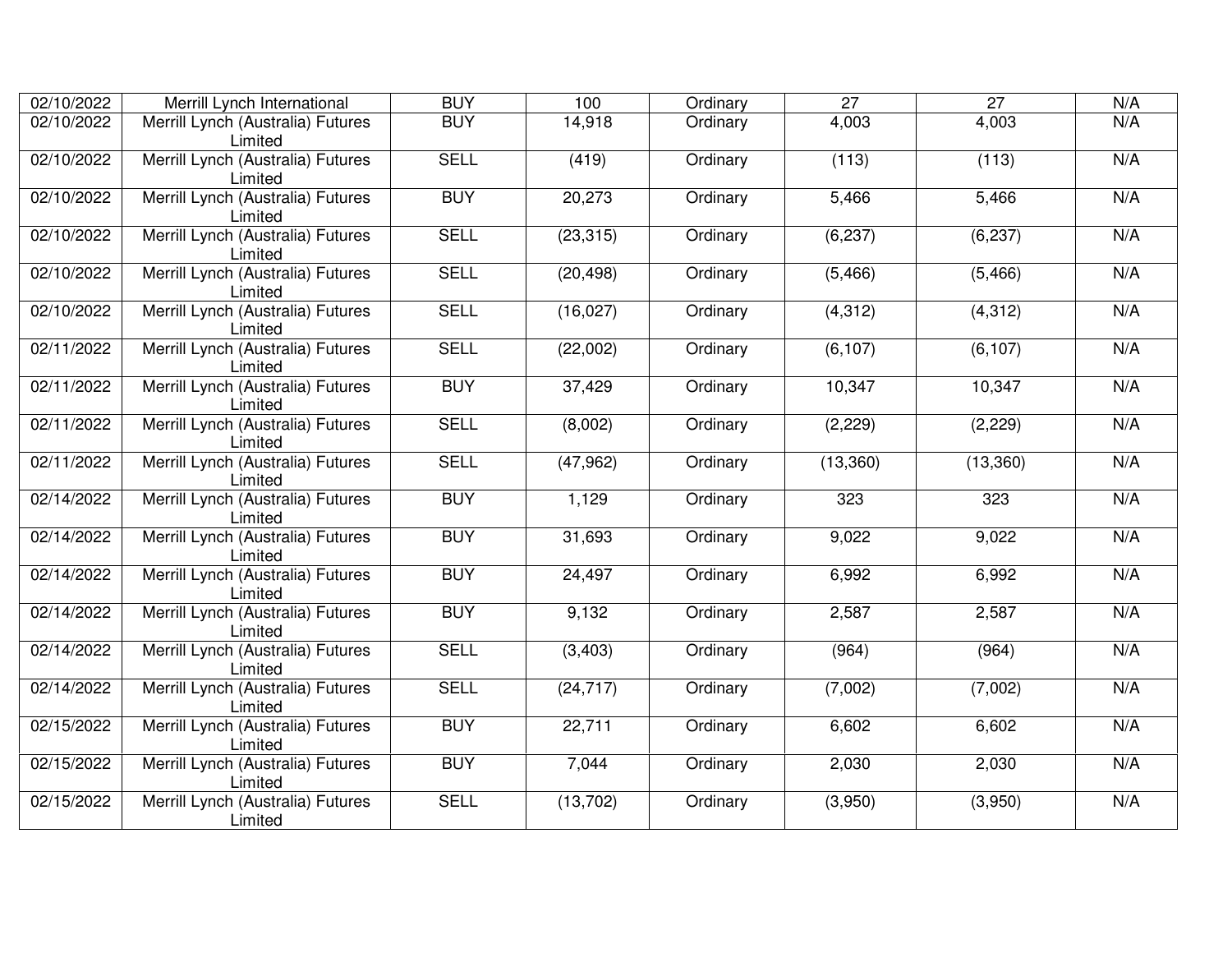| 02/10/2022 | Merrill Lynch International | BUY | 100 | Ordinary | 27 | 27 | N/A |
|---|---|---|---|---|---|---|---|
| 02/10/2022 | Merrill Lynch (Australia) Futures Limited | BUY | 14,918 | Ordinary | 4,003 | 4,003 | N/A |
| 02/10/2022 | Merrill Lynch (Australia) Futures Limited | SELL | (419) | Ordinary | (113) | (113) | N/A |
| 02/10/2022 | Merrill Lynch (Australia) Futures Limited | BUY | 20,273 | Ordinary | 5,466 | 5,466 | N/A |
| 02/10/2022 | Merrill Lynch (Australia) Futures Limited | SELL | (23,315) | Ordinary | (6,237) | (6,237) | N/A |
| 02/10/2022 | Merrill Lynch (Australia) Futures Limited | SELL | (20,498) | Ordinary | (5,466) | (5,466) | N/A |
| 02/10/2022 | Merrill Lynch (Australia) Futures Limited | SELL | (16,027) | Ordinary | (4,312) | (4,312) | N/A |
| 02/11/2022 | Merrill Lynch (Australia) Futures Limited | SELL | (22,002) | Ordinary | (6,107) | (6,107) | N/A |
| 02/11/2022 | Merrill Lynch (Australia) Futures Limited | BUY | 37,429 | Ordinary | 10,347 | 10,347 | N/A |
| 02/11/2022 | Merrill Lynch (Australia) Futures Limited | SELL | (8,002) | Ordinary | (2,229) | (2,229) | N/A |
| 02/11/2022 | Merrill Lynch (Australia) Futures Limited | SELL | (47,962) | Ordinary | (13,360) | (13,360) | N/A |
| 02/14/2022 | Merrill Lynch (Australia) Futures Limited | BUY | 1,129 | Ordinary | 323 | 323 | N/A |
| 02/14/2022 | Merrill Lynch (Australia) Futures Limited | BUY | 31,693 | Ordinary | 9,022 | 9,022 | N/A |
| 02/14/2022 | Merrill Lynch (Australia) Futures Limited | BUY | 24,497 | Ordinary | 6,992 | 6,992 | N/A |
| 02/14/2022 | Merrill Lynch (Australia) Futures Limited | BUY | 9,132 | Ordinary | 2,587 | 2,587 | N/A |
| 02/14/2022 | Merrill Lynch (Australia) Futures Limited | SELL | (3,403) | Ordinary | (964) | (964) | N/A |
| 02/14/2022 | Merrill Lynch (Australia) Futures Limited | SELL | (24,717) | Ordinary | (7,002) | (7,002) | N/A |
| 02/15/2022 | Merrill Lynch (Australia) Futures Limited | BUY | 22,711 | Ordinary | 6,602 | 6,602 | N/A |
| 02/15/2022 | Merrill Lynch (Australia) Futures Limited | BUY | 7,044 | Ordinary | 2,030 | 2,030 | N/A |
| 02/15/2022 | Merrill Lynch (Australia) Futures Limited | SELL | (13,702) | Ordinary | (3,950) | (3,950) | N/A |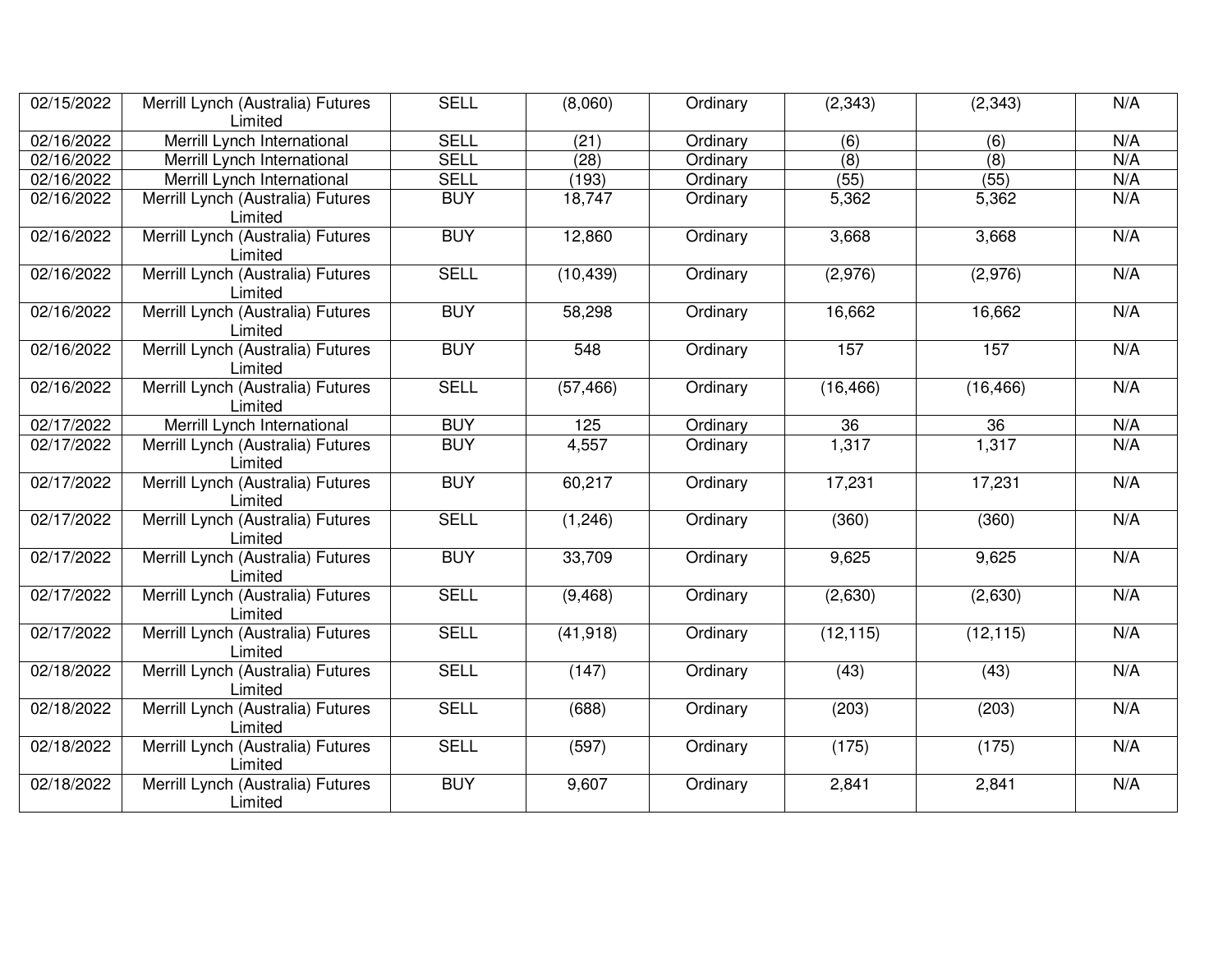| | | | | | | | |
|---|---|---|---|---|---|---|---|
| 02/15/2022 | Merrill Lynch (Australia) Futures Limited | SELL | (8,060) | Ordinary | (2,343) | (2,343) | N/A |
| 02/16/2022 | Merrill Lynch International | SELL | (21) | Ordinary | (6) | (6) | N/A |
| 02/16/2022 | Merrill Lynch International | SELL | (28) | Ordinary | (8) | (8) | N/A |
| 02/16/2022 | Merrill Lynch International | SELL | (193) | Ordinary | (55) | (55) | N/A |
| 02/16/2022 | Merrill Lynch (Australia) Futures Limited | BUY | 18,747 | Ordinary | 5,362 | 5,362 | N/A |
| 02/16/2022 | Merrill Lynch (Australia) Futures Limited | BUY | 12,860 | Ordinary | 3,668 | 3,668 | N/A |
| 02/16/2022 | Merrill Lynch (Australia) Futures Limited | SELL | (10,439) | Ordinary | (2,976) | (2,976) | N/A |
| 02/16/2022 | Merrill Lynch (Australia) Futures Limited | BUY | 58,298 | Ordinary | 16,662 | 16,662 | N/A |
| 02/16/2022 | Merrill Lynch (Australia) Futures Limited | BUY | 548 | Ordinary | 157 | 157 | N/A |
| 02/16/2022 | Merrill Lynch (Australia) Futures Limited | SELL | (57,466) | Ordinary | (16,466) | (16,466) | N/A |
| 02/17/2022 | Merrill Lynch International | BUY | 125 | Ordinary | 36 | 36 | N/A |
| 02/17/2022 | Merrill Lynch (Australia) Futures Limited | BUY | 4,557 | Ordinary | 1,317 | 1,317 | N/A |
| 02/17/2022 | Merrill Lynch (Australia) Futures Limited | BUY | 60,217 | Ordinary | 17,231 | 17,231 | N/A |
| 02/17/2022 | Merrill Lynch (Australia) Futures Limited | SELL | (1,246) | Ordinary | (360) | (360) | N/A |
| 02/17/2022 | Merrill Lynch (Australia) Futures Limited | BUY | 33,709 | Ordinary | 9,625 | 9,625 | N/A |
| 02/17/2022 | Merrill Lynch (Australia) Futures Limited | SELL | (9,468) | Ordinary | (2,630) | (2,630) | N/A |
| 02/17/2022 | Merrill Lynch (Australia) Futures Limited | SELL | (41,918) | Ordinary | (12,115) | (12,115) | N/A |
| 02/18/2022 | Merrill Lynch (Australia) Futures Limited | SELL | (147) | Ordinary | (43) | (43) | N/A |
| 02/18/2022 | Merrill Lynch (Australia) Futures Limited | SELL | (688) | Ordinary | (203) | (203) | N/A |
| 02/18/2022 | Merrill Lynch (Australia) Futures Limited | SELL | (597) | Ordinary | (175) | (175) | N/A |
| 02/18/2022 | Merrill Lynch (Australia) Futures Limited | BUY | 9,607 | Ordinary | 2,841 | 2,841 | N/A |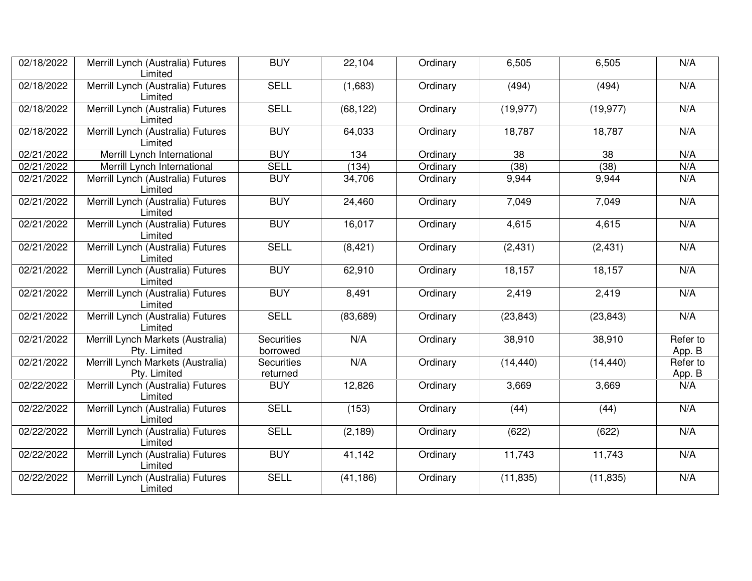| | | | | | | | |
|---|---|---|---|---|---|---|---|
| 02/18/2022 | Merrill Lynch (Australia) Futures Limited | BUY | 22,104 | Ordinary | 6,505 | 6,505 | N/A |
| 02/18/2022 | Merrill Lynch (Australia) Futures Limited | SELL | (1,683) | Ordinary | (494) | (494) | N/A |
| 02/18/2022 | Merrill Lynch (Australia) Futures Limited | SELL | (68,122) | Ordinary | (19,977) | (19,977) | N/A |
| 02/18/2022 | Merrill Lynch (Australia) Futures Limited | BUY | 64,033 | Ordinary | 18,787 | 18,787 | N/A |
| 02/21/2022 | Merrill Lynch International | BUY | 134 | Ordinary | 38 | 38 | N/A |
| 02/21/2022 | Merrill Lynch International | SELL | (134) | Ordinary | (38) | (38) | N/A |
| 02/21/2022 | Merrill Lynch (Australia) Futures Limited | BUY | 34,706 | Ordinary | 9,944 | 9,944 | N/A |
| 02/21/2022 | Merrill Lynch (Australia) Futures Limited | BUY | 24,460 | Ordinary | 7,049 | 7,049 | N/A |
| 02/21/2022 | Merrill Lynch (Australia) Futures Limited | BUY | 16,017 | Ordinary | 4,615 | 4,615 | N/A |
| 02/21/2022 | Merrill Lynch (Australia) Futures Limited | SELL | (8,421) | Ordinary | (2,431) | (2,431) | N/A |
| 02/21/2022 | Merrill Lynch (Australia) Futures Limited | BUY | 62,910 | Ordinary | 18,157 | 18,157 | N/A |
| 02/21/2022 | Merrill Lynch (Australia) Futures Limited | BUY | 8,491 | Ordinary | 2,419 | 2,419 | N/A |
| 02/21/2022 | Merrill Lynch (Australia) Futures Limited | SELL | (83,689) | Ordinary | (23,843) | (23,843) | N/A |
| 02/21/2022 | Merrill Lynch Markets (Australia) Pty. Limited | Securities borrowed | N/A | Ordinary | 38,910 | 38,910 | Refer to App. B |
| 02/21/2022 | Merrill Lynch Markets (Australia) Pty. Limited | Securities returned | N/A | Ordinary | (14,440) | (14,440) | Refer to App. B |
| 02/22/2022 | Merrill Lynch (Australia) Futures Limited | BUY | 12,826 | Ordinary | 3,669 | 3,669 | N/A |
| 02/22/2022 | Merrill Lynch (Australia) Futures Limited | SELL | (153) | Ordinary | (44) | (44) | N/A |
| 02/22/2022 | Merrill Lynch (Australia) Futures Limited | SELL | (2,189) | Ordinary | (622) | (622) | N/A |
| 02/22/2022 | Merrill Lynch (Australia) Futures Limited | BUY | 41,142 | Ordinary | 11,743 | 11,743 | N/A |
| 02/22/2022 | Merrill Lynch (Australia) Futures Limited | SELL | (41,186) | Ordinary | (11,835) | (11,835) | N/A |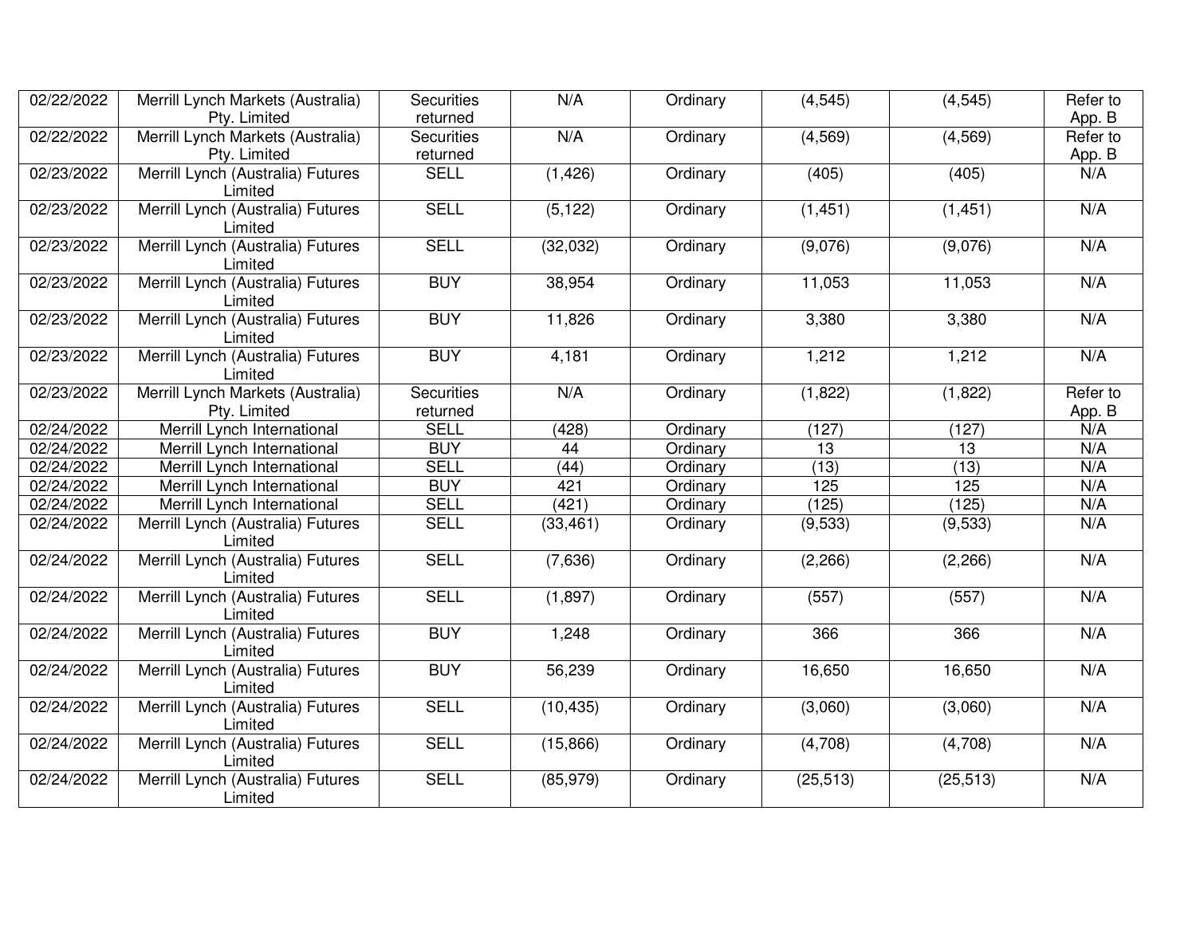| | | | | | | | |
|---|---|---|---|---|---|---|---|
| 02/22/2022 | Merrill Lynch Markets (Australia) Pty. Limited | Securities returned | N/A | Ordinary | (4,545) | (4,545) | Refer to App. B |
| 02/22/2022 | Merrill Lynch Markets (Australia) Pty. Limited | Securities returned | N/A | Ordinary | (4,569) | (4,569) | Refer to App. B |
| 02/23/2022 | Merrill Lynch (Australia) Futures Limited | SELL | (1,426) | Ordinary | (405) | (405) | N/A |
| 02/23/2022 | Merrill Lynch (Australia) Futures Limited | SELL | (5,122) | Ordinary | (1,451) | (1,451) | N/A |
| 02/23/2022 | Merrill Lynch (Australia) Futures Limited | SELL | (32,032) | Ordinary | (9,076) | (9,076) | N/A |
| 02/23/2022 | Merrill Lynch (Australia) Futures Limited | BUY | 38,954 | Ordinary | 11,053 | 11,053 | N/A |
| 02/23/2022 | Merrill Lynch (Australia) Futures Limited | BUY | 11,826 | Ordinary | 3,380 | 3,380 | N/A |
| 02/23/2022 | Merrill Lynch (Australia) Futures Limited | BUY | 4,181 | Ordinary | 1,212 | 1,212 | N/A |
| 02/23/2022 | Merrill Lynch Markets (Australia) Pty. Limited | Securities returned | N/A | Ordinary | (1,822) | (1,822) | Refer to App. B |
| 02/24/2022 | Merrill Lynch International | SELL | (428) | Ordinary | (127) | (127) | N/A |
| 02/24/2022 | Merrill Lynch International | BUY | 44 | Ordinary | 13 | 13 | N/A |
| 02/24/2022 | Merrill Lynch International | SELL | (44) | Ordinary | (13) | (13) | N/A |
| 02/24/2022 | Merrill Lynch International | BUY | 421 | Ordinary | 125 | 125 | N/A |
| 02/24/2022 | Merrill Lynch International | SELL | (421) | Ordinary | (125) | (125) | N/A |
| 02/24/2022 | Merrill Lynch (Australia) Futures Limited | SELL | (33,461) | Ordinary | (9,533) | (9,533) | N/A |
| 02/24/2022 | Merrill Lynch (Australia) Futures Limited | SELL | (7,636) | Ordinary | (2,266) | (2,266) | N/A |
| 02/24/2022 | Merrill Lynch (Australia) Futures Limited | SELL | (1,897) | Ordinary | (557) | (557) | N/A |
| 02/24/2022 | Merrill Lynch (Australia) Futures Limited | BUY | 1,248 | Ordinary | 366 | 366 | N/A |
| 02/24/2022 | Merrill Lynch (Australia) Futures Limited | BUY | 56,239 | Ordinary | 16,650 | 16,650 | N/A |
| 02/24/2022 | Merrill Lynch (Australia) Futures Limited | SELL | (10,435) | Ordinary | (3,060) | (3,060) | N/A |
| 02/24/2022 | Merrill Lynch (Australia) Futures Limited | SELL | (15,866) | Ordinary | (4,708) | (4,708) | N/A |
| 02/24/2022 | Merrill Lynch (Australia) Futures Limited | SELL | (85,979) | Ordinary | (25,513) | (25,513) | N/A |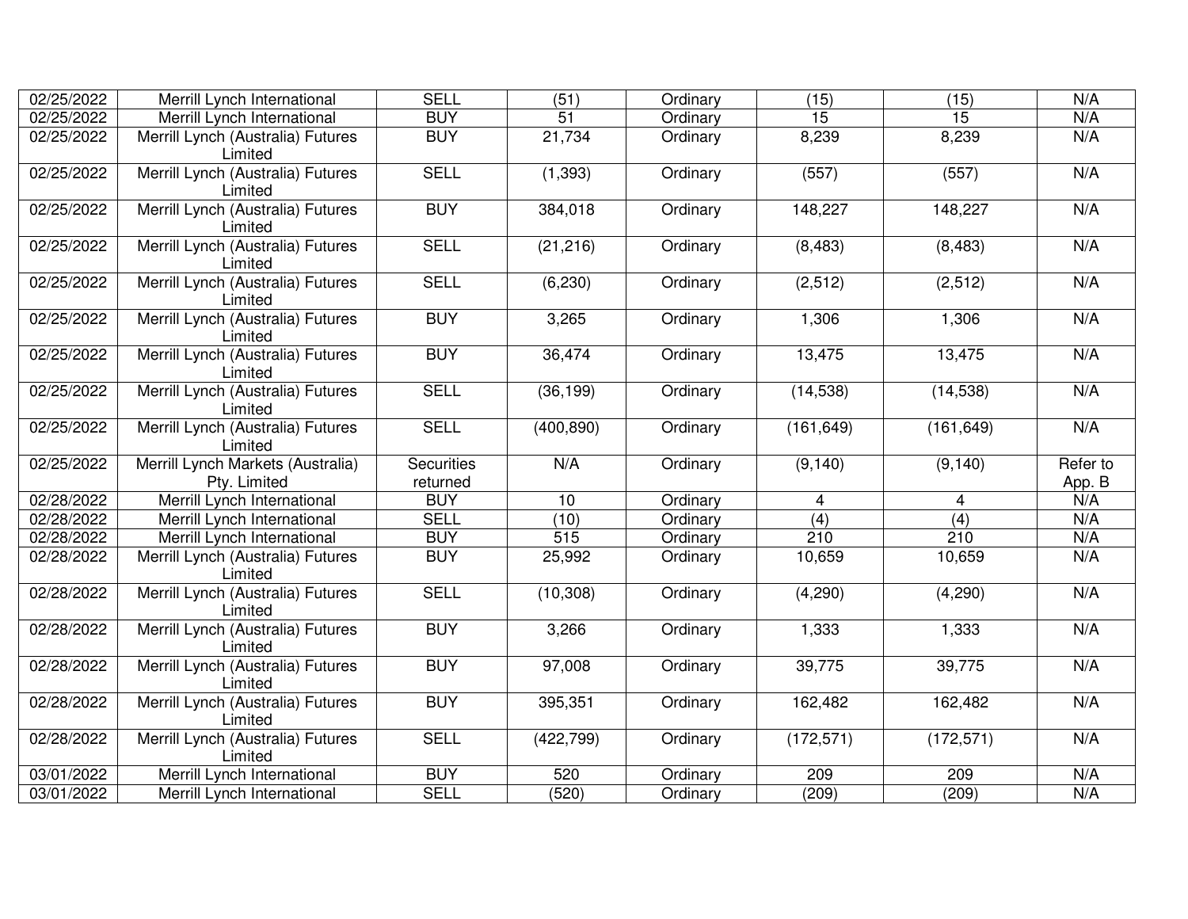| 02/25/2022 | Merrill Lynch International | SELL | (51) | Ordinary | (15) | (15) | N/A |
|---|---|---|---|---|---|---|---|
| 02/25/2022 | Merrill Lynch International | BUY | 51 | Ordinary | 15 | 15 | N/A |
| 02/25/2022 | Merrill Lynch (Australia) Futures Limited | BUY | 21,734 | Ordinary | 8,239 | 8,239 | N/A |
| 02/25/2022 | Merrill Lynch (Australia) Futures Limited | SELL | (1,393) | Ordinary | (557) | (557) | N/A |
| 02/25/2022 | Merrill Lynch (Australia) Futures Limited | BUY | 384,018 | Ordinary | 148,227 | 148,227 | N/A |
| 02/25/2022 | Merrill Lynch (Australia) Futures Limited | SELL | (21,216) | Ordinary | (8,483) | (8,483) | N/A |
| 02/25/2022 | Merrill Lynch (Australia) Futures Limited | SELL | (6,230) | Ordinary | (2,512) | (2,512) | N/A |
| 02/25/2022 | Merrill Lynch (Australia) Futures Limited | BUY | 3,265 | Ordinary | 1,306 | 1,306 | N/A |
| 02/25/2022 | Merrill Lynch (Australia) Futures Limited | BUY | 36,474 | Ordinary | 13,475 | 13,475 | N/A |
| 02/25/2022 | Merrill Lynch (Australia) Futures Limited | SELL | (36,199) | Ordinary | (14,538) | (14,538) | N/A |
| 02/25/2022 | Merrill Lynch (Australia) Futures Limited | SELL | (400,890) | Ordinary | (161,649) | (161,649) | N/A |
| 02/25/2022 | Merrill Lynch Markets (Australia) Pty. Limited | Securities returned | N/A | Ordinary | (9,140) | (9,140) | Refer to App. B |
| 02/28/2022 | Merrill Lynch International | BUY | 10 | Ordinary | 4 | 4 | N/A |
| 02/28/2022 | Merrill Lynch International | SELL | (10) | Ordinary | (4) | (4) | N/A |
| 02/28/2022 | Merrill Lynch International | BUY | 515 | Ordinary | 210 | 210 | N/A |
| 02/28/2022 | Merrill Lynch (Australia) Futures Limited | BUY | 25,992 | Ordinary | 10,659 | 10,659 | N/A |
| 02/28/2022 | Merrill Lynch (Australia) Futures Limited | SELL | (10,308) | Ordinary | (4,290) | (4,290) | N/A |
| 02/28/2022 | Merrill Lynch (Australia) Futures Limited | BUY | 3,266 | Ordinary | 1,333 | 1,333 | N/A |
| 02/28/2022 | Merrill Lynch (Australia) Futures Limited | BUY | 97,008 | Ordinary | 39,775 | 39,775 | N/A |
| 02/28/2022 | Merrill Lynch (Australia) Futures Limited | BUY | 395,351 | Ordinary | 162,482 | 162,482 | N/A |
| 02/28/2022 | Merrill Lynch (Australia) Futures Limited | SELL | (422,799) | Ordinary | (172,571) | (172,571) | N/A |
| 03/01/2022 | Merrill Lynch International | BUY | 520 | Ordinary | 209 | 209 | N/A |
| 03/01/2022 | Merrill Lynch International | SELL | (520) | Ordinary | (209) | (209) | N/A |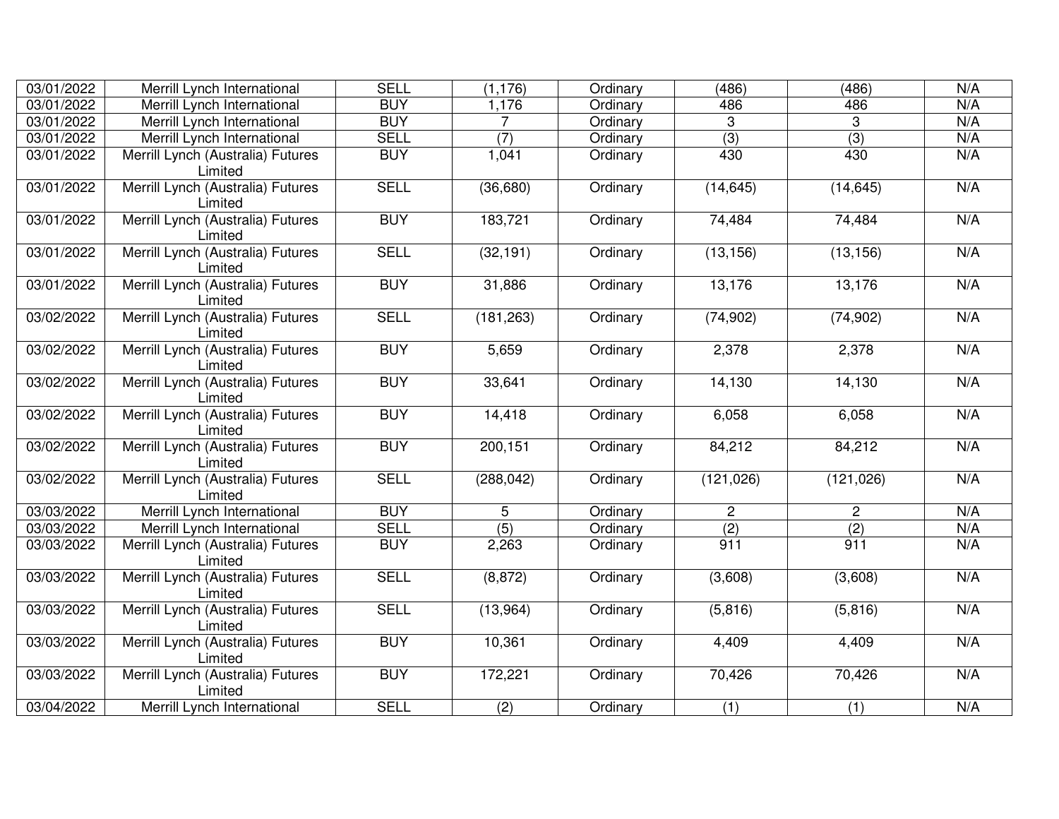| | | | | | | | |
|---|---|---|---|---|---|---|---|
| 03/01/2022 | Merrill Lynch International | SELL | (1,176) | Ordinary | (486) | (486) | N/A |
| 03/01/2022 | Merrill Lynch International | BUY | 1,176 | Ordinary | 486 | 486 | N/A |
| 03/01/2022 | Merrill Lynch International | BUY | 7 | Ordinary | 3 | 3 | N/A |
| 03/01/2022 | Merrill Lynch International | SELL | (7) | Ordinary | (3) | (3) | N/A |
| 03/01/2022 | Merrill Lynch (Australia) Futures Limited | BUY | 1,041 | Ordinary | 430 | 430 | N/A |
| 03/01/2022 | Merrill Lynch (Australia) Futures Limited | SELL | (36,680) | Ordinary | (14,645) | (14,645) | N/A |
| 03/01/2022 | Merrill Lynch (Australia) Futures Limited | BUY | 183,721 | Ordinary | 74,484 | 74,484 | N/A |
| 03/01/2022 | Merrill Lynch (Australia) Futures Limited | SELL | (32,191) | Ordinary | (13,156) | (13,156) | N/A |
| 03/01/2022 | Merrill Lynch (Australia) Futures Limited | BUY | 31,886 | Ordinary | 13,176 | 13,176 | N/A |
| 03/02/2022 | Merrill Lynch (Australia) Futures Limited | SELL | (181,263) | Ordinary | (74,902) | (74,902) | N/A |
| 03/02/2022 | Merrill Lynch (Australia) Futures Limited | BUY | 5,659 | Ordinary | 2,378 | 2,378 | N/A |
| 03/02/2022 | Merrill Lynch (Australia) Futures Limited | BUY | 33,641 | Ordinary | 14,130 | 14,130 | N/A |
| 03/02/2022 | Merrill Lynch (Australia) Futures Limited | BUY | 14,418 | Ordinary | 6,058 | 6,058 | N/A |
| 03/02/2022 | Merrill Lynch (Australia) Futures Limited | BUY | 200,151 | Ordinary | 84,212 | 84,212 | N/A |
| 03/02/2022 | Merrill Lynch (Australia) Futures Limited | SELL | (288,042) | Ordinary | (121,026) | (121,026) | N/A |
| 03/03/2022 | Merrill Lynch International | BUY | 5 | Ordinary | 2 | 2 | N/A |
| 03/03/2022 | Merrill Lynch International | SELL | (5) | Ordinary | (2) | (2) | N/A |
| 03/03/2022 | Merrill Lynch (Australia) Futures Limited | BUY | 2,263 | Ordinary | 911 | 911 | N/A |
| 03/03/2022 | Merrill Lynch (Australia) Futures Limited | SELL | (8,872) | Ordinary | (3,608) | (3,608) | N/A |
| 03/03/2022 | Merrill Lynch (Australia) Futures Limited | SELL | (13,964) | Ordinary | (5,816) | (5,816) | N/A |
| 03/03/2022 | Merrill Lynch (Australia) Futures Limited | BUY | 10,361 | Ordinary | 4,409 | 4,409 | N/A |
| 03/03/2022 | Merrill Lynch (Australia) Futures Limited | BUY | 172,221 | Ordinary | 70,426 | 70,426 | N/A |
| 03/04/2022 | Merrill Lynch International | SELL | (2) | Ordinary | (1) | (1) | N/A |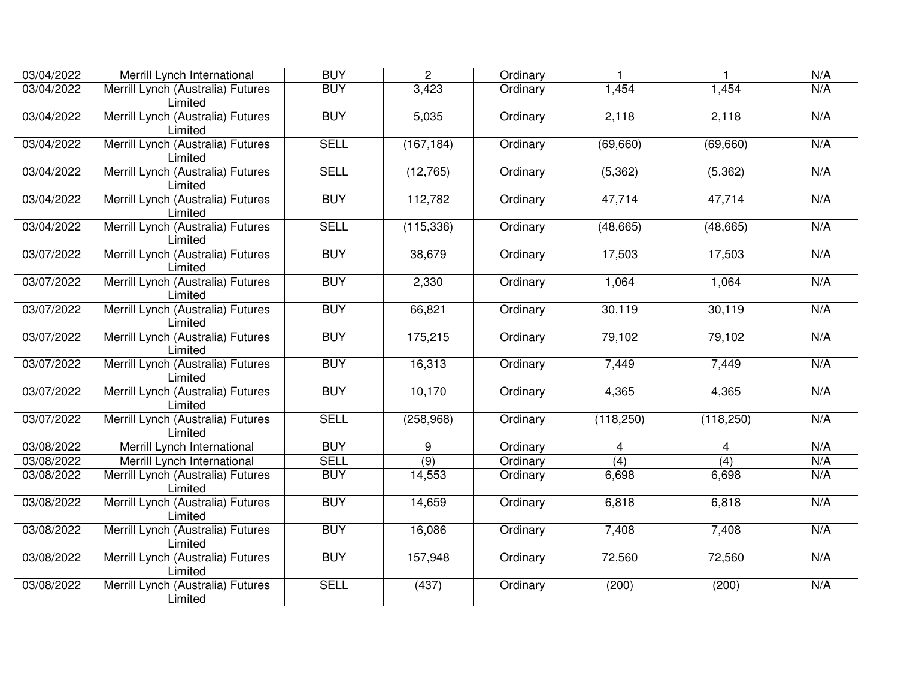| | | | | | | | |
|---|---|---|---|---|---|---|---|
| 03/04/2022 | Merrill Lynch International | BUY | 2 | Ordinary | 1 | 1 | N/A |
| 03/04/2022 | Merrill Lynch (Australia) Futures Limited | BUY | 3,423 | Ordinary | 1,454 | 1,454 | N/A |
| 03/04/2022 | Merrill Lynch (Australia) Futures Limited | BUY | 5,035 | Ordinary | 2,118 | 2,118 | N/A |
| 03/04/2022 | Merrill Lynch (Australia) Futures Limited | SELL | (167,184) | Ordinary | (69,660) | (69,660) | N/A |
| 03/04/2022 | Merrill Lynch (Australia) Futures Limited | SELL | (12,765) | Ordinary | (5,362) | (5,362) | N/A |
| 03/04/2022 | Merrill Lynch (Australia) Futures Limited | BUY | 112,782 | Ordinary | 47,714 | 47,714 | N/A |
| 03/04/2022 | Merrill Lynch (Australia) Futures Limited | SELL | (115,336) | Ordinary | (48,665) | (48,665) | N/A |
| 03/07/2022 | Merrill Lynch (Australia) Futures Limited | BUY | 38,679 | Ordinary | 17,503 | 17,503 | N/A |
| 03/07/2022 | Merrill Lynch (Australia) Futures Limited | BUY | 2,330 | Ordinary | 1,064 | 1,064 | N/A |
| 03/07/2022 | Merrill Lynch (Australia) Futures Limited | BUY | 66,821 | Ordinary | 30,119 | 30,119 | N/A |
| 03/07/2022 | Merrill Lynch (Australia) Futures Limited | BUY | 175,215 | Ordinary | 79,102 | 79,102 | N/A |
| 03/07/2022 | Merrill Lynch (Australia) Futures Limited | BUY | 16,313 | Ordinary | 7,449 | 7,449 | N/A |
| 03/07/2022 | Merrill Lynch (Australia) Futures Limited | BUY | 10,170 | Ordinary | 4,365 | 4,365 | N/A |
| 03/07/2022 | Merrill Lynch (Australia) Futures Limited | SELL | (258,968) | Ordinary | (118,250) | (118,250) | N/A |
| 03/08/2022 | Merrill Lynch International | BUY | 9 | Ordinary | 4 | 4 | N/A |
| 03/08/2022 | Merrill Lynch International | SELL | (9) | Ordinary | (4) | (4) | N/A |
| 03/08/2022 | Merrill Lynch (Australia) Futures Limited | BUY | 14,553 | Ordinary | 6,698 | 6,698 | N/A |
| 03/08/2022 | Merrill Lynch (Australia) Futures Limited | BUY | 14,659 | Ordinary | 6,818 | 6,818 | N/A |
| 03/08/2022 | Merrill Lynch (Australia) Futures Limited | BUY | 16,086 | Ordinary | 7,408 | 7,408 | N/A |
| 03/08/2022 | Merrill Lynch (Australia) Futures Limited | BUY | 157,948 | Ordinary | 72,560 | 72,560 | N/A |
| 03/08/2022 | Merrill Lynch (Australia) Futures Limited | SELL | (437) | Ordinary | (200) | (200) | N/A |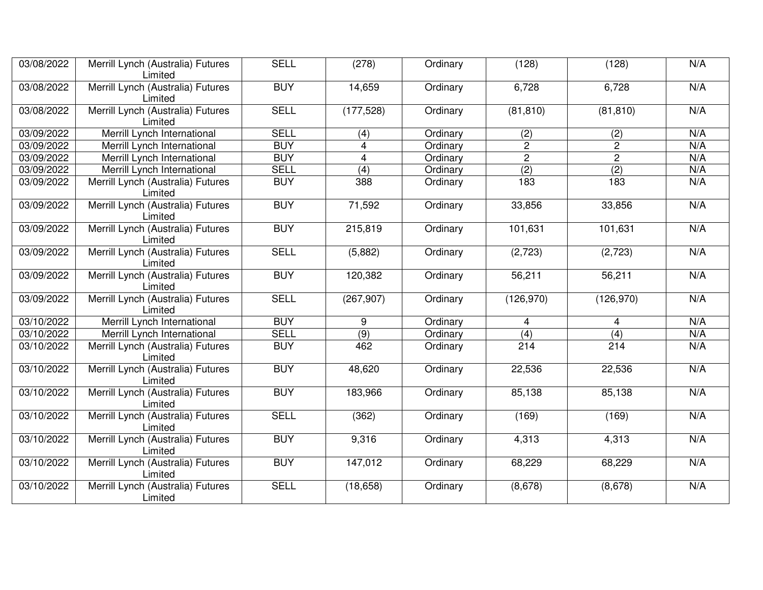| 03/08/2022 | Merrill Lynch (Australia) Futures Limited | SELL | (278) | Ordinary | (128) | (128) | N/A |
|---|---|---|---|---|---|---|---|
| 03/08/2022 | Merrill Lynch (Australia) Futures Limited | BUY | 14,659 | Ordinary | 6,728 | 6,728 | N/A |
| 03/08/2022 | Merrill Lynch (Australia) Futures Limited | SELL | (177,528) | Ordinary | (81,810) | (81,810) | N/A |
| 03/09/2022 | Merrill Lynch International | SELL | (4) | Ordinary | (2) | (2) | N/A |
| 03/09/2022 | Merrill Lynch International | BUY | 4 | Ordinary | 2 | 2 | N/A |
| 03/09/2022 | Merrill Lynch International | BUY | 4 | Ordinary | 2 | 2 | N/A |
| 03/09/2022 | Merrill Lynch International | SELL | (4) | Ordinary | (2) | (2) | N/A |
| 03/09/2022 | Merrill Lynch (Australia) Futures Limited | BUY | 388 | Ordinary | 183 | 183 | N/A |
| 03/09/2022 | Merrill Lynch (Australia) Futures Limited | BUY | 71,592 | Ordinary | 33,856 | 33,856 | N/A |
| 03/09/2022 | Merrill Lynch (Australia) Futures Limited | BUY | 215,819 | Ordinary | 101,631 | 101,631 | N/A |
| 03/09/2022 | Merrill Lynch (Australia) Futures Limited | SELL | (5,882) | Ordinary | (2,723) | (2,723) | N/A |
| 03/09/2022 | Merrill Lynch (Australia) Futures Limited | BUY | 120,382 | Ordinary | 56,211 | 56,211 | N/A |
| 03/09/2022 | Merrill Lynch (Australia) Futures Limited | SELL | (267,907) | Ordinary | (126,970) | (126,970) | N/A |
| 03/10/2022 | Merrill Lynch International | BUY | 9 | Ordinary | 4 | 4 | N/A |
| 03/10/2022 | Merrill Lynch International | SELL | (9) | Ordinary | (4) | (4) | N/A |
| 03/10/2022 | Merrill Lynch (Australia) Futures Limited | BUY | 462 | Ordinary | 214 | 214 | N/A |
| 03/10/2022 | Merrill Lynch (Australia) Futures Limited | BUY | 48,620 | Ordinary | 22,536 | 22,536 | N/A |
| 03/10/2022 | Merrill Lynch (Australia) Futures Limited | BUY | 183,966 | Ordinary | 85,138 | 85,138 | N/A |
| 03/10/2022 | Merrill Lynch (Australia) Futures Limited | SELL | (362) | Ordinary | (169) | (169) | N/A |
| 03/10/2022 | Merrill Lynch (Australia) Futures Limited | BUY | 9,316 | Ordinary | 4,313 | 4,313 | N/A |
| 03/10/2022 | Merrill Lynch (Australia) Futures Limited | BUY | 147,012 | Ordinary | 68,229 | 68,229 | N/A |
| 03/10/2022 | Merrill Lynch (Australia) Futures Limited | SELL | (18,658) | Ordinary | (8,678) | (8,678) | N/A |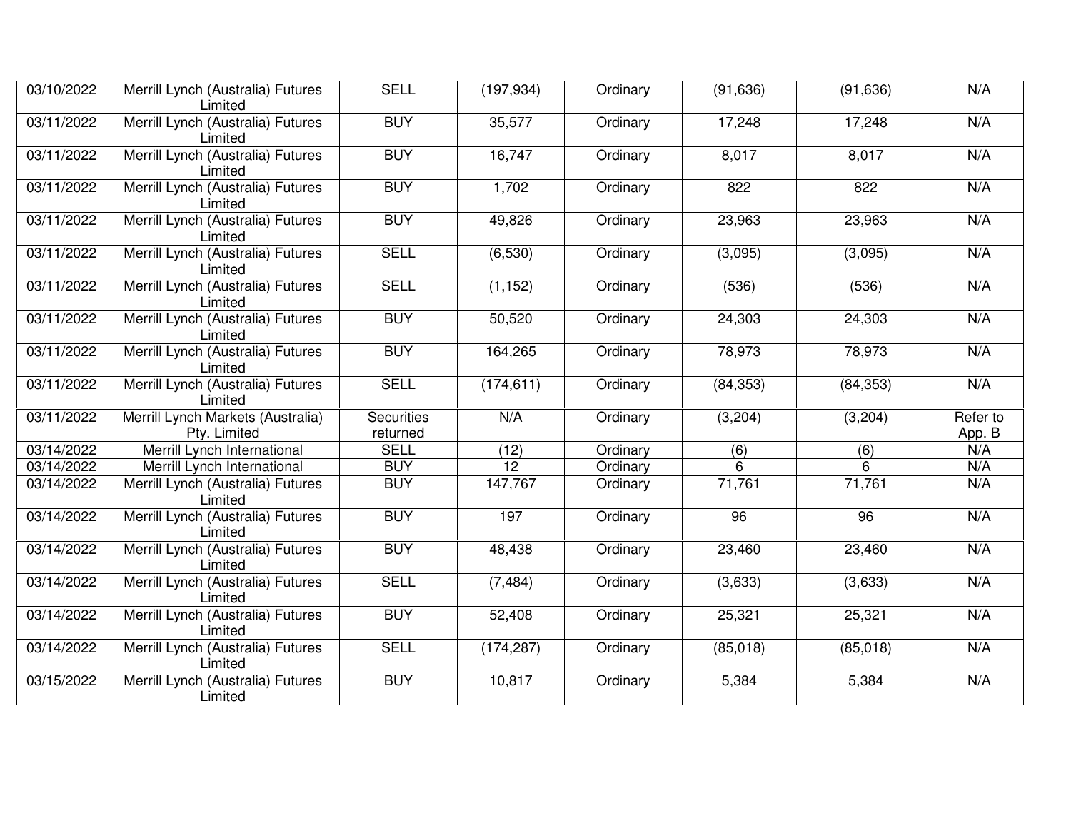| | | | | | | | |
|---|---|---|---|---|---|---|---|
| 03/10/2022 | Merrill Lynch (Australia) Futures Limited | SELL | (197,934) | Ordinary | (91,636) | (91,636) | N/A |
| 03/11/2022 | Merrill Lynch (Australia) Futures Limited | BUY | 35,577 | Ordinary | 17,248 | 17,248 | N/A |
| 03/11/2022 | Merrill Lynch (Australia) Futures Limited | BUY | 16,747 | Ordinary | 8,017 | 8,017 | N/A |
| 03/11/2022 | Merrill Lynch (Australia) Futures Limited | BUY | 1,702 | Ordinary | 822 | 822 | N/A |
| 03/11/2022 | Merrill Lynch (Australia) Futures Limited | BUY | 49,826 | Ordinary | 23,963 | 23,963 | N/A |
| 03/11/2022 | Merrill Lynch (Australia) Futures Limited | SELL | (6,530) | Ordinary | (3,095) | (3,095) | N/A |
| 03/11/2022 | Merrill Lynch (Australia) Futures Limited | SELL | (1,152) | Ordinary | (536) | (536) | N/A |
| 03/11/2022 | Merrill Lynch (Australia) Futures Limited | BUY | 50,520 | Ordinary | 24,303 | 24,303 | N/A |
| 03/11/2022 | Merrill Lynch (Australia) Futures Limited | BUY | 164,265 | Ordinary | 78,973 | 78,973 | N/A |
| 03/11/2022 | Merrill Lynch (Australia) Futures Limited | SELL | (174,611) | Ordinary | (84,353) | (84,353) | N/A |
| 03/11/2022 | Merrill Lynch Markets (Australia) Pty. Limited | Securities returned | N/A | Ordinary | (3,204) | (3,204) | Refer to App. B |
| 03/14/2022 | Merrill Lynch International | SELL | (12) | Ordinary | (6) | (6) | N/A |
| 03/14/2022 | Merrill Lynch International | BUY | 12 | Ordinary | 6 | 6 | N/A |
| 03/14/2022 | Merrill Lynch (Australia) Futures Limited | BUY | 147,767 | Ordinary | 71,761 | 71,761 | N/A |
| 03/14/2022 | Merrill Lynch (Australia) Futures Limited | BUY | 197 | Ordinary | 96 | 96 | N/A |
| 03/14/2022 | Merrill Lynch (Australia) Futures Limited | BUY | 48,438 | Ordinary | 23,460 | 23,460 | N/A |
| 03/14/2022 | Merrill Lynch (Australia) Futures Limited | SELL | (7,484) | Ordinary | (3,633) | (3,633) | N/A |
| 03/14/2022 | Merrill Lynch (Australia) Futures Limited | BUY | 52,408 | Ordinary | 25,321 | 25,321 | N/A |
| 03/14/2022 | Merrill Lynch (Australia) Futures Limited | SELL | (174,287) | Ordinary | (85,018) | (85,018) | N/A |
| 03/15/2022 | Merrill Lynch (Australia) Futures Limited | BUY | 10,817 | Ordinary | 5,384 | 5,384 | N/A |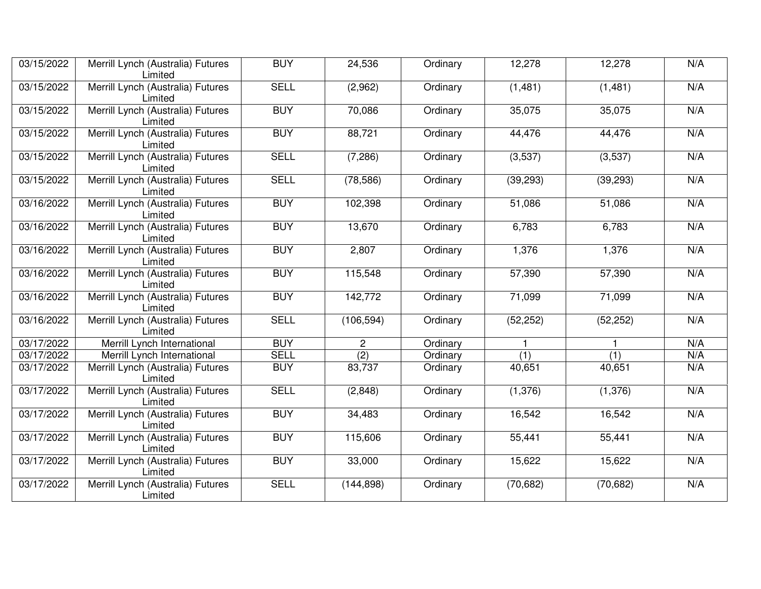| 03/15/2022 | Merrill Lynch (Australia) Futures Limited | BUY | 24,536 | Ordinary | 12,278 | 12,278 | N/A |
|---|---|---|---|---|---|---|---|
| 03/15/2022 | Merrill Lynch (Australia) Futures Limited | SELL | (2,962) | Ordinary | (1,481) | (1,481) | N/A |
| 03/15/2022 | Merrill Lynch (Australia) Futures Limited | BUY | 70,086 | Ordinary | 35,075 | 35,075 | N/A |
| 03/15/2022 | Merrill Lynch (Australia) Futures Limited | BUY | 88,721 | Ordinary | 44,476 | 44,476 | N/A |
| 03/15/2022 | Merrill Lynch (Australia) Futures Limited | SELL | (7,286) | Ordinary | (3,537) | (3,537) | N/A |
| 03/15/2022 | Merrill Lynch (Australia) Futures Limited | SELL | (78,586) | Ordinary | (39,293) | (39,293) | N/A |
| 03/16/2022 | Merrill Lynch (Australia) Futures Limited | BUY | 102,398 | Ordinary | 51,086 | 51,086 | N/A |
| 03/16/2022 | Merrill Lynch (Australia) Futures Limited | BUY | 13,670 | Ordinary | 6,783 | 6,783 | N/A |
| 03/16/2022 | Merrill Lynch (Australia) Futures Limited | BUY | 2,807 | Ordinary | 1,376 | 1,376 | N/A |
| 03/16/2022 | Merrill Lynch (Australia) Futures Limited | BUY | 115,548 | Ordinary | 57,390 | 57,390 | N/A |
| 03/16/2022 | Merrill Lynch (Australia) Futures Limited | BUY | 142,772 | Ordinary | 71,099 | 71,099 | N/A |
| 03/16/2022 | Merrill Lynch (Australia) Futures Limited | SELL | (106,594) | Ordinary | (52,252) | (52,252) | N/A |
| 03/17/2022 | Merrill Lynch International | BUY | 2 | Ordinary | 1 | 1 | N/A |
| 03/17/2022 | Merrill Lynch International | SELL | (2) | Ordinary | (1) | (1) | N/A |
| 03/17/2022 | Merrill Lynch (Australia) Futures Limited | BUY | 83,737 | Ordinary | 40,651 | 40,651 | N/A |
| 03/17/2022 | Merrill Lynch (Australia) Futures Limited | SELL | (2,848) | Ordinary | (1,376) | (1,376) | N/A |
| 03/17/2022 | Merrill Lynch (Australia) Futures Limited | BUY | 34,483 | Ordinary | 16,542 | 16,542 | N/A |
| 03/17/2022 | Merrill Lynch (Australia) Futures Limited | BUY | 115,606 | Ordinary | 55,441 | 55,441 | N/A |
| 03/17/2022 | Merrill Lynch (Australia) Futures Limited | BUY | 33,000 | Ordinary | 15,622 | 15,622 | N/A |
| 03/17/2022 | Merrill Lynch (Australia) Futures Limited | SELL | (144,898) | Ordinary | (70,682) | (70,682) | N/A |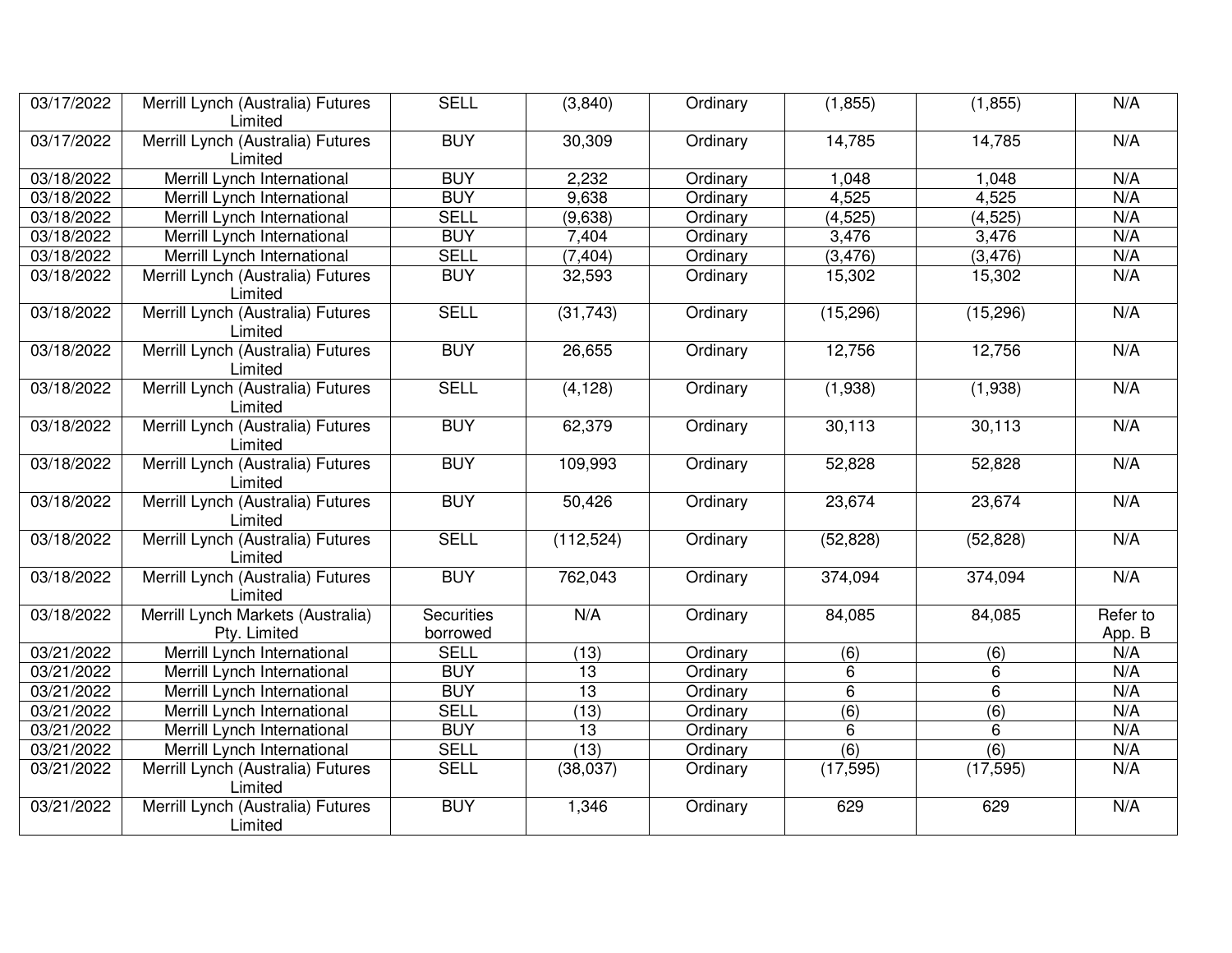| | | | | | | | |
|---|---|---|---|---|---|---|---|
| 03/17/2022 | Merrill Lynch (Australia) Futures Limited | SELL | (3,840) | Ordinary | (1,855) | (1,855) | N/A |
| 03/17/2022 | Merrill Lynch (Australia) Futures Limited | BUY | 30,309 | Ordinary | 14,785 | 14,785 | N/A |
| 03/18/2022 | Merrill Lynch International | BUY | 2,232 | Ordinary | 1,048 | 1,048 | N/A |
| 03/18/2022 | Merrill Lynch International | BUY | 9,638 | Ordinary | 4,525 | 4,525 | N/A |
| 03/18/2022 | Merrill Lynch International | SELL | (9,638) | Ordinary | (4,525) | (4,525) | N/A |
| 03/18/2022 | Merrill Lynch International | BUY | 7,404 | Ordinary | 3,476 | 3,476 | N/A |
| 03/18/2022 | Merrill Lynch International | SELL | (7,404) | Ordinary | (3,476) | (3,476) | N/A |
| 03/18/2022 | Merrill Lynch (Australia) Futures Limited | BUY | 32,593 | Ordinary | 15,302 | 15,302 | N/A |
| 03/18/2022 | Merrill Lynch (Australia) Futures Limited | SELL | (31,743) | Ordinary | (15,296) | (15,296) | N/A |
| 03/18/2022 | Merrill Lynch (Australia) Futures Limited | BUY | 26,655 | Ordinary | 12,756 | 12,756 | N/A |
| 03/18/2022 | Merrill Lynch (Australia) Futures Limited | SELL | (4,128) | Ordinary | (1,938) | (1,938) | N/A |
| 03/18/2022 | Merrill Lynch (Australia) Futures Limited | BUY | 62,379 | Ordinary | 30,113 | 30,113 | N/A |
| 03/18/2022 | Merrill Lynch (Australia) Futures Limited | BUY | 109,993 | Ordinary | 52,828 | 52,828 | N/A |
| 03/18/2022 | Merrill Lynch (Australia) Futures Limited | BUY | 50,426 | Ordinary | 23,674 | 23,674 | N/A |
| 03/18/2022 | Merrill Lynch (Australia) Futures Limited | SELL | (112,524) | Ordinary | (52,828) | (52,828) | N/A |
| 03/18/2022 | Merrill Lynch (Australia) Futures Limited | BUY | 762,043 | Ordinary | 374,094 | 374,094 | N/A |
| 03/18/2022 | Merrill Lynch Markets (Australia) Pty. Limited | Securities borrowed | N/A | Ordinary | 84,085 | 84,085 | Refer to App. B |
| 03/21/2022 | Merrill Lynch International | SELL | (13) | Ordinary | (6) | (6) | N/A |
| 03/21/2022 | Merrill Lynch International | BUY | 13 | Ordinary | 6 | 6 | N/A |
| 03/21/2022 | Merrill Lynch International | BUY | 13 | Ordinary | 6 | 6 | N/A |
| 03/21/2022 | Merrill Lynch International | SELL | (13) | Ordinary | (6) | (6) | N/A |
| 03/21/2022 | Merrill Lynch International | BUY | 13 | Ordinary | 6 | 6 | N/A |
| 03/21/2022 | Merrill Lynch International | SELL | (13) | Ordinary | (6) | (6) | N/A |
| 03/21/2022 | Merrill Lynch (Australia) Futures Limited | SELL | (38,037) | Ordinary | (17,595) | (17,595) | N/A |
| 03/21/2022 | Merrill Lynch (Australia) Futures Limited | BUY | 1,346 | Ordinary | 629 | 629 | N/A |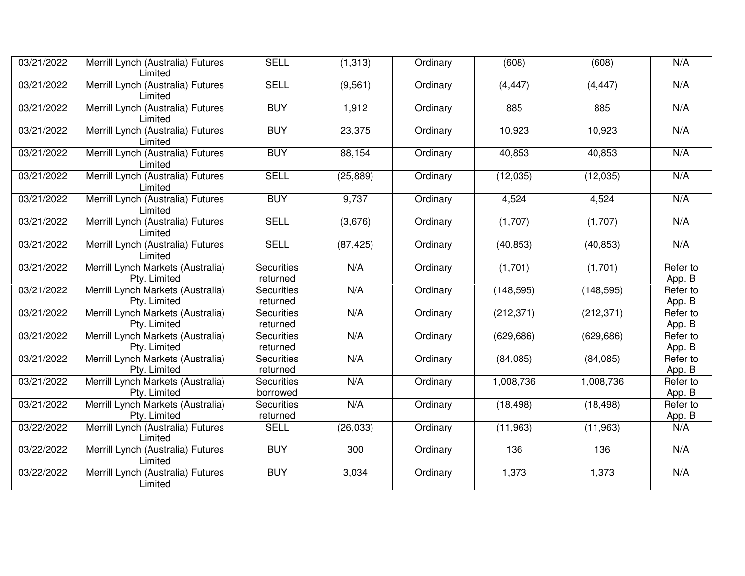| 03/21/2022 | Merrill Lynch (Australia) Futures Limited | SELL | (1,313) | Ordinary | (608) | (608) | N/A |
|---|---|---|---|---|---|---|---|
| 03/21/2022 | Merrill Lynch (Australia) Futures Limited | SELL | (9,561) | Ordinary | (4,447) | (4,447) | N/A |
| 03/21/2022 | Merrill Lynch (Australia) Futures Limited | BUY | 1,912 | Ordinary | 885 | 885 | N/A |
| 03/21/2022 | Merrill Lynch (Australia) Futures Limited | BUY | 23,375 | Ordinary | 10,923 | 10,923 | N/A |
| 03/21/2022 | Merrill Lynch (Australia) Futures Limited | BUY | 88,154 | Ordinary | 40,853 | 40,853 | N/A |
| 03/21/2022 | Merrill Lynch (Australia) Futures Limited | SELL | (25,889) | Ordinary | (12,035) | (12,035) | N/A |
| 03/21/2022 | Merrill Lynch (Australia) Futures Limited | BUY | 9,737 | Ordinary | 4,524 | 4,524 | N/A |
| 03/21/2022 | Merrill Lynch (Australia) Futures Limited | SELL | (3,676) | Ordinary | (1,707) | (1,707) | N/A |
| 03/21/2022 | Merrill Lynch (Australia) Futures Limited | SELL | (87,425) | Ordinary | (40,853) | (40,853) | N/A |
| 03/21/2022 | Merrill Lynch Markets (Australia) Pty. Limited | Securities returned | N/A | Ordinary | (1,701) | (1,701) | Refer to App. B |
| 03/21/2022 | Merrill Lynch Markets (Australia) Pty. Limited | Securities returned | N/A | Ordinary | (148,595) | (148,595) | Refer to App. B |
| 03/21/2022 | Merrill Lynch Markets (Australia) Pty. Limited | Securities returned | N/A | Ordinary | (212,371) | (212,371) | Refer to App. B |
| 03/21/2022 | Merrill Lynch Markets (Australia) Pty. Limited | Securities returned | N/A | Ordinary | (629,686) | (629,686) | Refer to App. B |
| 03/21/2022 | Merrill Lynch Markets (Australia) Pty. Limited | Securities returned | N/A | Ordinary | (84,085) | (84,085) | Refer to App. B |
| 03/21/2022 | Merrill Lynch Markets (Australia) Pty. Limited | Securities borrowed | N/A | Ordinary | 1,008,736 | 1,008,736 | Refer to App. B |
| 03/21/2022 | Merrill Lynch Markets (Australia) Pty. Limited | Securities returned | N/A | Ordinary | (18,498) | (18,498) | Refer to App. B |
| 03/22/2022 | Merrill Lynch (Australia) Futures Limited | SELL | (26,033) | Ordinary | (11,963) | (11,963) | N/A |
| 03/22/2022 | Merrill Lynch (Australia) Futures Limited | BUY | 300 | Ordinary | 136 | 136 | N/A |
| 03/22/2022 | Merrill Lynch (Australia) Futures Limited | BUY | 3,034 | Ordinary | 1,373 | 1,373 | N/A |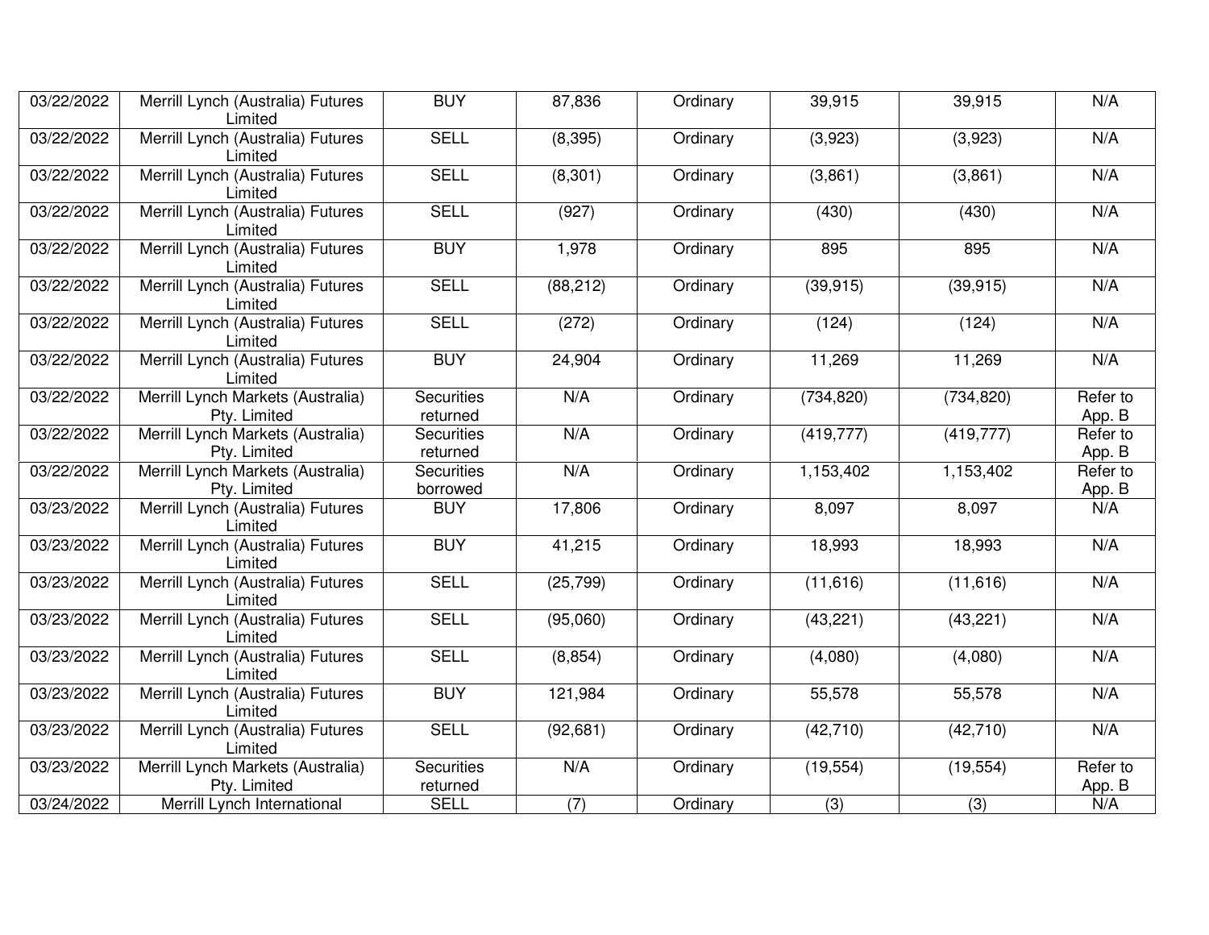| | | | | | | | |
|---|---|---|---|---|---|---|---|
| 03/22/2022 | Merrill Lynch (Australia) Futures Limited | BUY | 87,836 | Ordinary | 39,915 | 39,915 | N/A |
| 03/22/2022 | Merrill Lynch (Australia) Futures Limited | SELL | (8,395) | Ordinary | (3,923) | (3,923) | N/A |
| 03/22/2022 | Merrill Lynch (Australia) Futures Limited | SELL | (8,301) | Ordinary | (3,861) | (3,861) | N/A |
| 03/22/2022 | Merrill Lynch (Australia) Futures Limited | SELL | (927) | Ordinary | (430) | (430) | N/A |
| 03/22/2022 | Merrill Lynch (Australia) Futures Limited | BUY | 1,978 | Ordinary | 895 | 895 | N/A |
| 03/22/2022 | Merrill Lynch (Australia) Futures Limited | SELL | (88,212) | Ordinary | (39,915) | (39,915) | N/A |
| 03/22/2022 | Merrill Lynch (Australia) Futures Limited | SELL | (272) | Ordinary | (124) | (124) | N/A |
| 03/22/2022 | Merrill Lynch (Australia) Futures Limited | BUY | 24,904 | Ordinary | 11,269 | 11,269 | N/A |
| 03/22/2022 | Merrill Lynch Markets (Australia) Pty. Limited | Securities returned | N/A | Ordinary | (734,820) | (734,820) | Refer to App. B |
| 03/22/2022 | Merrill Lynch Markets (Australia) Pty. Limited | Securities returned | N/A | Ordinary | (419,777) | (419,777) | Refer to App. B |
| 03/22/2022 | Merrill Lynch Markets (Australia) Pty. Limited | Securities borrowed | N/A | Ordinary | 1,153,402 | 1,153,402 | Refer to App. B |
| 03/23/2022 | Merrill Lynch (Australia) Futures Limited | BUY | 17,806 | Ordinary | 8,097 | 8,097 | N/A |
| 03/23/2022 | Merrill Lynch (Australia) Futures Limited | BUY | 41,215 | Ordinary | 18,993 | 18,993 | N/A |
| 03/23/2022 | Merrill Lynch (Australia) Futures Limited | SELL | (25,799) | Ordinary | (11,616) | (11,616) | N/A |
| 03/23/2022 | Merrill Lynch (Australia) Futures Limited | SELL | (95,060) | Ordinary | (43,221) | (43,221) | N/A |
| 03/23/2022 | Merrill Lynch (Australia) Futures Limited | SELL | (8,854) | Ordinary | (4,080) | (4,080) | N/A |
| 03/23/2022 | Merrill Lynch (Australia) Futures Limited | BUY | 121,984 | Ordinary | 55,578 | 55,578 | N/A |
| 03/23/2022 | Merrill Lynch (Australia) Futures Limited | SELL | (92,681) | Ordinary | (42,710) | (42,710) | N/A |
| 03/23/2022 | Merrill Lynch Markets (Australia) Pty. Limited | Securities returned | N/A | Ordinary | (19,554) | (19,554) | Refer to App. B |
| 03/24/2022 | Merrill Lynch International | SELL | (7) | Ordinary | (3) | (3) | N/A |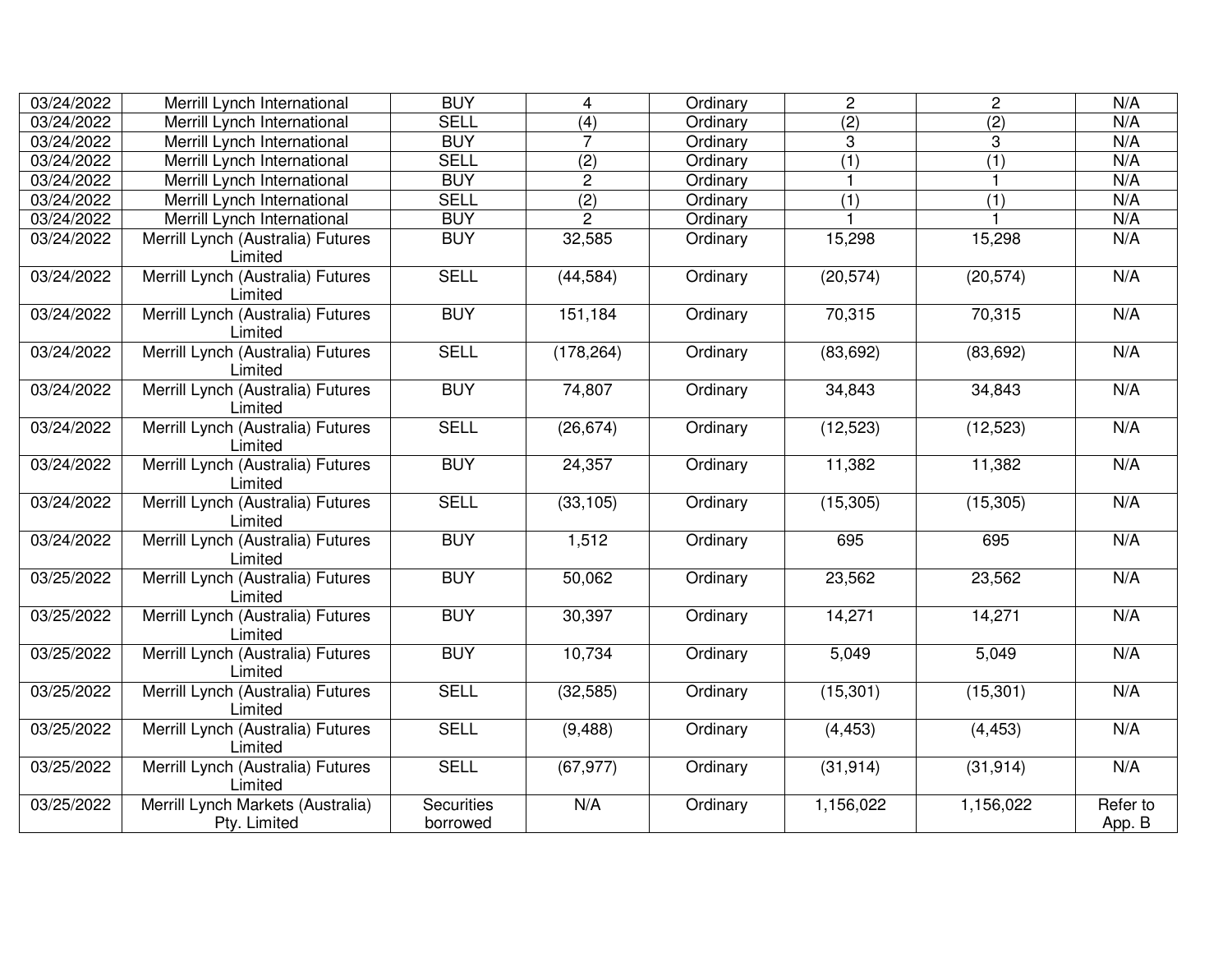| 03/24/2022 | Merrill Lynch International | BUY | 4 | Ordinary | 2 | 2 | N/A |
|---|---|---|---|---|---|---|---|
| 03/24/2022 | Merrill Lynch International | SELL | (4) | Ordinary | (2) | (2) | N/A |
| 03/24/2022 | Merrill Lynch International | BUY | 7 | Ordinary | 3 | 3 | N/A |
| 03/24/2022 | Merrill Lynch International | SELL | (2) | Ordinary | (1) | (1) | N/A |
| 03/24/2022 | Merrill Lynch International | BUY | 2 | Ordinary | 1 | 1 | N/A |
| 03/24/2022 | Merrill Lynch International | SELL | (2) | Ordinary | (1) | (1) | N/A |
| 03/24/2022 | Merrill Lynch International | BUY | 2 | Ordinary | 1 | 1 | N/A |
| 03/24/2022 | Merrill Lynch (Australia) Futures Limited | BUY | 32,585 | Ordinary | 15,298 | 15,298 | N/A |
| 03/24/2022 | Merrill Lynch (Australia) Futures Limited | SELL | (44,584) | Ordinary | (20,574) | (20,574) | N/A |
| 03/24/2022 | Merrill Lynch (Australia) Futures Limited | BUY | 151,184 | Ordinary | 70,315 | 70,315 | N/A |
| 03/24/2022 | Merrill Lynch (Australia) Futures Limited | SELL | (178,264) | Ordinary | (83,692) | (83,692) | N/A |
| 03/24/2022 | Merrill Lynch (Australia) Futures Limited | BUY | 74,807 | Ordinary | 34,843 | 34,843 | N/A |
| 03/24/2022 | Merrill Lynch (Australia) Futures Limited | SELL | (26,674) | Ordinary | (12,523) | (12,523) | N/A |
| 03/24/2022 | Merrill Lynch (Australia) Futures Limited | BUY | 24,357 | Ordinary | 11,382 | 11,382 | N/A |
| 03/24/2022 | Merrill Lynch (Australia) Futures Limited | SELL | (33,105) | Ordinary | (15,305) | (15,305) | N/A |
| 03/24/2022 | Merrill Lynch (Australia) Futures Limited | BUY | 1,512 | Ordinary | 695 | 695 | N/A |
| 03/25/2022 | Merrill Lynch (Australia) Futures Limited | BUY | 50,062 | Ordinary | 23,562 | 23,562 | N/A |
| 03/25/2022 | Merrill Lynch (Australia) Futures Limited | BUY | 30,397 | Ordinary | 14,271 | 14,271 | N/A |
| 03/25/2022 | Merrill Lynch (Australia) Futures Limited | BUY | 10,734 | Ordinary | 5,049 | 5,049 | N/A |
| 03/25/2022 | Merrill Lynch (Australia) Futures Limited | SELL | (32,585) | Ordinary | (15,301) | (15,301) | N/A |
| 03/25/2022 | Merrill Lynch (Australia) Futures Limited | SELL | (9,488) | Ordinary | (4,453) | (4,453) | N/A |
| 03/25/2022 | Merrill Lynch (Australia) Futures Limited | SELL | (67,977) | Ordinary | (31,914) | (31,914) | N/A |
| 03/25/2022 | Merrill Lynch Markets (Australia) Pty. Limited | Securities borrowed | N/A | Ordinary | 1,156,022 | 1,156,022 | Refer to App. B |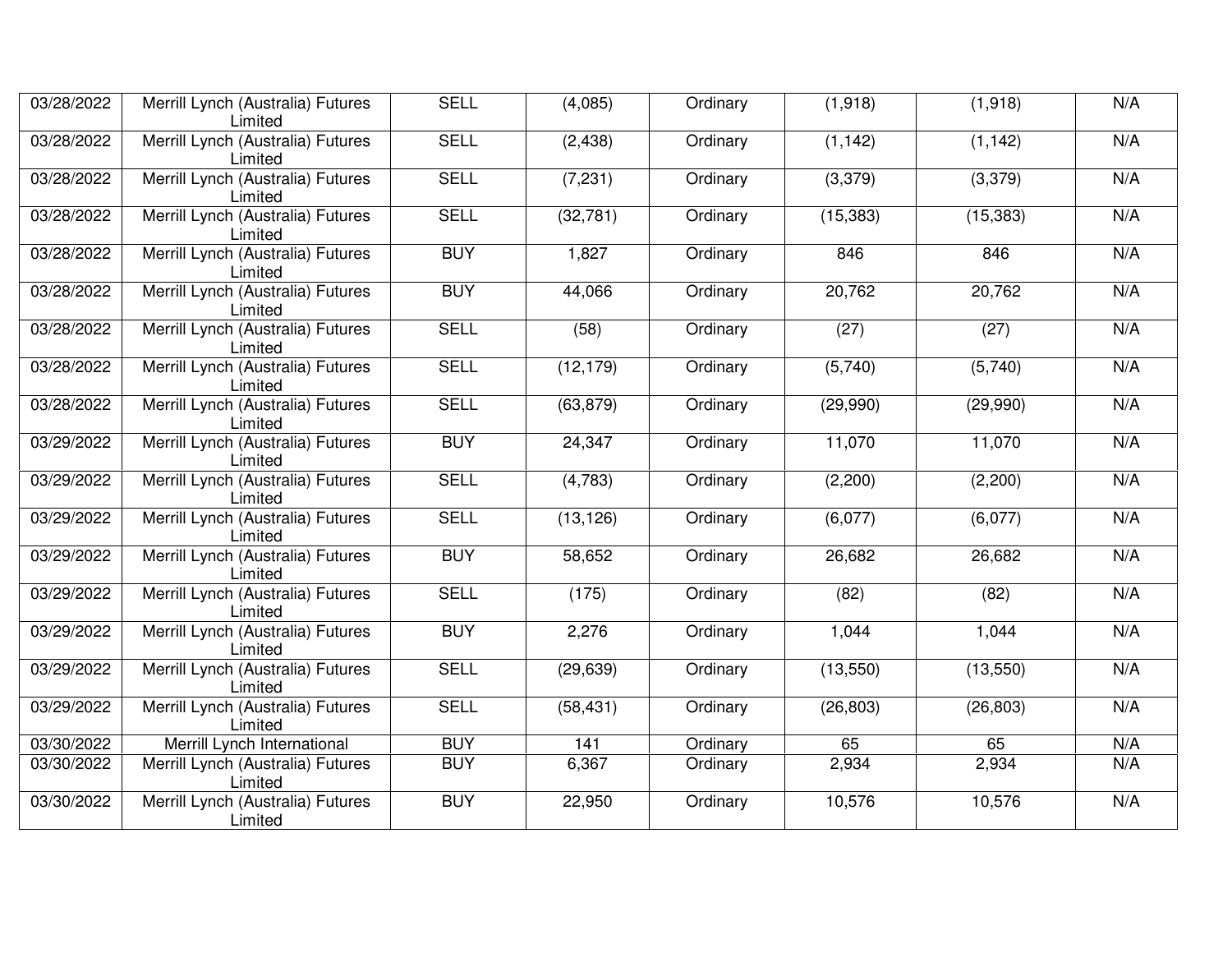| 03/28/2022 | Merrill Lynch (Australia) Futures Limited | SELL | (4,085) | Ordinary | (1,918) | (1,918) | N/A |
|---|---|---|---|---|---|---|---|
| 03/28/2022 | Merrill Lynch (Australia) Futures Limited | SELL | (2,438) | Ordinary | (1,142) | (1,142) | N/A |
| 03/28/2022 | Merrill Lynch (Australia) Futures Limited | SELL | (7,231) | Ordinary | (3,379) | (3,379) | N/A |
| 03/28/2022 | Merrill Lynch (Australia) Futures Limited | SELL | (32,781) | Ordinary | (15,383) | (15,383) | N/A |
| 03/28/2022 | Merrill Lynch (Australia) Futures Limited | BUY | 1,827 | Ordinary | 846 | 846 | N/A |
| 03/28/2022 | Merrill Lynch (Australia) Futures Limited | BUY | 44,066 | Ordinary | 20,762 | 20,762 | N/A |
| 03/28/2022 | Merrill Lynch (Australia) Futures Limited | SELL | (58) | Ordinary | (27) | (27) | N/A |
| 03/28/2022 | Merrill Lynch (Australia) Futures Limited | SELL | (12,179) | Ordinary | (5,740) | (5,740) | N/A |
| 03/28/2022 | Merrill Lynch (Australia) Futures Limited | SELL | (63,879) | Ordinary | (29,990) | (29,990) | N/A |
| 03/29/2022 | Merrill Lynch (Australia) Futures Limited | BUY | 24,347 | Ordinary | 11,070 | 11,070 | N/A |
| 03/29/2022 | Merrill Lynch (Australia) Futures Limited | SELL | (4,783) | Ordinary | (2,200) | (2,200) | N/A |
| 03/29/2022 | Merrill Lynch (Australia) Futures Limited | SELL | (13,126) | Ordinary | (6,077) | (6,077) | N/A |
| 03/29/2022 | Merrill Lynch (Australia) Futures Limited | BUY | 58,652 | Ordinary | 26,682 | 26,682 | N/A |
| 03/29/2022 | Merrill Lynch (Australia) Futures Limited | SELL | (175) | Ordinary | (82) | (82) | N/A |
| 03/29/2022 | Merrill Lynch (Australia) Futures Limited | BUY | 2,276 | Ordinary | 1,044 | 1,044 | N/A |
| 03/29/2022 | Merrill Lynch (Australia) Futures Limited | SELL | (29,639) | Ordinary | (13,550) | (13,550) | N/A |
| 03/29/2022 | Merrill Lynch (Australia) Futures Limited | SELL | (58,431) | Ordinary | (26,803) | (26,803) | N/A |
| 03/30/2022 | Merrill Lynch International | BUY | 141 | Ordinary | 65 | 65 | N/A |
| 03/30/2022 | Merrill Lynch (Australia) Futures Limited | BUY | 6,367 | Ordinary | 2,934 | 2,934 | N/A |
| 03/30/2022 | Merrill Lynch (Australia) Futures Limited | BUY | 22,950 | Ordinary | 10,576 | 10,576 | N/A |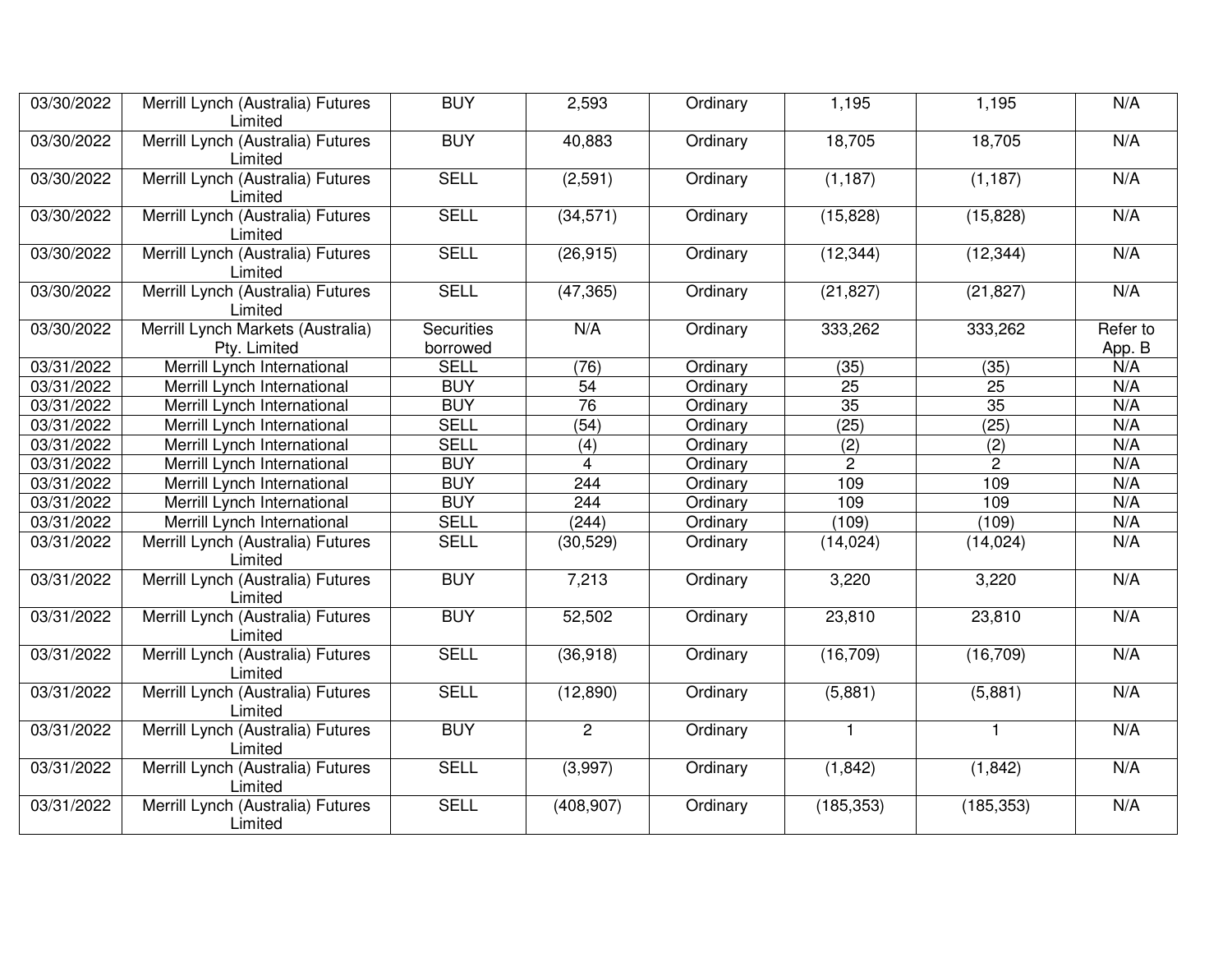| | | | | | | | |
|---|---|---|---|---|---|---|---|
| 03/30/2022 | Merrill Lynch (Australia) Futures Limited | BUY | 2,593 | Ordinary | 1,195 | 1,195 | N/A |
| 03/30/2022 | Merrill Lynch (Australia) Futures Limited | BUY | 40,883 | Ordinary | 18,705 | 18,705 | N/A |
| 03/30/2022 | Merrill Lynch (Australia) Futures Limited | SELL | (2,591) | Ordinary | (1,187) | (1,187) | N/A |
| 03/30/2022 | Merrill Lynch (Australia) Futures Limited | SELL | (34,571) | Ordinary | (15,828) | (15,828) | N/A |
| 03/30/2022 | Merrill Lynch (Australia) Futures Limited | SELL | (26,915) | Ordinary | (12,344) | (12,344) | N/A |
| 03/30/2022 | Merrill Lynch (Australia) Futures Limited | SELL | (47,365) | Ordinary | (21,827) | (21,827) | N/A |
| 03/30/2022 | Merrill Lynch Markets (Australia) Pty. Limited | Securities borrowed | N/A | Ordinary | 333,262 | 333,262 | Refer to App. B |
| 03/31/2022 | Merrill Lynch International | SELL | (76) | Ordinary | (35) | (35) | N/A |
| 03/31/2022 | Merrill Lynch International | BUY | 54 | Ordinary | 25 | 25 | N/A |
| 03/31/2022 | Merrill Lynch International | BUY | 76 | Ordinary | 35 | 35 | N/A |
| 03/31/2022 | Merrill Lynch International | SELL | (54) | Ordinary | (25) | (25) | N/A |
| 03/31/2022 | Merrill Lynch International | SELL | (4) | Ordinary | (2) | (2) | N/A |
| 03/31/2022 | Merrill Lynch International | BUY | 4 | Ordinary | 2 | 2 | N/A |
| 03/31/2022 | Merrill Lynch International | BUY | 244 | Ordinary | 109 | 109 | N/A |
| 03/31/2022 | Merrill Lynch International | BUY | 244 | Ordinary | 109 | 109 | N/A |
| 03/31/2022 | Merrill Lynch International | SELL | (244) | Ordinary | (109) | (109) | N/A |
| 03/31/2022 | Merrill Lynch (Australia) Futures Limited | SELL | (30,529) | Ordinary | (14,024) | (14,024) | N/A |
| 03/31/2022 | Merrill Lynch (Australia) Futures Limited | BUY | 7,213 | Ordinary | 3,220 | 3,220 | N/A |
| 03/31/2022 | Merrill Lynch (Australia) Futures Limited | BUY | 52,502 | Ordinary | 23,810 | 23,810 | N/A |
| 03/31/2022 | Merrill Lynch (Australia) Futures Limited | SELL | (36,918) | Ordinary | (16,709) | (16,709) | N/A |
| 03/31/2022 | Merrill Lynch (Australia) Futures Limited | SELL | (12,890) | Ordinary | (5,881) | (5,881) | N/A |
| 03/31/2022 | Merrill Lynch (Australia) Futures Limited | BUY | 2 | Ordinary | 1 | 1 | N/A |
| 03/31/2022 | Merrill Lynch (Australia) Futures Limited | SELL | (3,997) | Ordinary | (1,842) | (1,842) | N/A |
| 03/31/2022 | Merrill Lynch (Australia) Futures Limited | SELL | (408,907) | Ordinary | (185,353) | (185,353) | N/A |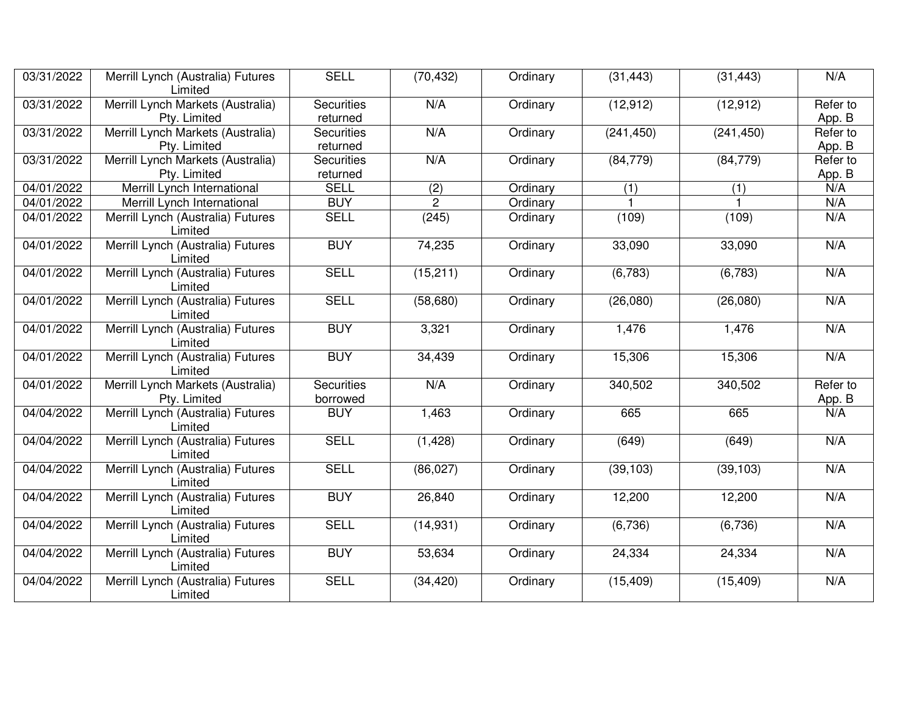| | | | | | | | |
|---|---|---|---|---|---|---|---|
| 03/31/2022 | Merrill Lynch (Australia) Futures Limited | SELL | (70,432) | Ordinary | (31,443) | (31,443) | N/A |
| 03/31/2022 | Merrill Lynch Markets (Australia) Pty. Limited | Securities returned | N/A | Ordinary | (12,912) | (12,912) | Refer to App. B |
| 03/31/2022 | Merrill Lynch Markets (Australia) Pty. Limited | Securities returned | N/A | Ordinary | (241,450) | (241,450) | Refer to App. B |
| 03/31/2022 | Merrill Lynch Markets (Australia) Pty. Limited | Securities returned | N/A | Ordinary | (84,779) | (84,779) | Refer to App. B |
| 04/01/2022 | Merrill Lynch International | SELL | (2) | Ordinary | (1) | (1) | N/A |
| 04/01/2022 | Merrill Lynch International | BUY | 2 | Ordinary | 1 | 1 | N/A |
| 04/01/2022 | Merrill Lynch (Australia) Futures Limited | SELL | (245) | Ordinary | (109) | (109) | N/A |
| 04/01/2022 | Merrill Lynch (Australia) Futures Limited | BUY | 74,235 | Ordinary | 33,090 | 33,090 | N/A |
| 04/01/2022 | Merrill Lynch (Australia) Futures Limited | SELL | (15,211) | Ordinary | (6,783) | (6,783) | N/A |
| 04/01/2022 | Merrill Lynch (Australia) Futures Limited | SELL | (58,680) | Ordinary | (26,080) | (26,080) | N/A |
| 04/01/2022 | Merrill Lynch (Australia) Futures Limited | BUY | 3,321 | Ordinary | 1,476 | 1,476 | N/A |
| 04/01/2022 | Merrill Lynch (Australia) Futures Limited | BUY | 34,439 | Ordinary | 15,306 | 15,306 | N/A |
| 04/01/2022 | Merrill Lynch Markets (Australia) Pty. Limited | Securities borrowed | N/A | Ordinary | 340,502 | 340,502 | Refer to App. B |
| 04/04/2022 | Merrill Lynch (Australia) Futures Limited | BUY | 1,463 | Ordinary | 665 | 665 | N/A |
| 04/04/2022 | Merrill Lynch (Australia) Futures Limited | SELL | (1,428) | Ordinary | (649) | (649) | N/A |
| 04/04/2022 | Merrill Lynch (Australia) Futures Limited | SELL | (86,027) | Ordinary | (39,103) | (39,103) | N/A |
| 04/04/2022 | Merrill Lynch (Australia) Futures Limited | BUY | 26,840 | Ordinary | 12,200 | 12,200 | N/A |
| 04/04/2022 | Merrill Lynch (Australia) Futures Limited | SELL | (14,931) | Ordinary | (6,736) | (6,736) | N/A |
| 04/04/2022 | Merrill Lynch (Australia) Futures Limited | BUY | 53,634 | Ordinary | 24,334 | 24,334 | N/A |
| 04/04/2022 | Merrill Lynch (Australia) Futures Limited | SELL | (34,420) | Ordinary | (15,409) | (15,409) | N/A |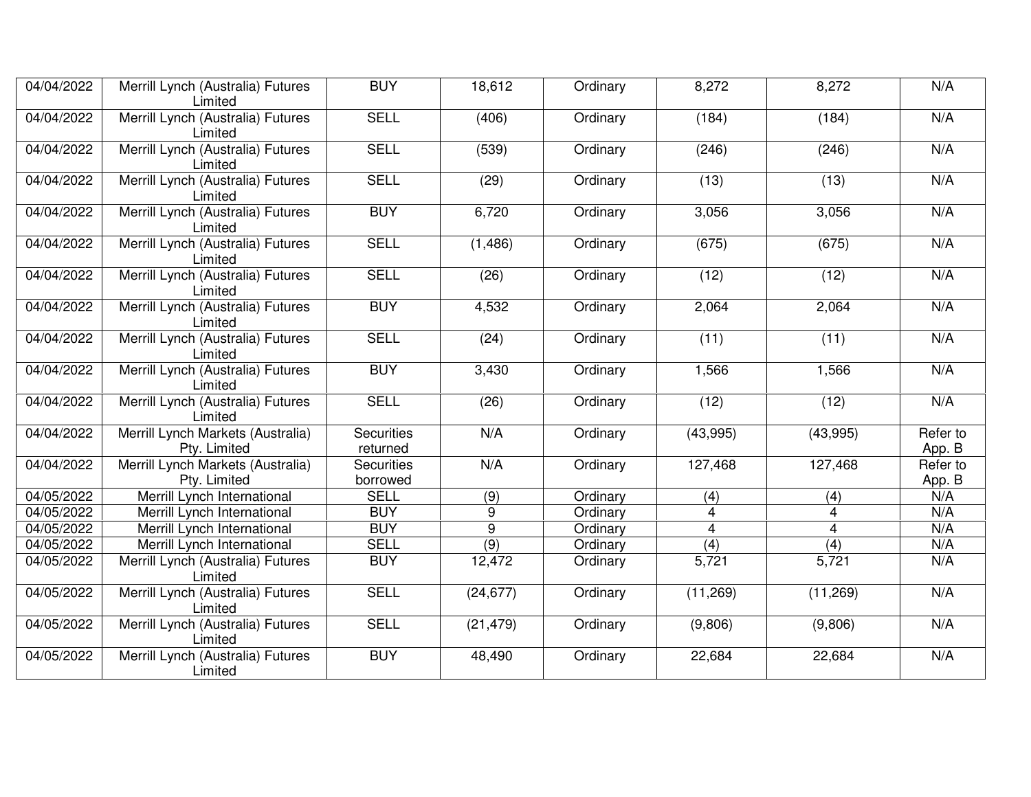| 04/04/2022 | Merrill Lynch (Australia) Futures Limited | BUY | 18,612 | Ordinary | 8,272 | 8,272 | N/A |
|---|---|---|---|---|---|---|---|
| 04/04/2022 | Merrill Lynch (Australia) Futures Limited | SELL | (406) | Ordinary | (184) | (184) | N/A |
| 04/04/2022 | Merrill Lynch (Australia) Futures Limited | SELL | (539) | Ordinary | (246) | (246) | N/A |
| 04/04/2022 | Merrill Lynch (Australia) Futures Limited | SELL | (29) | Ordinary | (13) | (13) | N/A |
| 04/04/2022 | Merrill Lynch (Australia) Futures Limited | BUY | 6,720 | Ordinary | 3,056 | 3,056 | N/A |
| 04/04/2022 | Merrill Lynch (Australia) Futures Limited | SELL | (1,486) | Ordinary | (675) | (675) | N/A |
| 04/04/2022 | Merrill Lynch (Australia) Futures Limited | SELL | (26) | Ordinary | (12) | (12) | N/A |
| 04/04/2022 | Merrill Lynch (Australia) Futures Limited | BUY | 4,532 | Ordinary | 2,064 | 2,064 | N/A |
| 04/04/2022 | Merrill Lynch (Australia) Futures Limited | SELL | (24) | Ordinary | (11) | (11) | N/A |
| 04/04/2022 | Merrill Lynch (Australia) Futures Limited | BUY | 3,430 | Ordinary | 1,566 | 1,566 | N/A |
| 04/04/2022 | Merrill Lynch (Australia) Futures Limited | SELL | (26) | Ordinary | (12) | (12) | N/A |
| 04/04/2022 | Merrill Lynch Markets (Australia) Pty. Limited | Securities returned | N/A | Ordinary | (43,995) | (43,995) | Refer to App. B |
| 04/04/2022 | Merrill Lynch Markets (Australia) Pty. Limited | Securities borrowed | N/A | Ordinary | 127,468 | 127,468 | Refer to App. B |
| 04/05/2022 | Merrill Lynch International | SELL | (9) | Ordinary | (4) | (4) | N/A |
| 04/05/2022 | Merrill Lynch International | BUY | 9 | Ordinary | 4 | 4 | N/A |
| 04/05/2022 | Merrill Lynch International | BUY | 9 | Ordinary | 4 | 4 | N/A |
| 04/05/2022 | Merrill Lynch International | SELL | (9) | Ordinary | (4) | (4) | N/A |
| 04/05/2022 | Merrill Lynch (Australia) Futures Limited | BUY | 12,472 | Ordinary | 5,721 | 5,721 | N/A |
| 04/05/2022 | Merrill Lynch (Australia) Futures Limited | SELL | (24,677) | Ordinary | (11,269) | (11,269) | N/A |
| 04/05/2022 | Merrill Lynch (Australia) Futures Limited | SELL | (21,479) | Ordinary | (9,806) | (9,806) | N/A |
| 04/05/2022 | Merrill Lynch (Australia) Futures Limited | BUY | 48,490 | Ordinary | 22,684 | 22,684 | N/A |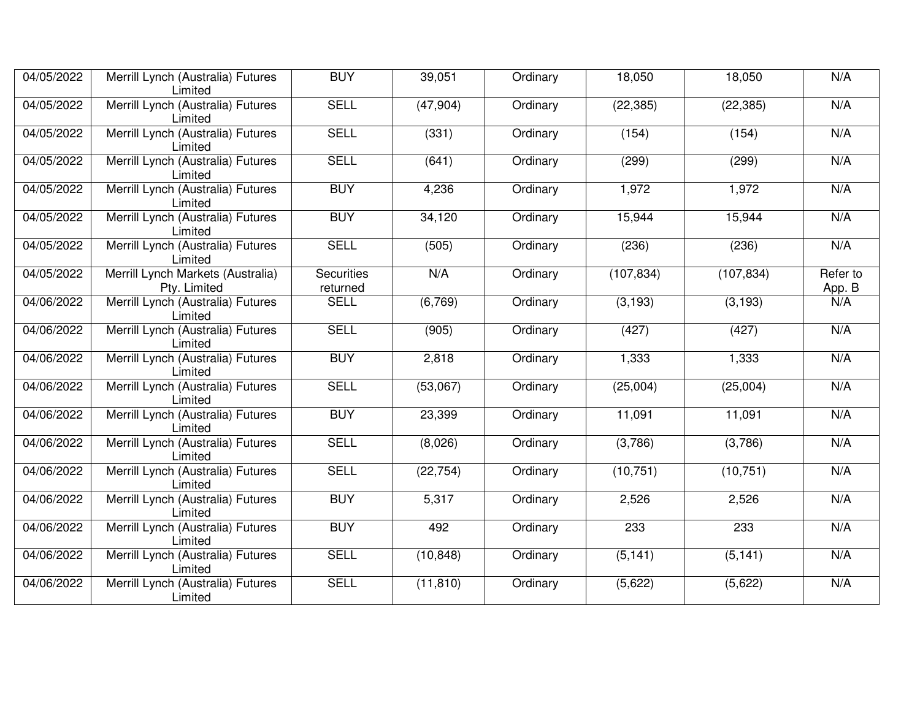| | | | | | | | |
|---|---|---|---|---|---|---|---|
| 04/05/2022 | Merrill Lynch (Australia) Futures Limited | BUY | 39,051 | Ordinary | 18,050 | 18,050 | N/A |
| 04/05/2022 | Merrill Lynch (Australia) Futures Limited | SELL | (47,904) | Ordinary | (22,385) | (22,385) | N/A |
| 04/05/2022 | Merrill Lynch (Australia) Futures Limited | SELL | (331) | Ordinary | (154) | (154) | N/A |
| 04/05/2022 | Merrill Lynch (Australia) Futures Limited | SELL | (641) | Ordinary | (299) | (299) | N/A |
| 04/05/2022 | Merrill Lynch (Australia) Futures Limited | BUY | 4,236 | Ordinary | 1,972 | 1,972 | N/A |
| 04/05/2022 | Merrill Lynch (Australia) Futures Limited | BUY | 34,120 | Ordinary | 15,944 | 15,944 | N/A |
| 04/05/2022 | Merrill Lynch (Australia) Futures Limited | SELL | (505) | Ordinary | (236) | (236) | N/A |
| 04/05/2022 | Merrill Lynch Markets (Australia) Pty. Limited | Securities returned | N/A | Ordinary | (107,834) | (107,834) | Refer to App. B |
| 04/06/2022 | Merrill Lynch (Australia) Futures Limited | SELL | (6,769) | Ordinary | (3,193) | (3,193) | N/A |
| 04/06/2022 | Merrill Lynch (Australia) Futures Limited | SELL | (905) | Ordinary | (427) | (427) | N/A |
| 04/06/2022 | Merrill Lynch (Australia) Futures Limited | BUY | 2,818 | Ordinary | 1,333 | 1,333 | N/A |
| 04/06/2022 | Merrill Lynch (Australia) Futures Limited | SELL | (53,067) | Ordinary | (25,004) | (25,004) | N/A |
| 04/06/2022 | Merrill Lynch (Australia) Futures Limited | BUY | 23,399 | Ordinary | 11,091 | 11,091 | N/A |
| 04/06/2022 | Merrill Lynch (Australia) Futures Limited | SELL | (8,026) | Ordinary | (3,786) | (3,786) | N/A |
| 04/06/2022 | Merrill Lynch (Australia) Futures Limited | SELL | (22,754) | Ordinary | (10,751) | (10,751) | N/A |
| 04/06/2022 | Merrill Lynch (Australia) Futures Limited | BUY | 5,317 | Ordinary | 2,526 | 2,526 | N/A |
| 04/06/2022 | Merrill Lynch (Australia) Futures Limited | BUY | 492 | Ordinary | 233 | 233 | N/A |
| 04/06/2022 | Merrill Lynch (Australia) Futures Limited | SELL | (10,848) | Ordinary | (5,141) | (5,141) | N/A |
| 04/06/2022 | Merrill Lynch (Australia) Futures Limited | SELL | (11,810) | Ordinary | (5,622) | (5,622) | N/A |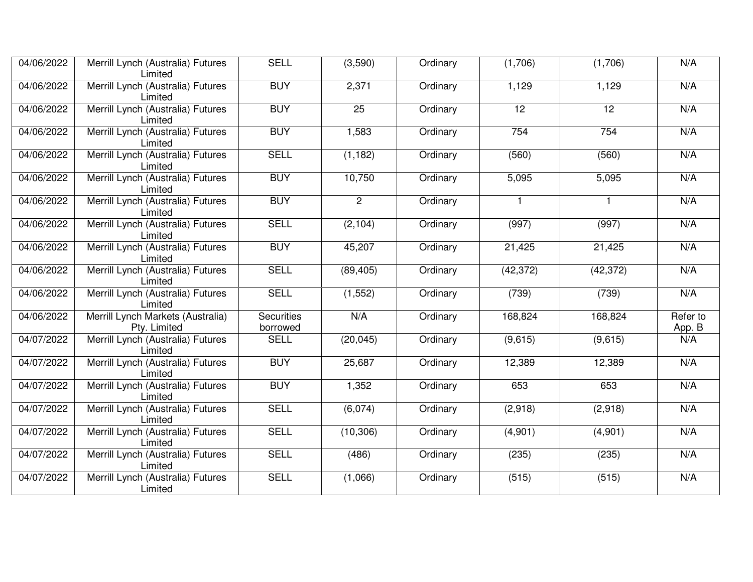| | | | | | | | |
|---|---|---|---|---|---|---|---|
| 04/06/2022 | Merrill Lynch (Australia) Futures Limited | SELL | (3,590) | Ordinary | (1,706) | (1,706) | N/A |
| 04/06/2022 | Merrill Lynch (Australia) Futures Limited | BUY | 2,371 | Ordinary | 1,129 | 1,129 | N/A |
| 04/06/2022 | Merrill Lynch (Australia) Futures Limited | BUY | 25 | Ordinary | 12 | 12 | N/A |
| 04/06/2022 | Merrill Lynch (Australia) Futures Limited | BUY | 1,583 | Ordinary | 754 | 754 | N/A |
| 04/06/2022 | Merrill Lynch (Australia) Futures Limited | SELL | (1,182) | Ordinary | (560) | (560) | N/A |
| 04/06/2022 | Merrill Lynch (Australia) Futures Limited | BUY | 10,750 | Ordinary | 5,095 | 5,095 | N/A |
| 04/06/2022 | Merrill Lynch (Australia) Futures Limited | BUY | 2 | Ordinary | 1 | 1 | N/A |
| 04/06/2022 | Merrill Lynch (Australia) Futures Limited | SELL | (2,104) | Ordinary | (997) | (997) | N/A |
| 04/06/2022 | Merrill Lynch (Australia) Futures Limited | BUY | 45,207 | Ordinary | 21,425 | 21,425 | N/A |
| 04/06/2022 | Merrill Lynch (Australia) Futures Limited | SELL | (89,405) | Ordinary | (42,372) | (42,372) | N/A |
| 04/06/2022 | Merrill Lynch (Australia) Futures Limited | SELL | (1,552) | Ordinary | (739) | (739) | N/A |
| 04/06/2022 | Merrill Lynch Markets (Australia) Pty. Limited | Securities borrowed | N/A | Ordinary | 168,824 | 168,824 | Refer to App. B |
| 04/07/2022 | Merrill Lynch (Australia) Futures Limited | SELL | (20,045) | Ordinary | (9,615) | (9,615) | N/A |
| 04/07/2022 | Merrill Lynch (Australia) Futures Limited | BUY | 25,687 | Ordinary | 12,389 | 12,389 | N/A |
| 04/07/2022 | Merrill Lynch (Australia) Futures Limited | BUY | 1,352 | Ordinary | 653 | 653 | N/A |
| 04/07/2022 | Merrill Lynch (Australia) Futures Limited | SELL | (6,074) | Ordinary | (2,918) | (2,918) | N/A |
| 04/07/2022 | Merrill Lynch (Australia) Futures Limited | SELL | (10,306) | Ordinary | (4,901) | (4,901) | N/A |
| 04/07/2022 | Merrill Lynch (Australia) Futures Limited | SELL | (486) | Ordinary | (235) | (235) | N/A |
| 04/07/2022 | Merrill Lynch (Australia) Futures Limited | SELL | (1,066) | Ordinary | (515) | (515) | N/A |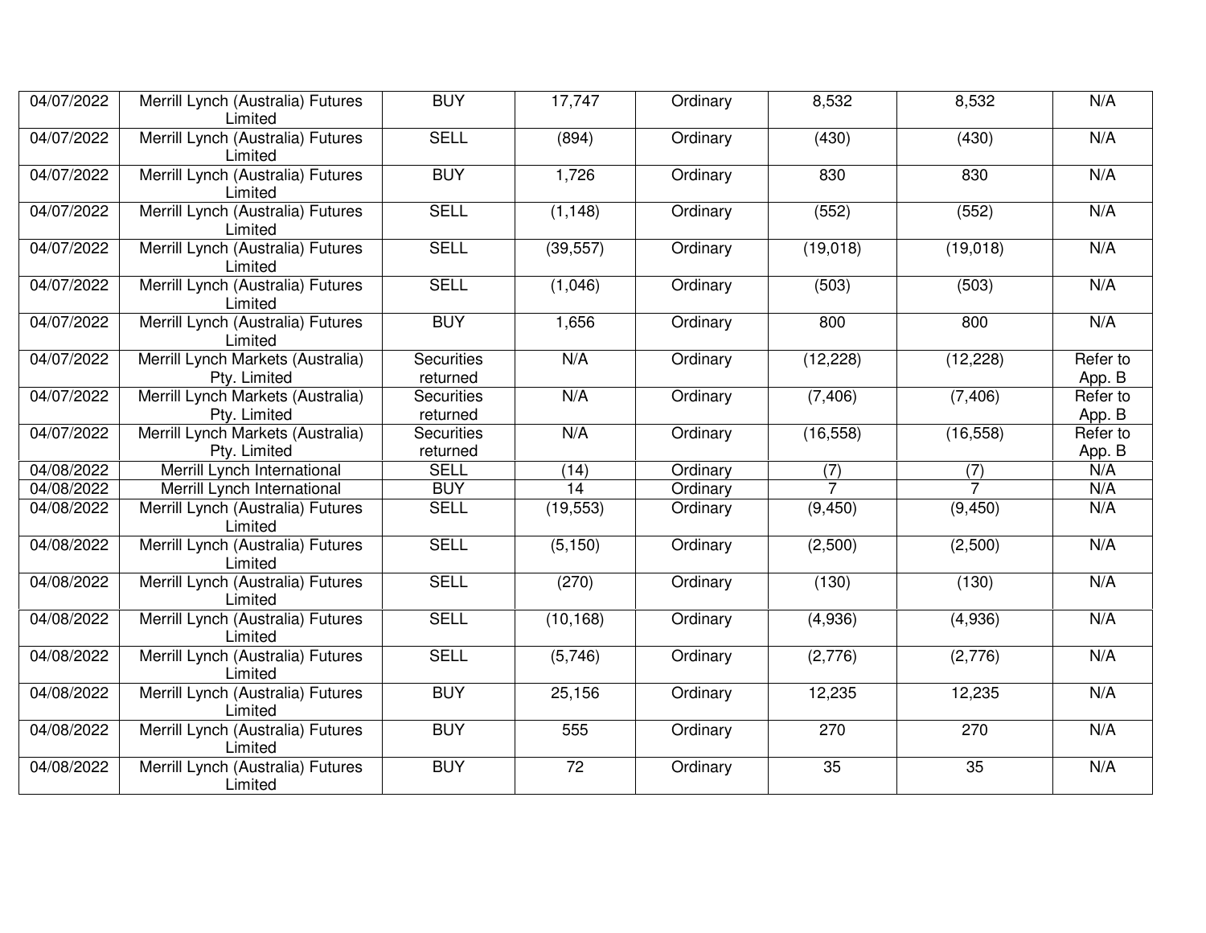| | | | | | | | |
|---|---|---|---|---|---|---|---|
| 04/07/2022 | Merrill Lynch (Australia) Futures Limited | BUY | 17,747 | Ordinary | 8,532 | 8,532 | N/A |
| 04/07/2022 | Merrill Lynch (Australia) Futures Limited | SELL | (894) | Ordinary | (430) | (430) | N/A |
| 04/07/2022 | Merrill Lynch (Australia) Futures Limited | BUY | 1,726 | Ordinary | 830 | 830 | N/A |
| 04/07/2022 | Merrill Lynch (Australia) Futures Limited | SELL | (1,148) | Ordinary | (552) | (552) | N/A |
| 04/07/2022 | Merrill Lynch (Australia) Futures Limited | SELL | (39,557) | Ordinary | (19,018) | (19,018) | N/A |
| 04/07/2022 | Merrill Lynch (Australia) Futures Limited | SELL | (1,046) | Ordinary | (503) | (503) | N/A |
| 04/07/2022 | Merrill Lynch (Australia) Futures Limited | BUY | 1,656 | Ordinary | 800 | 800 | N/A |
| 04/07/2022 | Merrill Lynch Markets (Australia) Pty. Limited | Securities returned | N/A | Ordinary | (12,228) | (12,228) | Refer to App. B |
| 04/07/2022 | Merrill Lynch Markets (Australia) Pty. Limited | Securities returned | N/A | Ordinary | (7,406) | (7,406) | Refer to App. B |
| 04/07/2022 | Merrill Lynch Markets (Australia) Pty. Limited | Securities returned | N/A | Ordinary | (16,558) | (16,558) | Refer to App. B |
| 04/08/2022 | Merrill Lynch International | SELL | (14) | Ordinary | (7) | (7) | N/A |
| 04/08/2022 | Merrill Lynch International | BUY | 14 | Ordinary | 7 | 7 | N/A |
| 04/08/2022 | Merrill Lynch (Australia) Futures Limited | SELL | (19,553) | Ordinary | (9,450) | (9,450) | N/A |
| 04/08/2022 | Merrill Lynch (Australia) Futures Limited | SELL | (5,150) | Ordinary | (2,500) | (2,500) | N/A |
| 04/08/2022 | Merrill Lynch (Australia) Futures Limited | SELL | (270) | Ordinary | (130) | (130) | N/A |
| 04/08/2022 | Merrill Lynch (Australia) Futures Limited | SELL | (10,168) | Ordinary | (4,936) | (4,936) | N/A |
| 04/08/2022 | Merrill Lynch (Australia) Futures Limited | SELL | (5,746) | Ordinary | (2,776) | (2,776) | N/A |
| 04/08/2022 | Merrill Lynch (Australia) Futures Limited | BUY | 25,156 | Ordinary | 12,235 | 12,235 | N/A |
| 04/08/2022 | Merrill Lynch (Australia) Futures Limited | BUY | 555 | Ordinary | 270 | 270 | N/A |
| 04/08/2022 | Merrill Lynch (Australia) Futures Limited | BUY | 72 | Ordinary | 35 | 35 | N/A |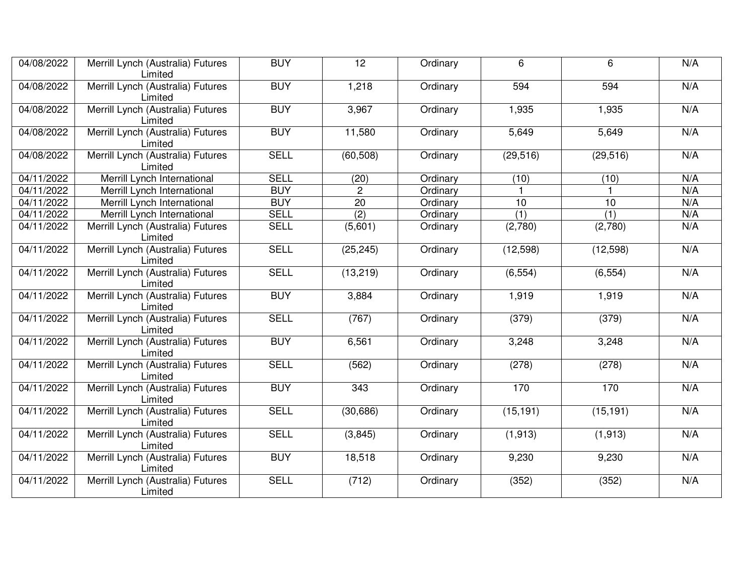| | | | | | | | |
|---|---|---|---|---|---|---|---|
| 04/08/2022 | Merrill Lynch (Australia) Futures Limited | BUY | 12 | Ordinary | 6 | 6 | N/A |
| 04/08/2022 | Merrill Lynch (Australia) Futures Limited | BUY | 1,218 | Ordinary | 594 | 594 | N/A |
| 04/08/2022 | Merrill Lynch (Australia) Futures Limited | BUY | 3,967 | Ordinary | 1,935 | 1,935 | N/A |
| 04/08/2022 | Merrill Lynch (Australia) Futures Limited | BUY | 11,580 | Ordinary | 5,649 | 5,649 | N/A |
| 04/08/2022 | Merrill Lynch (Australia) Futures Limited | SELL | (60,508) | Ordinary | (29,516) | (29,516) | N/A |
| 04/11/2022 | Merrill Lynch International | SELL | (20) | Ordinary | (10) | (10) | N/A |
| 04/11/2022 | Merrill Lynch International | BUY | 2 | Ordinary | 1 | 1 | N/A |
| 04/11/2022 | Merrill Lynch International | BUY | 20 | Ordinary | 10 | 10 | N/A |
| 04/11/2022 | Merrill Lynch International | SELL | (2) | Ordinary | (1) | (1) | N/A |
| 04/11/2022 | Merrill Lynch (Australia) Futures Limited | SELL | (5,601) | Ordinary | (2,780) | (2,780) | N/A |
| 04/11/2022 | Merrill Lynch (Australia) Futures Limited | SELL | (25,245) | Ordinary | (12,598) | (12,598) | N/A |
| 04/11/2022 | Merrill Lynch (Australia) Futures Limited | SELL | (13,219) | Ordinary | (6,554) | (6,554) | N/A |
| 04/11/2022 | Merrill Lynch (Australia) Futures Limited | BUY | 3,884 | Ordinary | 1,919 | 1,919 | N/A |
| 04/11/2022 | Merrill Lynch (Australia) Futures Limited | SELL | (767) | Ordinary | (379) | (379) | N/A |
| 04/11/2022 | Merrill Lynch (Australia) Futures Limited | BUY | 6,561 | Ordinary | 3,248 | 3,248 | N/A |
| 04/11/2022 | Merrill Lynch (Australia) Futures Limited | SELL | (562) | Ordinary | (278) | (278) | N/A |
| 04/11/2022 | Merrill Lynch (Australia) Futures Limited | BUY | 343 | Ordinary | 170 | 170 | N/A |
| 04/11/2022 | Merrill Lynch (Australia) Futures Limited | SELL | (30,686) | Ordinary | (15,191) | (15,191) | N/A |
| 04/11/2022 | Merrill Lynch (Australia) Futures Limited | SELL | (3,845) | Ordinary | (1,913) | (1,913) | N/A |
| 04/11/2022 | Merrill Lynch (Australia) Futures Limited | BUY | 18,518 | Ordinary | 9,230 | 9,230 | N/A |
| 04/11/2022 | Merrill Lynch (Australia) Futures Limited | SELL | (712) | Ordinary | (352) | (352) | N/A |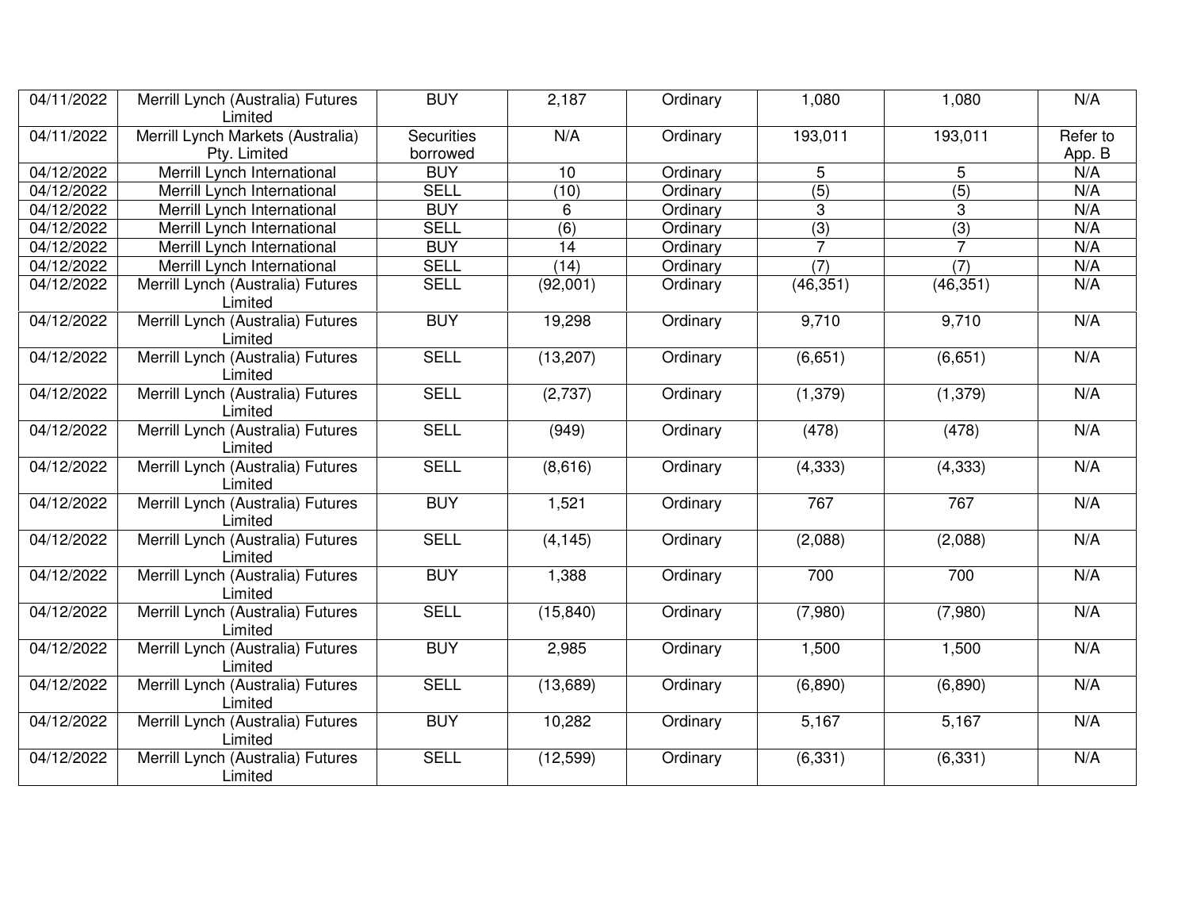| | | | | | | | |
|---|---|---|---|---|---|---|---|
| 04/11/2022 | Merrill Lynch (Australia) Futures Limited | BUY | 2,187 | Ordinary | 1,080 | 1,080 | N/A |
| 04/11/2022 | Merrill Lynch Markets (Australia) Pty. Limited | Securities borrowed | N/A | Ordinary | 193,011 | 193,011 | Refer to App. B |
| 04/12/2022 | Merrill Lynch International | BUY | 10 | Ordinary | 5 | 5 | N/A |
| 04/12/2022 | Merrill Lynch International | SELL | (10) | Ordinary | (5) | (5) | N/A |
| 04/12/2022 | Merrill Lynch International | BUY | 6 | Ordinary | 3 | 3 | N/A |
| 04/12/2022 | Merrill Lynch International | SELL | (6) | Ordinary | (3) | (3) | N/A |
| 04/12/2022 | Merrill Lynch International | BUY | 14 | Ordinary | 7 | 7 | N/A |
| 04/12/2022 | Merrill Lynch International | SELL | (14) | Ordinary | (7) | (7) | N/A |
| 04/12/2022 | Merrill Lynch (Australia) Futures Limited | SELL | (92,001) | Ordinary | (46,351) | (46,351) | N/A |
| 04/12/2022 | Merrill Lynch (Australia) Futures Limited | BUY | 19,298 | Ordinary | 9,710 | 9,710 | N/A |
| 04/12/2022 | Merrill Lynch (Australia) Futures Limited | SELL | (13,207) | Ordinary | (6,651) | (6,651) | N/A |
| 04/12/2022 | Merrill Lynch (Australia) Futures Limited | SELL | (2,737) | Ordinary | (1,379) | (1,379) | N/A |
| 04/12/2022 | Merrill Lynch (Australia) Futures Limited | SELL | (949) | Ordinary | (478) | (478) | N/A |
| 04/12/2022 | Merrill Lynch (Australia) Futures Limited | SELL | (8,616) | Ordinary | (4,333) | (4,333) | N/A |
| 04/12/2022 | Merrill Lynch (Australia) Futures Limited | BUY | 1,521 | Ordinary | 767 | 767 | N/A |
| 04/12/2022 | Merrill Lynch (Australia) Futures Limited | SELL | (4,145) | Ordinary | (2,088) | (2,088) | N/A |
| 04/12/2022 | Merrill Lynch (Australia) Futures Limited | BUY | 1,388 | Ordinary | 700 | 700 | N/A |
| 04/12/2022 | Merrill Lynch (Australia) Futures Limited | SELL | (15,840) | Ordinary | (7,980) | (7,980) | N/A |
| 04/12/2022 | Merrill Lynch (Australia) Futures Limited | BUY | 2,985 | Ordinary | 1,500 | 1,500 | N/A |
| 04/12/2022 | Merrill Lynch (Australia) Futures Limited | SELL | (13,689) | Ordinary | (6,890) | (6,890) | N/A |
| 04/12/2022 | Merrill Lynch (Australia) Futures Limited | BUY | 10,282 | Ordinary | 5,167 | 5,167 | N/A |
| 04/12/2022 | Merrill Lynch (Australia) Futures Limited | SELL | (12,599) | Ordinary | (6,331) | (6,331) | N/A |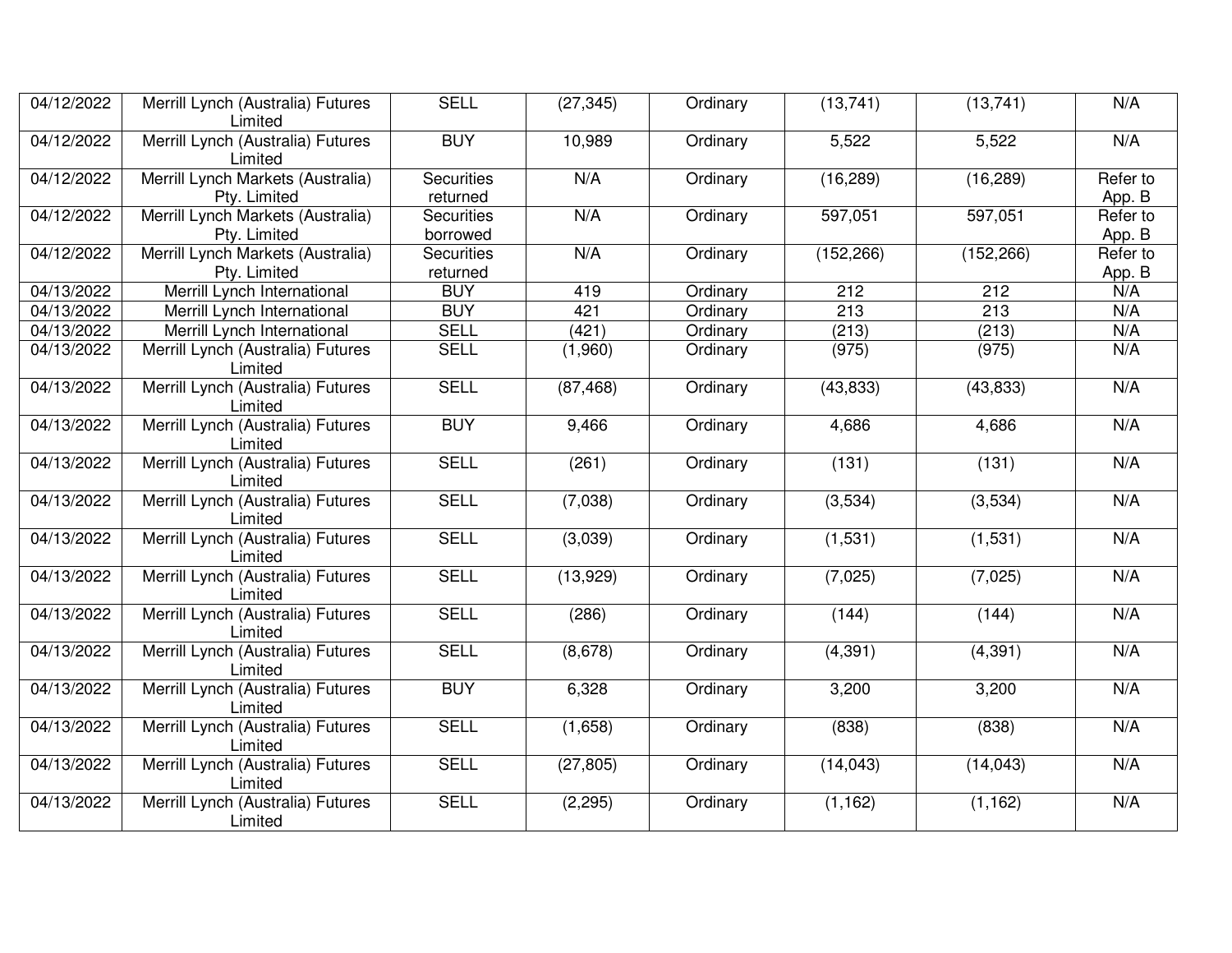| | | | | | | | |
|---|---|---|---|---|---|---|---|
| 04/12/2022 | Merrill Lynch (Australia) Futures Limited | SELL | (27,345) | Ordinary | (13,741) | (13,741) | N/A |
| 04/12/2022 | Merrill Lynch (Australia) Futures Limited | BUY | 10,989 | Ordinary | 5,522 | 5,522 | N/A |
| 04/12/2022 | Merrill Lynch Markets (Australia) Pty. Limited | Securities returned | N/A | Ordinary | (16,289) | (16,289) | Refer to App. B |
| 04/12/2022 | Merrill Lynch Markets (Australia) Pty. Limited | Securities borrowed | N/A | Ordinary | 597,051 | 597,051 | Refer to App. B |
| 04/12/2022 | Merrill Lynch Markets (Australia) Pty. Limited | Securities returned | N/A | Ordinary | (152,266) | (152,266) | Refer to App. B |
| 04/13/2022 | Merrill Lynch International | BUY | 419 | Ordinary | 212 | 212 | N/A |
| 04/13/2022 | Merrill Lynch International | BUY | 421 | Ordinary | 213 | 213 | N/A |
| 04/13/2022 | Merrill Lynch International | SELL | (421) | Ordinary | (213) | (213) | N/A |
| 04/13/2022 | Merrill Lynch (Australia) Futures Limited | SELL | (1,960) | Ordinary | (975) | (975) | N/A |
| 04/13/2022 | Merrill Lynch (Australia) Futures Limited | SELL | (87,468) | Ordinary | (43,833) | (43,833) | N/A |
| 04/13/2022 | Merrill Lynch (Australia) Futures Limited | BUY | 9,466 | Ordinary | 4,686 | 4,686 | N/A |
| 04/13/2022 | Merrill Lynch (Australia) Futures Limited | SELL | (261) | Ordinary | (131) | (131) | N/A |
| 04/13/2022 | Merrill Lynch (Australia) Futures Limited | SELL | (7,038) | Ordinary | (3,534) | (3,534) | N/A |
| 04/13/2022 | Merrill Lynch (Australia) Futures Limited | SELL | (3,039) | Ordinary | (1,531) | (1,531) | N/A |
| 04/13/2022 | Merrill Lynch (Australia) Futures Limited | SELL | (13,929) | Ordinary | (7,025) | (7,025) | N/A |
| 04/13/2022 | Merrill Lynch (Australia) Futures Limited | SELL | (286) | Ordinary | (144) | (144) | N/A |
| 04/13/2022 | Merrill Lynch (Australia) Futures Limited | SELL | (8,678) | Ordinary | (4,391) | (4,391) | N/A |
| 04/13/2022 | Merrill Lynch (Australia) Futures Limited | BUY | 6,328 | Ordinary | 3,200 | 3,200 | N/A |
| 04/13/2022 | Merrill Lynch (Australia) Futures Limited | SELL | (1,658) | Ordinary | (838) | (838) | N/A |
| 04/13/2022 | Merrill Lynch (Australia) Futures Limited | SELL | (27,805) | Ordinary | (14,043) | (14,043) | N/A |
| 04/13/2022 | Merrill Lynch (Australia) Futures Limited | SELL | (2,295) | Ordinary | (1,162) | (1,162) | N/A |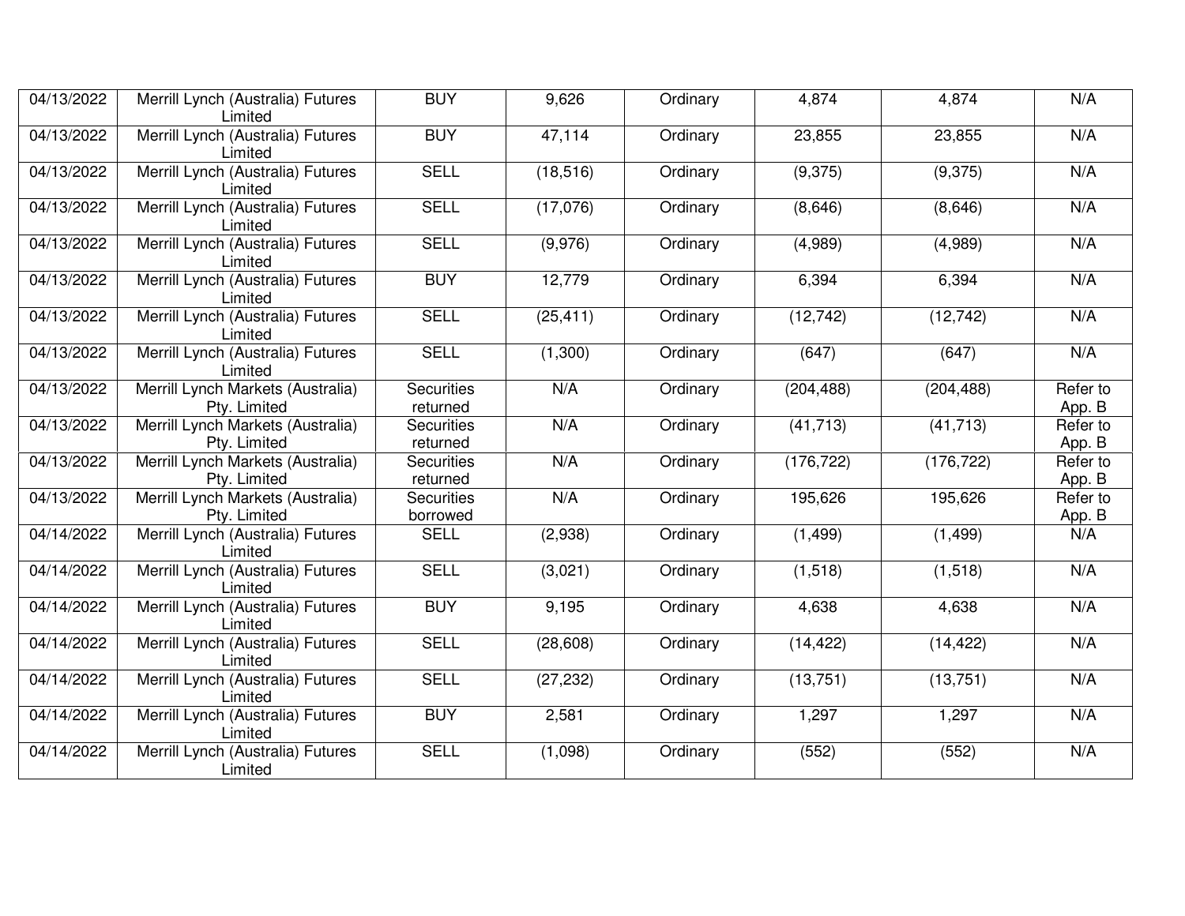| | | | | | | | |
|---|---|---|---|---|---|---|---|
| 04/13/2022 | Merrill Lynch (Australia) Futures Limited | BUY | 9,626 | Ordinary | 4,874 | 4,874 | N/A |
| 04/13/2022 | Merrill Lynch (Australia) Futures Limited | BUY | 47,114 | Ordinary | 23,855 | 23,855 | N/A |
| 04/13/2022 | Merrill Lynch (Australia) Futures Limited | SELL | (18,516) | Ordinary | (9,375) | (9,375) | N/A |
| 04/13/2022 | Merrill Lynch (Australia) Futures Limited | SELL | (17,076) | Ordinary | (8,646) | (8,646) | N/A |
| 04/13/2022 | Merrill Lynch (Australia) Futures Limited | SELL | (9,976) | Ordinary | (4,989) | (4,989) | N/A |
| 04/13/2022 | Merrill Lynch (Australia) Futures Limited | BUY | 12,779 | Ordinary | 6,394 | 6,394 | N/A |
| 04/13/2022 | Merrill Lynch (Australia) Futures Limited | SELL | (25,411) | Ordinary | (12,742) | (12,742) | N/A |
| 04/13/2022 | Merrill Lynch (Australia) Futures Limited | SELL | (1,300) | Ordinary | (647) | (647) | N/A |
| 04/13/2022 | Merrill Lynch Markets (Australia) Pty. Limited | Securities returned | N/A | Ordinary | (204,488) | (204,488) | Refer to App. B |
| 04/13/2022 | Merrill Lynch Markets (Australia) Pty. Limited | Securities returned | N/A | Ordinary | (41,713) | (41,713) | Refer to App. B |
| 04/13/2022 | Merrill Lynch Markets (Australia) Pty. Limited | Securities returned | N/A | Ordinary | (176,722) | (176,722) | Refer to App. B |
| 04/13/2022 | Merrill Lynch Markets (Australia) Pty. Limited | Securities borrowed | N/A | Ordinary | 195,626 | 195,626 | Refer to App. B |
| 04/14/2022 | Merrill Lynch (Australia) Futures Limited | SELL | (2,938) | Ordinary | (1,499) | (1,499) | N/A |
| 04/14/2022 | Merrill Lynch (Australia) Futures Limited | SELL | (3,021) | Ordinary | (1,518) | (1,518) | N/A |
| 04/14/2022 | Merrill Lynch (Australia) Futures Limited | BUY | 9,195 | Ordinary | 4,638 | 4,638 | N/A |
| 04/14/2022 | Merrill Lynch (Australia) Futures Limited | SELL | (28,608) | Ordinary | (14,422) | (14,422) | N/A |
| 04/14/2022 | Merrill Lynch (Australia) Futures Limited | SELL | (27,232) | Ordinary | (13,751) | (13,751) | N/A |
| 04/14/2022 | Merrill Lynch (Australia) Futures Limited | BUY | 2,581 | Ordinary | 1,297 | 1,297 | N/A |
| 04/14/2022 | Merrill Lynch (Australia) Futures Limited | SELL | (1,098) | Ordinary | (552) | (552) | N/A |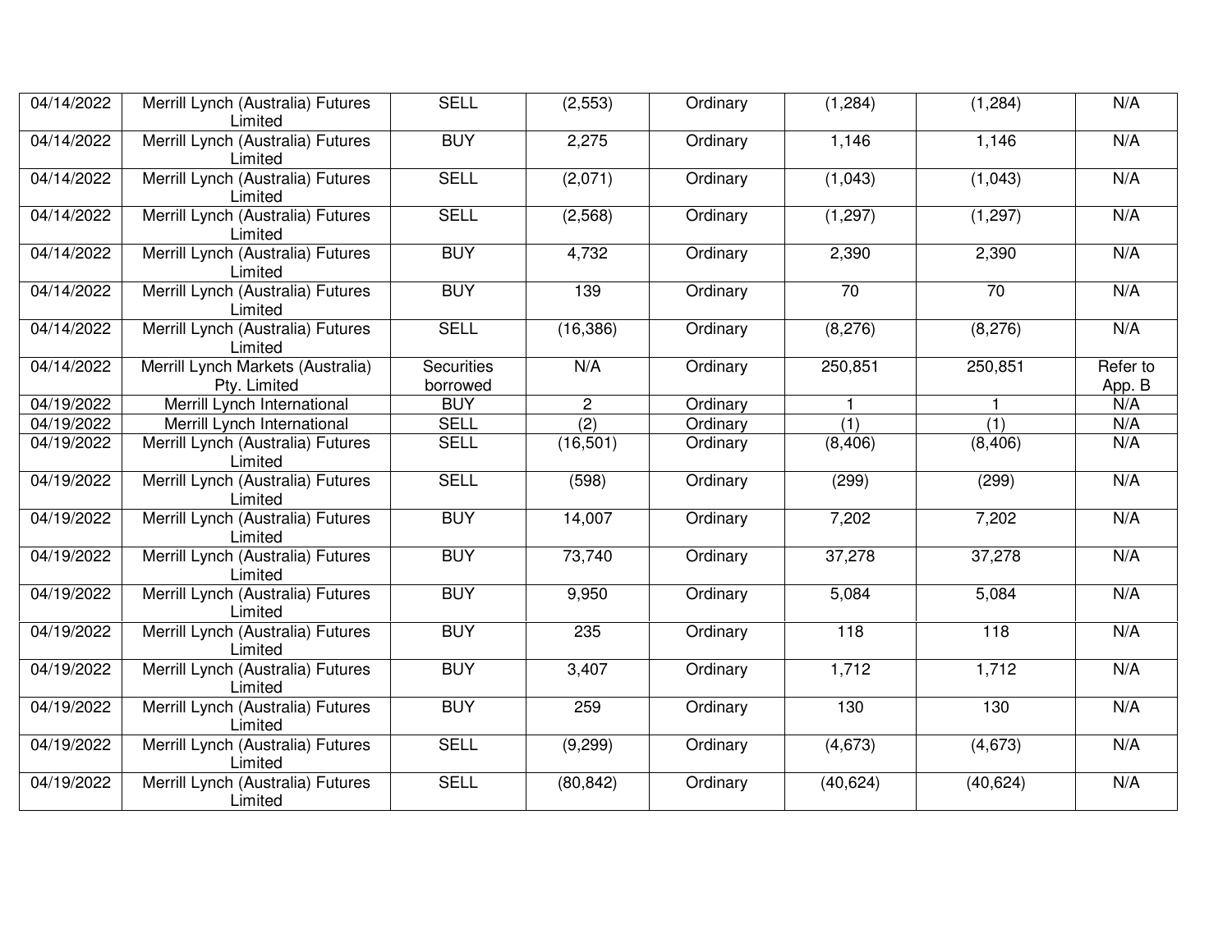| | | | | | | | |
|---|---|---|---|---|---|---|---|
| 04/14/2022 | Merrill Lynch (Australia) Futures Limited | SELL | (2,553) | Ordinary | (1,284) | (1,284) | N/A |
| 04/14/2022 | Merrill Lynch (Australia) Futures Limited | BUY | 2,275 | Ordinary | 1,146 | 1,146 | N/A |
| 04/14/2022 | Merrill Lynch (Australia) Futures Limited | SELL | (2,071) | Ordinary | (1,043) | (1,043) | N/A |
| 04/14/2022 | Merrill Lynch (Australia) Futures Limited | SELL | (2,568) | Ordinary | (1,297) | (1,297) | N/A |
| 04/14/2022 | Merrill Lynch (Australia) Futures Limited | BUY | 4,732 | Ordinary | 2,390 | 2,390 | N/A |
| 04/14/2022 | Merrill Lynch (Australia) Futures Limited | BUY | 139 | Ordinary | 70 | 70 | N/A |
| 04/14/2022 | Merrill Lynch (Australia) Futures Limited | SELL | (16,386) | Ordinary | (8,276) | (8,276) | N/A |
| 04/14/2022 | Merrill Lynch Markets (Australia) Pty. Limited | Securities borrowed | N/A | Ordinary | 250,851 | 250,851 | Refer to App. B |
| 04/19/2022 | Merrill Lynch International | BUY | 2 | Ordinary | 1 | 1 | N/A |
| 04/19/2022 | Merrill Lynch International | SELL | (2) | Ordinary | (1) | (1) | N/A |
| 04/19/2022 | Merrill Lynch (Australia) Futures Limited | SELL | (16,501) | Ordinary | (8,406) | (8,406) | N/A |
| 04/19/2022 | Merrill Lynch (Australia) Futures Limited | SELL | (598) | Ordinary | (299) | (299) | N/A |
| 04/19/2022 | Merrill Lynch (Australia) Futures Limited | BUY | 14,007 | Ordinary | 7,202 | 7,202 | N/A |
| 04/19/2022 | Merrill Lynch (Australia) Futures Limited | BUY | 73,740 | Ordinary | 37,278 | 37,278 | N/A |
| 04/19/2022 | Merrill Lynch (Australia) Futures Limited | BUY | 9,950 | Ordinary | 5,084 | 5,084 | N/A |
| 04/19/2022 | Merrill Lynch (Australia) Futures Limited | BUY | 235 | Ordinary | 118 | 118 | N/A |
| 04/19/2022 | Merrill Lynch (Australia) Futures Limited | BUY | 3,407 | Ordinary | 1,712 | 1,712 | N/A |
| 04/19/2022 | Merrill Lynch (Australia) Futures Limited | BUY | 259 | Ordinary | 130 | 130 | N/A |
| 04/19/2022 | Merrill Lynch (Australia) Futures Limited | SELL | (9,299) | Ordinary | (4,673) | (4,673) | N/A |
| 04/19/2022 | Merrill Lynch (Australia) Futures Limited | SELL | (80,842) | Ordinary | (40,624) | (40,624) | N/A |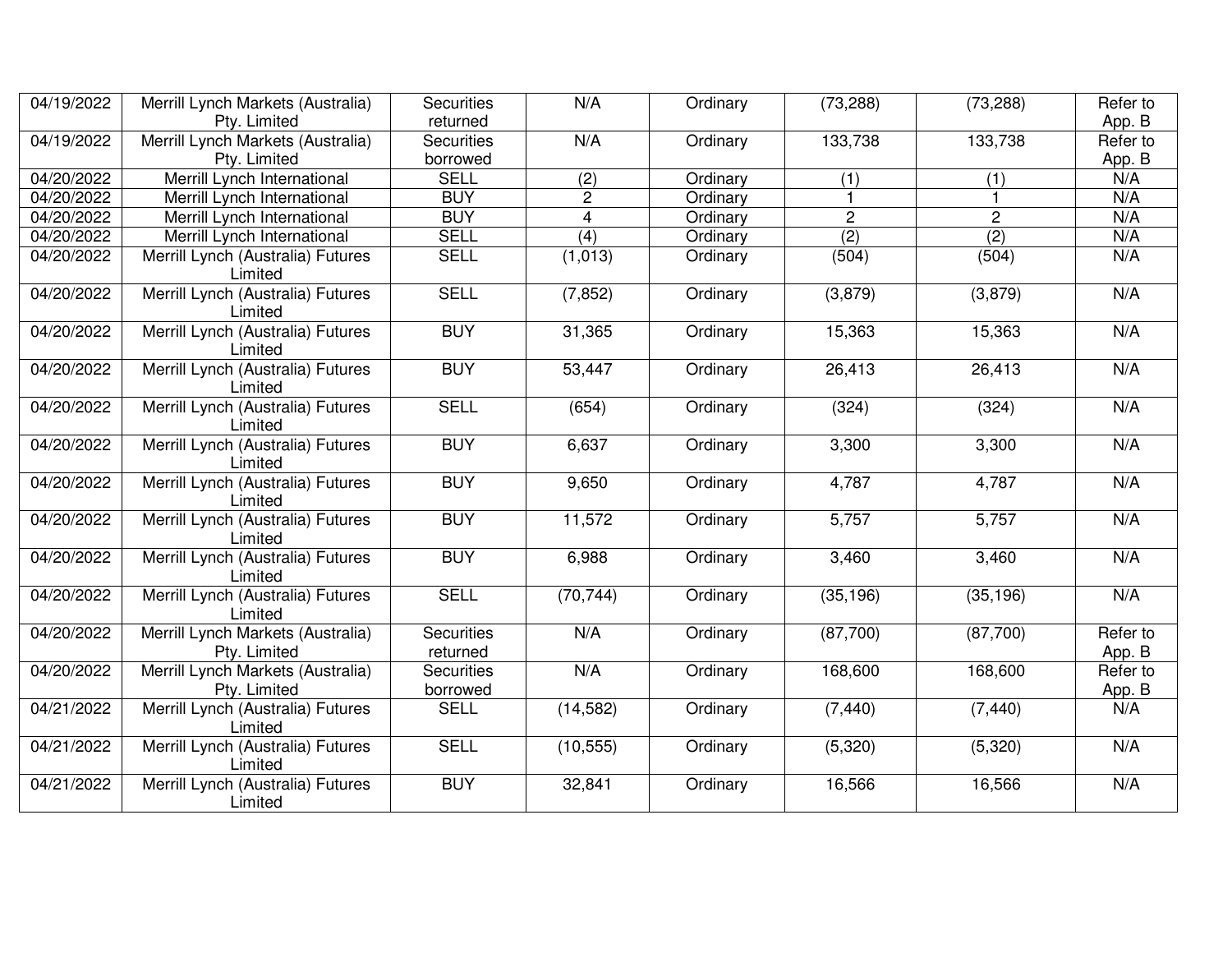| 04/19/2022 | Merrill Lynch Markets (Australia) Pty. Limited | Securities returned | N/A | Ordinary | (73,288) | (73,288) | Refer to App. B |
|---|---|---|---|---|---|---|---|
| 04/19/2022 | Merrill Lynch Markets (Australia) Pty. Limited | Securities borrowed | N/A | Ordinary | 133,738 | 133,738 | Refer to App. B |
| 04/20/2022 | Merrill Lynch International | SELL | (2) | Ordinary | (1) | (1) | N/A |
| 04/20/2022 | Merrill Lynch International | BUY | 2 | Ordinary | 1 | 1 | N/A |
| 04/20/2022 | Merrill Lynch International | BUY | 4 | Ordinary | 2 | 2 | N/A |
| 04/20/2022 | Merrill Lynch International | SELL | (4) | Ordinary | (2) | (2) | N/A |
| 04/20/2022 | Merrill Lynch (Australia) Futures Limited | SELL | (1,013) | Ordinary | (504) | (504) | N/A |
| 04/20/2022 | Merrill Lynch (Australia) Futures Limited | SELL | (7,852) | Ordinary | (3,879) | (3,879) | N/A |
| 04/20/2022 | Merrill Lynch (Australia) Futures Limited | BUY | 31,365 | Ordinary | 15,363 | 15,363 | N/A |
| 04/20/2022 | Merrill Lynch (Australia) Futures Limited | BUY | 53,447 | Ordinary | 26,413 | 26,413 | N/A |
| 04/20/2022 | Merrill Lynch (Australia) Futures Limited | SELL | (654) | Ordinary | (324) | (324) | N/A |
| 04/20/2022 | Merrill Lynch (Australia) Futures Limited | BUY | 6,637 | Ordinary | 3,300 | 3,300 | N/A |
| 04/20/2022 | Merrill Lynch (Australia) Futures Limited | BUY | 9,650 | Ordinary | 4,787 | 4,787 | N/A |
| 04/20/2022 | Merrill Lynch (Australia) Futures Limited | BUY | 11,572 | Ordinary | 5,757 | 5,757 | N/A |
| 04/20/2022 | Merrill Lynch (Australia) Futures Limited | BUY | 6,988 | Ordinary | 3,460 | 3,460 | N/A |
| 04/20/2022 | Merrill Lynch (Australia) Futures Limited | SELL | (70,744) | Ordinary | (35,196) | (35,196) | N/A |
| 04/20/2022 | Merrill Lynch Markets (Australia) Pty. Limited | Securities returned | N/A | Ordinary | (87,700) | (87,700) | Refer to App. B |
| 04/20/2022 | Merrill Lynch Markets (Australia) Pty. Limited | Securities borrowed | N/A | Ordinary | 168,600 | 168,600 | Refer to App. B |
| 04/21/2022 | Merrill Lynch (Australia) Futures Limited | SELL | (14,582) | Ordinary | (7,440) | (7,440) | N/A |
| 04/21/2022 | Merrill Lynch (Australia) Futures Limited | SELL | (10,555) | Ordinary | (5,320) | (5,320) | N/A |
| 04/21/2022 | Merrill Lynch (Australia) Futures Limited | BUY | 32,841 | Ordinary | 16,566 | 16,566 | N/A |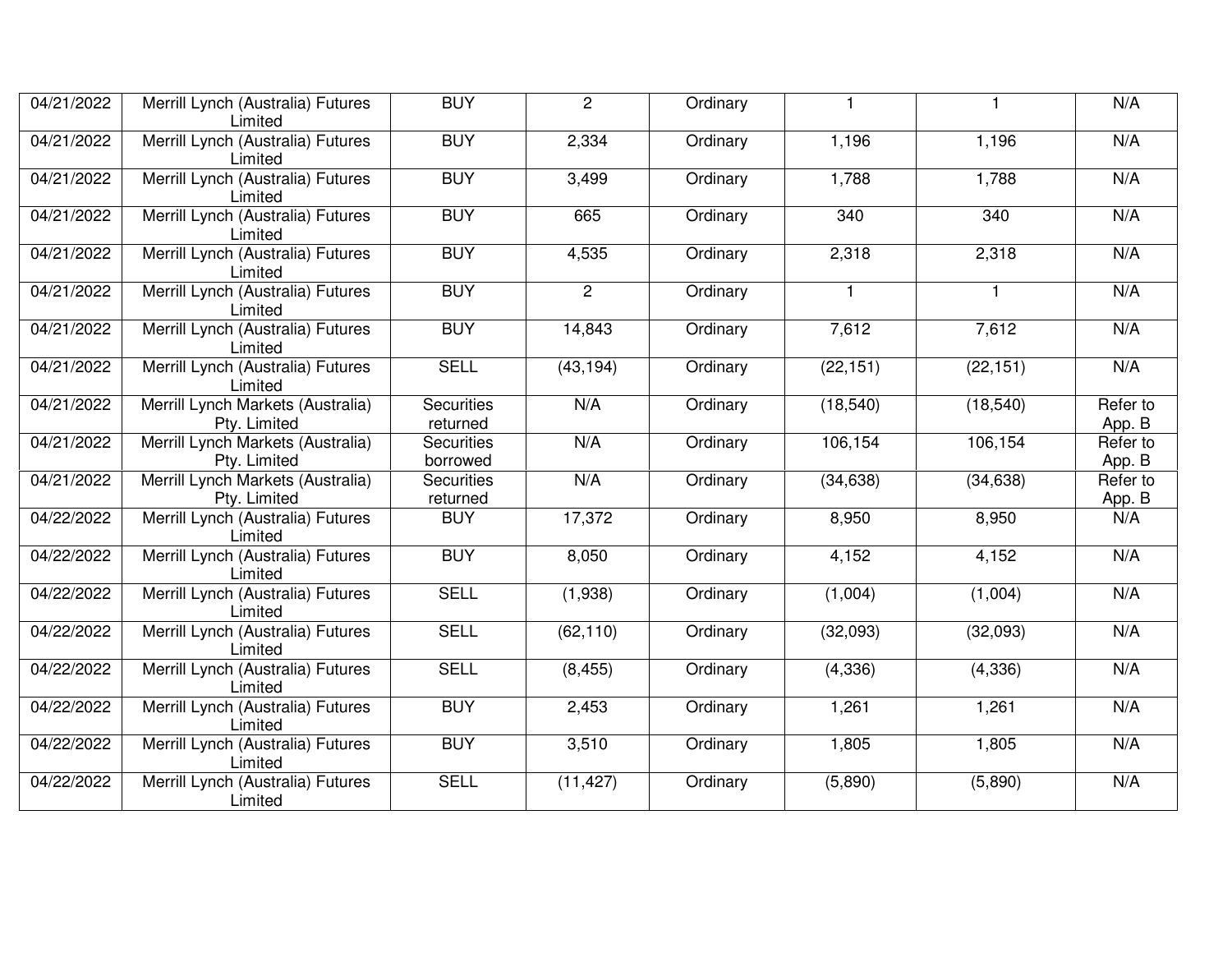| | | | | | | | |
|---|---|---|---|---|---|---|---|
| 04/21/2022 | Merrill Lynch (Australia) Futures Limited | BUY | 2 | Ordinary | 1 | 1 | N/A |
| 04/21/2022 | Merrill Lynch (Australia) Futures Limited | BUY | 2,334 | Ordinary | 1,196 | 1,196 | N/A |
| 04/21/2022 | Merrill Lynch (Australia) Futures Limited | BUY | 3,499 | Ordinary | 1,788 | 1,788 | N/A |
| 04/21/2022 | Merrill Lynch (Australia) Futures Limited | BUY | 665 | Ordinary | 340 | 340 | N/A |
| 04/21/2022 | Merrill Lynch (Australia) Futures Limited | BUY | 4,535 | Ordinary | 2,318 | 2,318 | N/A |
| 04/21/2022 | Merrill Lynch (Australia) Futures Limited | BUY | 2 | Ordinary | 1 | 1 | N/A |
| 04/21/2022 | Merrill Lynch (Australia) Futures Limited | BUY | 14,843 | Ordinary | 7,612 | 7,612 | N/A |
| 04/21/2022 | Merrill Lynch (Australia) Futures Limited | SELL | (43,194) | Ordinary | (22,151) | (22,151) | N/A |
| 04/21/2022 | Merrill Lynch Markets (Australia) Pty. Limited | Securities returned | N/A | Ordinary | (18,540) | (18,540) | Refer to App. B |
| 04/21/2022 | Merrill Lynch Markets (Australia) Pty. Limited | Securities borrowed | N/A | Ordinary | 106,154 | 106,154 | Refer to App. B |
| 04/21/2022 | Merrill Lynch Markets (Australia) Pty. Limited | Securities returned | N/A | Ordinary | (34,638) | (34,638) | Refer to App. B |
| 04/22/2022 | Merrill Lynch (Australia) Futures Limited | BUY | 17,372 | Ordinary | 8,950 | 8,950 | N/A |
| 04/22/2022 | Merrill Lynch (Australia) Futures Limited | BUY | 8,050 | Ordinary | 4,152 | 4,152 | N/A |
| 04/22/2022 | Merrill Lynch (Australia) Futures Limited | SELL | (1,938) | Ordinary | (1,004) | (1,004) | N/A |
| 04/22/2022 | Merrill Lynch (Australia) Futures Limited | SELL | (62,110) | Ordinary | (32,093) | (32,093) | N/A |
| 04/22/2022 | Merrill Lynch (Australia) Futures Limited | SELL | (8,455) | Ordinary | (4,336) | (4,336) | N/A |
| 04/22/2022 | Merrill Lynch (Australia) Futures Limited | BUY | 2,453 | Ordinary | 1,261 | 1,261 | N/A |
| 04/22/2022 | Merrill Lynch (Australia) Futures Limited | BUY | 3,510 | Ordinary | 1,805 | 1,805 | N/A |
| 04/22/2022 | Merrill Lynch (Australia) Futures Limited | SELL | (11,427) | Ordinary | (5,890) | (5,890) | N/A |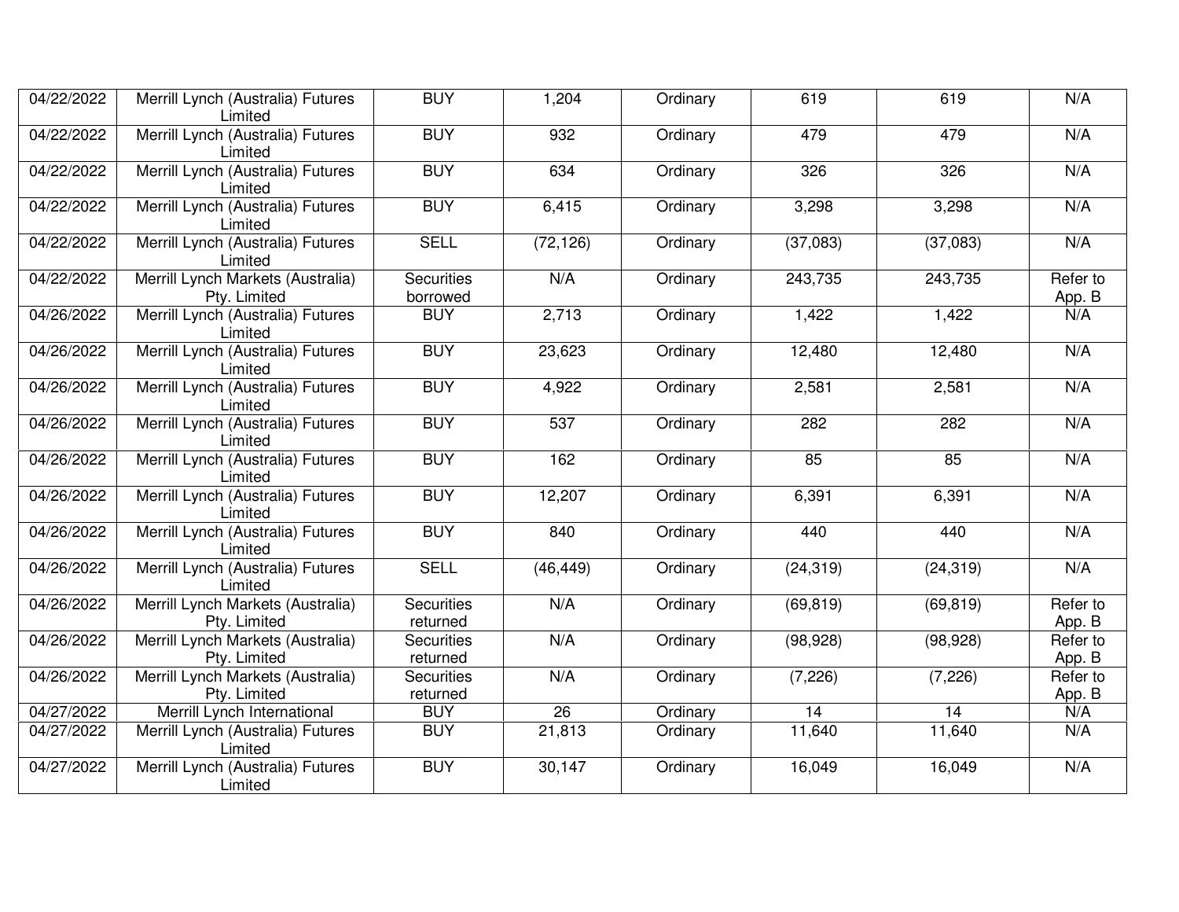| | | | | | | | |
|---|---|---|---|---|---|---|---|
| 04/22/2022 | Merrill Lynch (Australia) Futures Limited | BUY | 1,204 | Ordinary | 619 | 619 | N/A |
| 04/22/2022 | Merrill Lynch (Australia) Futures Limited | BUY | 932 | Ordinary | 479 | 479 | N/A |
| 04/22/2022 | Merrill Lynch (Australia) Futures Limited | BUY | 634 | Ordinary | 326 | 326 | N/A |
| 04/22/2022 | Merrill Lynch (Australia) Futures Limited | BUY | 6,415 | Ordinary | 3,298 | 3,298 | N/A |
| 04/22/2022 | Merrill Lynch (Australia) Futures Limited | SELL | (72,126) | Ordinary | (37,083) | (37,083) | N/A |
| 04/22/2022 | Merrill Lynch Markets (Australia) Pty. Limited | Securities borrowed | N/A | Ordinary | 243,735 | 243,735 | Refer to App. B |
| 04/26/2022 | Merrill Lynch (Australia) Futures Limited | BUY | 2,713 | Ordinary | 1,422 | 1,422 | N/A |
| 04/26/2022 | Merrill Lynch (Australia) Futures Limited | BUY | 23,623 | Ordinary | 12,480 | 12,480 | N/A |
| 04/26/2022 | Merrill Lynch (Australia) Futures Limited | BUY | 4,922 | Ordinary | 2,581 | 2,581 | N/A |
| 04/26/2022 | Merrill Lynch (Australia) Futures Limited | BUY | 537 | Ordinary | 282 | 282 | N/A |
| 04/26/2022 | Merrill Lynch (Australia) Futures Limited | BUY | 162 | Ordinary | 85 | 85 | N/A |
| 04/26/2022 | Merrill Lynch (Australia) Futures Limited | BUY | 12,207 | Ordinary | 6,391 | 6,391 | N/A |
| 04/26/2022 | Merrill Lynch (Australia) Futures Limited | BUY | 840 | Ordinary | 440 | 440 | N/A |
| 04/26/2022 | Merrill Lynch (Australia) Futures Limited | SELL | (46,449) | Ordinary | (24,319) | (24,319) | N/A |
| 04/26/2022 | Merrill Lynch Markets (Australia) Pty. Limited | Securities returned | N/A | Ordinary | (69,819) | (69,819) | Refer to App. B |
| 04/26/2022 | Merrill Lynch Markets (Australia) Pty. Limited | Securities returned | N/A | Ordinary | (98,928) | (98,928) | Refer to App. B |
| 04/26/2022 | Merrill Lynch Markets (Australia) Pty. Limited | Securities returned | N/A | Ordinary | (7,226) | (7,226) | Refer to App. B |
| 04/27/2022 | Merrill Lynch International | BUY | 26 | Ordinary | 14 | 14 | N/A |
| 04/27/2022 | Merrill Lynch (Australia) Futures Limited | BUY | 21,813 | Ordinary | 11,640 | 11,640 | N/A |
| 04/27/2022 | Merrill Lynch (Australia) Futures Limited | BUY | 30,147 | Ordinary | 16,049 | 16,049 | N/A |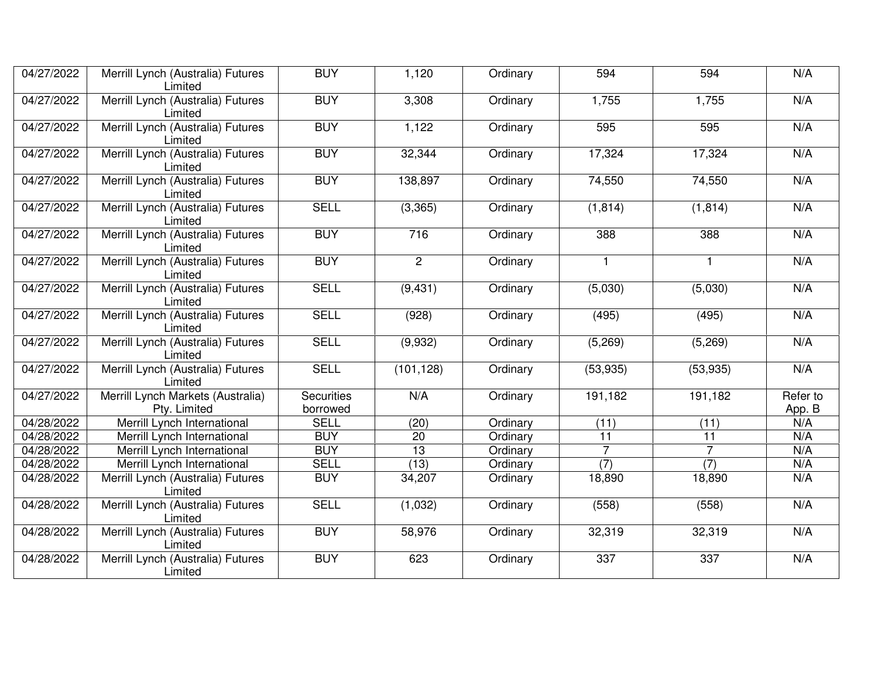| | | | | | | | |
|---|---|---|---|---|---|---|---|
| 04/27/2022 | Merrill Lynch (Australia) Futures Limited | BUY | 1,120 | Ordinary | 594 | 594 | N/A |
| 04/27/2022 | Merrill Lynch (Australia) Futures Limited | BUY | 3,308 | Ordinary | 1,755 | 1,755 | N/A |
| 04/27/2022 | Merrill Lynch (Australia) Futures Limited | BUY | 1,122 | Ordinary | 595 | 595 | N/A |
| 04/27/2022 | Merrill Lynch (Australia) Futures Limited | BUY | 32,344 | Ordinary | 17,324 | 17,324 | N/A |
| 04/27/2022 | Merrill Lynch (Australia) Futures Limited | BUY | 138,897 | Ordinary | 74,550 | 74,550 | N/A |
| 04/27/2022 | Merrill Lynch (Australia) Futures Limited | SELL | (3,365) | Ordinary | (1,814) | (1,814) | N/A |
| 04/27/2022 | Merrill Lynch (Australia) Futures Limited | BUY | 716 | Ordinary | 388 | 388 | N/A |
| 04/27/2022 | Merrill Lynch (Australia) Futures Limited | BUY | 2 | Ordinary | 1 | 1 | N/A |
| 04/27/2022 | Merrill Lynch (Australia) Futures Limited | SELL | (9,431) | Ordinary | (5,030) | (5,030) | N/A |
| 04/27/2022 | Merrill Lynch (Australia) Futures Limited | SELL | (928) | Ordinary | (495) | (495) | N/A |
| 04/27/2022 | Merrill Lynch (Australia) Futures Limited | SELL | (9,932) | Ordinary | (5,269) | (5,269) | N/A |
| 04/27/2022 | Merrill Lynch (Australia) Futures Limited | SELL | (101,128) | Ordinary | (53,935) | (53,935) | N/A |
| 04/27/2022 | Merrill Lynch Markets (Australia) Pty. Limited | Securities borrowed | N/A | Ordinary | 191,182 | 191,182 | Refer to App. B |
| 04/28/2022 | Merrill Lynch International | SELL | (20) | Ordinary | (11) | (11) | N/A |
| 04/28/2022 | Merrill Lynch International | BUY | 20 | Ordinary | 11 | 11 | N/A |
| 04/28/2022 | Merrill Lynch International | BUY | 13 | Ordinary | 7 | 7 | N/A |
| 04/28/2022 | Merrill Lynch International | SELL | (13) | Ordinary | (7) | (7) | N/A |
| 04/28/2022 | Merrill Lynch (Australia) Futures Limited | BUY | 34,207 | Ordinary | 18,890 | 18,890 | N/A |
| 04/28/2022 | Merrill Lynch (Australia) Futures Limited | SELL | (1,032) | Ordinary | (558) | (558) | N/A |
| 04/28/2022 | Merrill Lynch (Australia) Futures Limited | BUY | 58,976 | Ordinary | 32,319 | 32,319 | N/A |
| 04/28/2022 | Merrill Lynch (Australia) Futures Limited | BUY | 623 | Ordinary | 337 | 337 | N/A |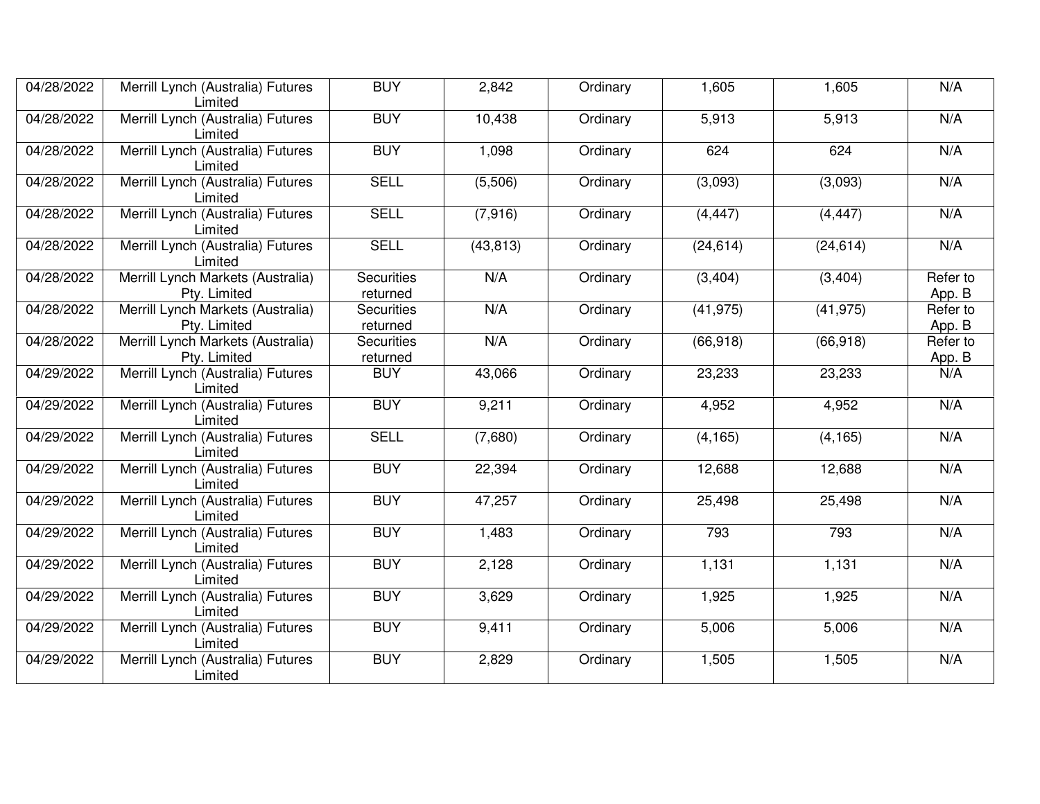| | | | | | | | |
|---|---|---|---|---|---|---|---|
| 04/28/2022 | Merrill Lynch (Australia) Futures Limited | BUY | 2,842 | Ordinary | 1,605 | 1,605 | N/A |
| 04/28/2022 | Merrill Lynch (Australia) Futures Limited | BUY | 10,438 | Ordinary | 5,913 | 5,913 | N/A |
| 04/28/2022 | Merrill Lynch (Australia) Futures Limited | BUY | 1,098 | Ordinary | 624 | 624 | N/A |
| 04/28/2022 | Merrill Lynch (Australia) Futures Limited | SELL | (5,506) | Ordinary | (3,093) | (3,093) | N/A |
| 04/28/2022 | Merrill Lynch (Australia) Futures Limited | SELL | (7,916) | Ordinary | (4,447) | (4,447) | N/A |
| 04/28/2022 | Merrill Lynch (Australia) Futures Limited | SELL | (43,813) | Ordinary | (24,614) | (24,614) | N/A |
| 04/28/2022 | Merrill Lynch Markets (Australia) Pty. Limited | Securities returned | N/A | Ordinary | (3,404) | (3,404) | Refer to App. B |
| 04/28/2022 | Merrill Lynch Markets (Australia) Pty. Limited | Securities returned | N/A | Ordinary | (41,975) | (41,975) | Refer to App. B |
| 04/28/2022 | Merrill Lynch Markets (Australia) Pty. Limited | Securities returned | N/A | Ordinary | (66,918) | (66,918) | Refer to App. B |
| 04/29/2022 | Merrill Lynch (Australia) Futures Limited | BUY | 43,066 | Ordinary | 23,233 | 23,233 | N/A |
| 04/29/2022 | Merrill Lynch (Australia) Futures Limited | BUY | 9,211 | Ordinary | 4,952 | 4,952 | N/A |
| 04/29/2022 | Merrill Lynch (Australia) Futures Limited | SELL | (7,680) | Ordinary | (4,165) | (4,165) | N/A |
| 04/29/2022 | Merrill Lynch (Australia) Futures Limited | BUY | 22,394 | Ordinary | 12,688 | 12,688 | N/A |
| 04/29/2022 | Merrill Lynch (Australia) Futures Limited | BUY | 47,257 | Ordinary | 25,498 | 25,498 | N/A |
| 04/29/2022 | Merrill Lynch (Australia) Futures Limited | BUY | 1,483 | Ordinary | 793 | 793 | N/A |
| 04/29/2022 | Merrill Lynch (Australia) Futures Limited | BUY | 2,128 | Ordinary | 1,131 | 1,131 | N/A |
| 04/29/2022 | Merrill Lynch (Australia) Futures Limited | BUY | 3,629 | Ordinary | 1,925 | 1,925 | N/A |
| 04/29/2022 | Merrill Lynch (Australia) Futures Limited | BUY | 9,411 | Ordinary | 5,006 | 5,006 | N/A |
| 04/29/2022 | Merrill Lynch (Australia) Futures Limited | BUY | 2,829 | Ordinary | 1,505 | 1,505 | N/A |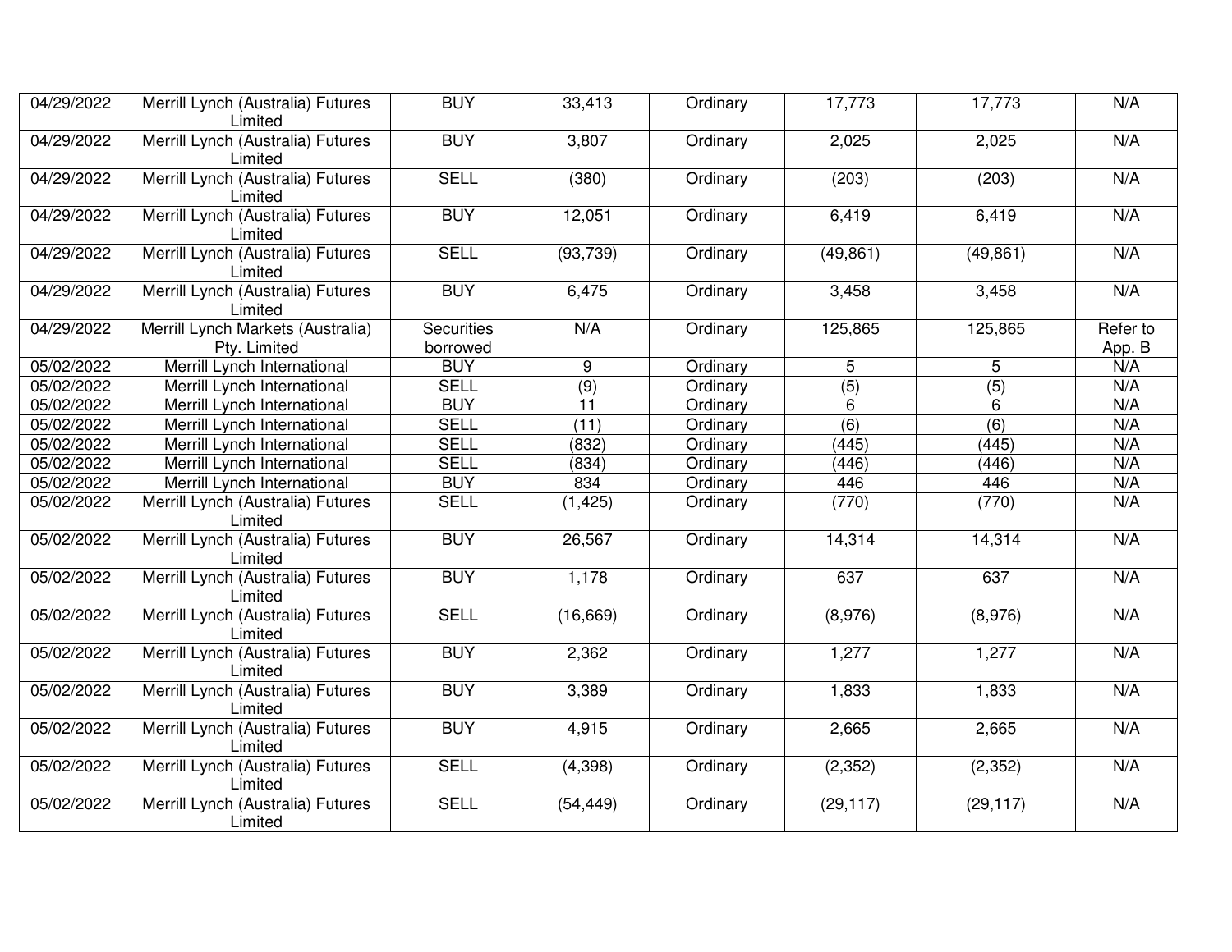| | | | | | | | |
|---|---|---|---|---|---|---|---|
| 04/29/2022 | Merrill Lynch (Australia) Futures Limited | BUY | 33,413 | Ordinary | 17,773 | 17,773 | N/A |
| 04/29/2022 | Merrill Lynch (Australia) Futures Limited | BUY | 3,807 | Ordinary | 2,025 | 2,025 | N/A |
| 04/29/2022 | Merrill Lynch (Australia) Futures Limited | SELL | (380) | Ordinary | (203) | (203) | N/A |
| 04/29/2022 | Merrill Lynch (Australia) Futures Limited | BUY | 12,051 | Ordinary | 6,419 | 6,419 | N/A |
| 04/29/2022 | Merrill Lynch (Australia) Futures Limited | SELL | (93,739) | Ordinary | (49,861) | (49,861) | N/A |
| 04/29/2022 | Merrill Lynch (Australia) Futures Limited | BUY | 6,475 | Ordinary | 3,458 | 3,458 | N/A |
| 04/29/2022 | Merrill Lynch Markets (Australia) Pty. Limited | Securities borrowed | N/A | Ordinary | 125,865 | 125,865 | Refer to App. B |
| 05/02/2022 | Merrill Lynch International | BUY | 9 | Ordinary | 5 | 5 | N/A |
| 05/02/2022 | Merrill Lynch International | SELL | (9) | Ordinary | (5) | (5) | N/A |
| 05/02/2022 | Merrill Lynch International | BUY | 11 | Ordinary | 6 | 6 | N/A |
| 05/02/2022 | Merrill Lynch International | SELL | (11) | Ordinary | (6) | (6) | N/A |
| 05/02/2022 | Merrill Lynch International | SELL | (832) | Ordinary | (445) | (445) | N/A |
| 05/02/2022 | Merrill Lynch International | SELL | (834) | Ordinary | (446) | (446) | N/A |
| 05/02/2022 | Merrill Lynch International | BUY | 834 | Ordinary | 446 | 446 | N/A |
| 05/02/2022 | Merrill Lynch (Australia) Futures Limited | SELL | (1,425) | Ordinary | (770) | (770) | N/A |
| 05/02/2022 | Merrill Lynch (Australia) Futures Limited | BUY | 26,567 | Ordinary | 14,314 | 14,314 | N/A |
| 05/02/2022 | Merrill Lynch (Australia) Futures Limited | BUY | 1,178 | Ordinary | 637 | 637 | N/A |
| 05/02/2022 | Merrill Lynch (Australia) Futures Limited | SELL | (16,669) | Ordinary | (8,976) | (8,976) | N/A |
| 05/02/2022 | Merrill Lynch (Australia) Futures Limited | BUY | 2,362 | Ordinary | 1,277 | 1,277 | N/A |
| 05/02/2022 | Merrill Lynch (Australia) Futures Limited | BUY | 3,389 | Ordinary | 1,833 | 1,833 | N/A |
| 05/02/2022 | Merrill Lynch (Australia) Futures Limited | BUY | 4,915 | Ordinary | 2,665 | 2,665 | N/A |
| 05/02/2022 | Merrill Lynch (Australia) Futures Limited | SELL | (4,398) | Ordinary | (2,352) | (2,352) | N/A |
| 05/02/2022 | Merrill Lynch (Australia) Futures Limited | SELL | (54,449) | Ordinary | (29,117) | (29,117) | N/A |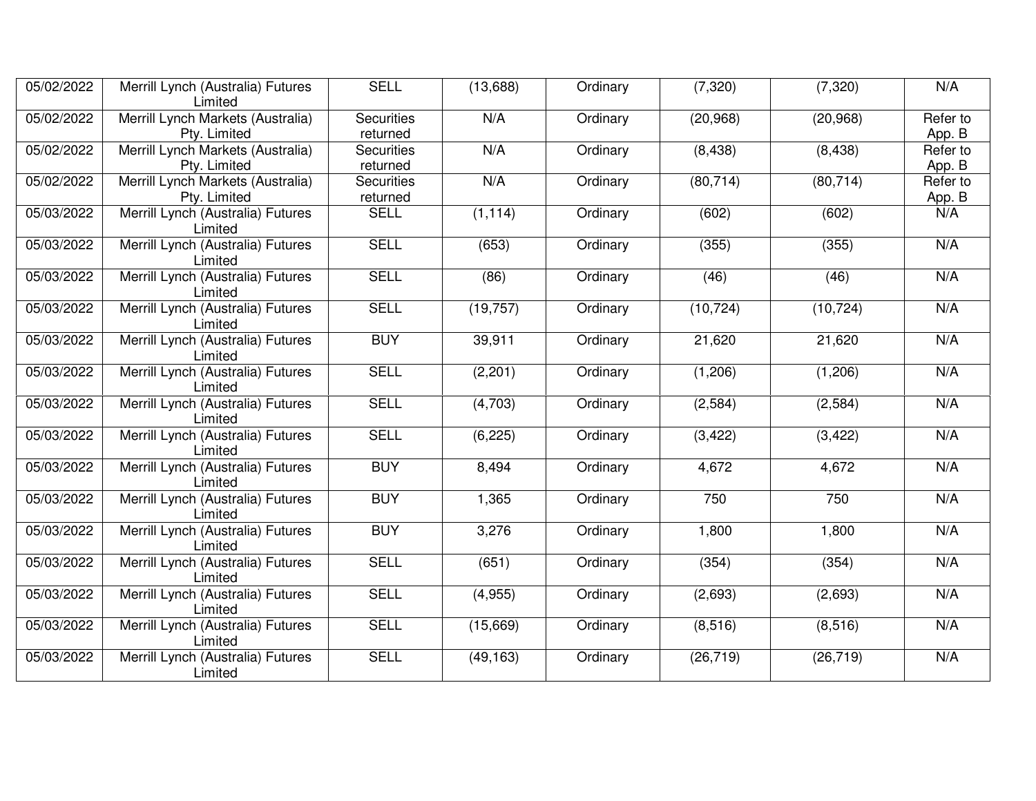| | | | | | | | |
|---|---|---|---|---|---|---|---|
| 05/02/2022 | Merrill Lynch (Australia) Futures Limited | SELL | (13,688) | Ordinary | (7,320) | (7,320) | N/A |
| 05/02/2022 | Merrill Lynch Markets (Australia) Pty. Limited | Securities returned | N/A | Ordinary | (20,968) | (20,968) | Refer to App. B |
| 05/02/2022 | Merrill Lynch Markets (Australia) Pty. Limited | Securities returned | N/A | Ordinary | (8,438) | (8,438) | Refer to App. B |
| 05/02/2022 | Merrill Lynch Markets (Australia) Pty. Limited | Securities returned | N/A | Ordinary | (80,714) | (80,714) | Refer to App. B |
| 05/03/2022 | Merrill Lynch (Australia) Futures Limited | SELL | (1,114) | Ordinary | (602) | (602) | N/A |
| 05/03/2022 | Merrill Lynch (Australia) Futures Limited | SELL | (653) | Ordinary | (355) | (355) | N/A |
| 05/03/2022 | Merrill Lynch (Australia) Futures Limited | SELL | (86) | Ordinary | (46) | (46) | N/A |
| 05/03/2022 | Merrill Lynch (Australia) Futures Limited | SELL | (19,757) | Ordinary | (10,724) | (10,724) | N/A |
| 05/03/2022 | Merrill Lynch (Australia) Futures Limited | BUY | 39,911 | Ordinary | 21,620 | 21,620 | N/A |
| 05/03/2022 | Merrill Lynch (Australia) Futures Limited | SELL | (2,201) | Ordinary | (1,206) | (1,206) | N/A |
| 05/03/2022 | Merrill Lynch (Australia) Futures Limited | SELL | (4,703) | Ordinary | (2,584) | (2,584) | N/A |
| 05/03/2022 | Merrill Lynch (Australia) Futures Limited | SELL | (6,225) | Ordinary | (3,422) | (3,422) | N/A |
| 05/03/2022 | Merrill Lynch (Australia) Futures Limited | BUY | 8,494 | Ordinary | 4,672 | 4,672 | N/A |
| 05/03/2022 | Merrill Lynch (Australia) Futures Limited | BUY | 1,365 | Ordinary | 750 | 750 | N/A |
| 05/03/2022 | Merrill Lynch (Australia) Futures Limited | BUY | 3,276 | Ordinary | 1,800 | 1,800 | N/A |
| 05/03/2022 | Merrill Lynch (Australia) Futures Limited | SELL | (651) | Ordinary | (354) | (354) | N/A |
| 05/03/2022 | Merrill Lynch (Australia) Futures Limited | SELL | (4,955) | Ordinary | (2,693) | (2,693) | N/A |
| 05/03/2022 | Merrill Lynch (Australia) Futures Limited | SELL | (15,669) | Ordinary | (8,516) | (8,516) | N/A |
| 05/03/2022 | Merrill Lynch (Australia) Futures Limited | SELL | (49,163) | Ordinary | (26,719) | (26,719) | N/A |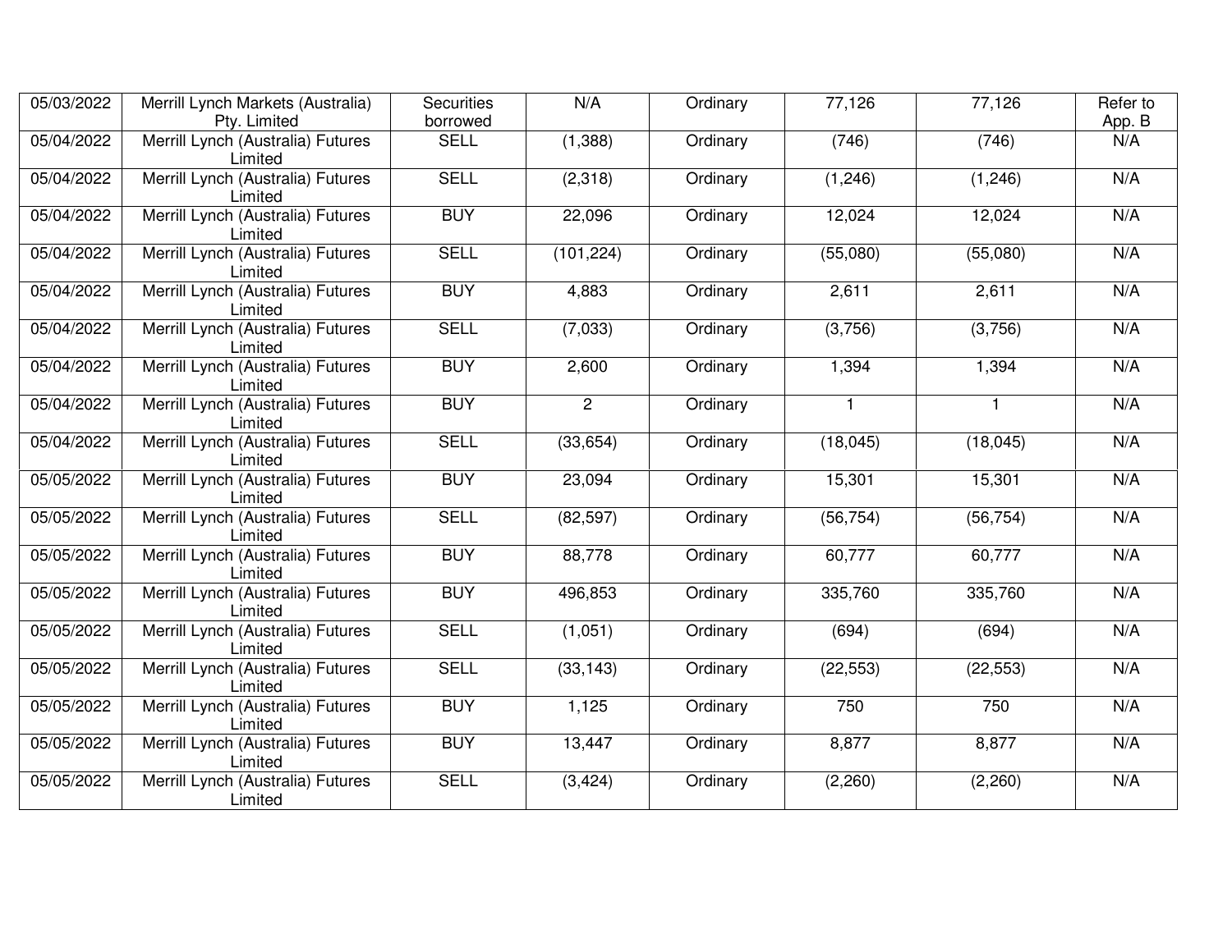| | | | | | | | |
|---|---|---|---|---|---|---|---|
| 05/03/2022 | Merrill Lynch Markets (Australia) Pty. Limited | Securities borrowed | N/A | Ordinary | 77,126 | 77,126 | Refer to App. B |
| 05/04/2022 | Merrill Lynch (Australia) Futures Limited | SELL | (1,388) | Ordinary | (746) | (746) | N/A |
| 05/04/2022 | Merrill Lynch (Australia) Futures Limited | SELL | (2,318) | Ordinary | (1,246) | (1,246) | N/A |
| 05/04/2022 | Merrill Lynch (Australia) Futures Limited | BUY | 22,096 | Ordinary | 12,024 | 12,024 | N/A |
| 05/04/2022 | Merrill Lynch (Australia) Futures Limited | SELL | (101,224) | Ordinary | (55,080) | (55,080) | N/A |
| 05/04/2022 | Merrill Lynch (Australia) Futures Limited | BUY | 4,883 | Ordinary | 2,611 | 2,611 | N/A |
| 05/04/2022 | Merrill Lynch (Australia) Futures Limited | SELL | (7,033) | Ordinary | (3,756) | (3,756) | N/A |
| 05/04/2022 | Merrill Lynch (Australia) Futures Limited | BUY | 2,600 | Ordinary | 1,394 | 1,394 | N/A |
| 05/04/2022 | Merrill Lynch (Australia) Futures Limited | BUY | 2 | Ordinary | 1 | 1 | N/A |
| 05/04/2022 | Merrill Lynch (Australia) Futures Limited | SELL | (33,654) | Ordinary | (18,045) | (18,045) | N/A |
| 05/05/2022 | Merrill Lynch (Australia) Futures Limited | BUY | 23,094 | Ordinary | 15,301 | 15,301 | N/A |
| 05/05/2022 | Merrill Lynch (Australia) Futures Limited | SELL | (82,597) | Ordinary | (56,754) | (56,754) | N/A |
| 05/05/2022 | Merrill Lynch (Australia) Futures Limited | BUY | 88,778 | Ordinary | 60,777 | 60,777 | N/A |
| 05/05/2022 | Merrill Lynch (Australia) Futures Limited | BUY | 496,853 | Ordinary | 335,760 | 335,760 | N/A |
| 05/05/2022 | Merrill Lynch (Australia) Futures Limited | SELL | (1,051) | Ordinary | (694) | (694) | N/A |
| 05/05/2022 | Merrill Lynch (Australia) Futures Limited | SELL | (33,143) | Ordinary | (22,553) | (22,553) | N/A |
| 05/05/2022 | Merrill Lynch (Australia) Futures Limited | BUY | 1,125 | Ordinary | 750 | 750 | N/A |
| 05/05/2022 | Merrill Lynch (Australia) Futures Limited | BUY | 13,447 | Ordinary | 8,877 | 8,877 | N/A |
| 05/05/2022 | Merrill Lynch (Australia) Futures Limited | SELL | (3,424) | Ordinary | (2,260) | (2,260) | N/A |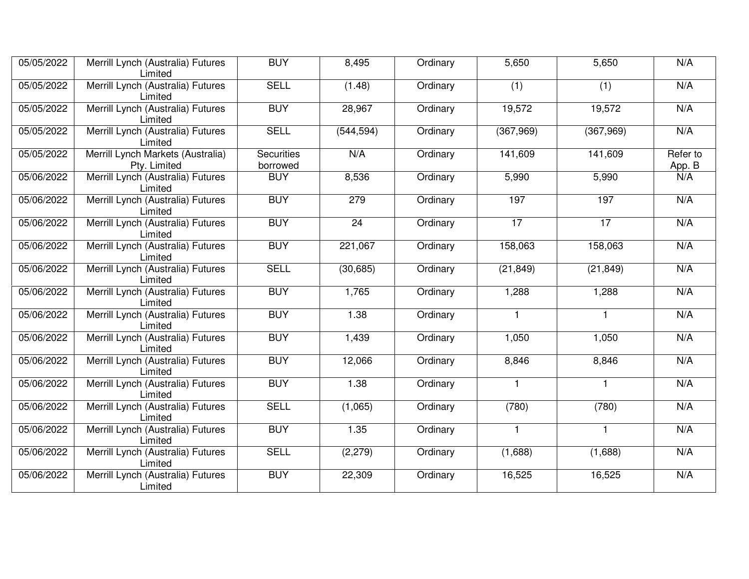| 05/05/2022 | Merrill Lynch (Australia) Futures Limited | BUY | 8,495 | Ordinary | 5,650 | 5,650 | N/A |
|---|---|---|---|---|---|---|---|
| 05/05/2022 | Merrill Lynch (Australia) Futures Limited | SELL | (1.48) | Ordinary | (1) | (1) | N/A |
| 05/05/2022 | Merrill Lynch (Australia) Futures Limited | BUY | 28,967 | Ordinary | 19,572 | 19,572 | N/A |
| 05/05/2022 | Merrill Lynch (Australia) Futures Limited | SELL | (544,594) | Ordinary | (367,969) | (367,969) | N/A |
| 05/05/2022 | Merrill Lynch Markets (Australia) Pty. Limited | Securities borrowed | N/A | Ordinary | 141,609 | 141,609 | Refer to App. B |
| 05/06/2022 | Merrill Lynch (Australia) Futures Limited | BUY | 8,536 | Ordinary | 5,990 | 5,990 | N/A |
| 05/06/2022 | Merrill Lynch (Australia) Futures Limited | BUY | 279 | Ordinary | 197 | 197 | N/A |
| 05/06/2022 | Merrill Lynch (Australia) Futures Limited | BUY | 24 | Ordinary | 17 | 17 | N/A |
| 05/06/2022 | Merrill Lynch (Australia) Futures Limited | BUY | 221,067 | Ordinary | 158,063 | 158,063 | N/A |
| 05/06/2022 | Merrill Lynch (Australia) Futures Limited | SELL | (30,685) | Ordinary | (21,849) | (21,849) | N/A |
| 05/06/2022 | Merrill Lynch (Australia) Futures Limited | BUY | 1,765 | Ordinary | 1,288 | 1,288 | N/A |
| 05/06/2022 | Merrill Lynch (Australia) Futures Limited | BUY | 1.38 | Ordinary | 1 | 1 | N/A |
| 05/06/2022 | Merrill Lynch (Australia) Futures Limited | BUY | 1,439 | Ordinary | 1,050 | 1,050 | N/A |
| 05/06/2022 | Merrill Lynch (Australia) Futures Limited | BUY | 12,066 | Ordinary | 8,846 | 8,846 | N/A |
| 05/06/2022 | Merrill Lynch (Australia) Futures Limited | BUY | 1.38 | Ordinary | 1 | 1 | N/A |
| 05/06/2022 | Merrill Lynch (Australia) Futures Limited | SELL | (1,065) | Ordinary | (780) | (780) | N/A |
| 05/06/2022 | Merrill Lynch (Australia) Futures Limited | BUY | 1.35 | Ordinary | 1 | 1 | N/A |
| 05/06/2022 | Merrill Lynch (Australia) Futures Limited | SELL | (2,279) | Ordinary | (1,688) | (1,688) | N/A |
| 05/06/2022 | Merrill Lynch (Australia) Futures Limited | BUY | 22,309 | Ordinary | 16,525 | 16,525 | N/A |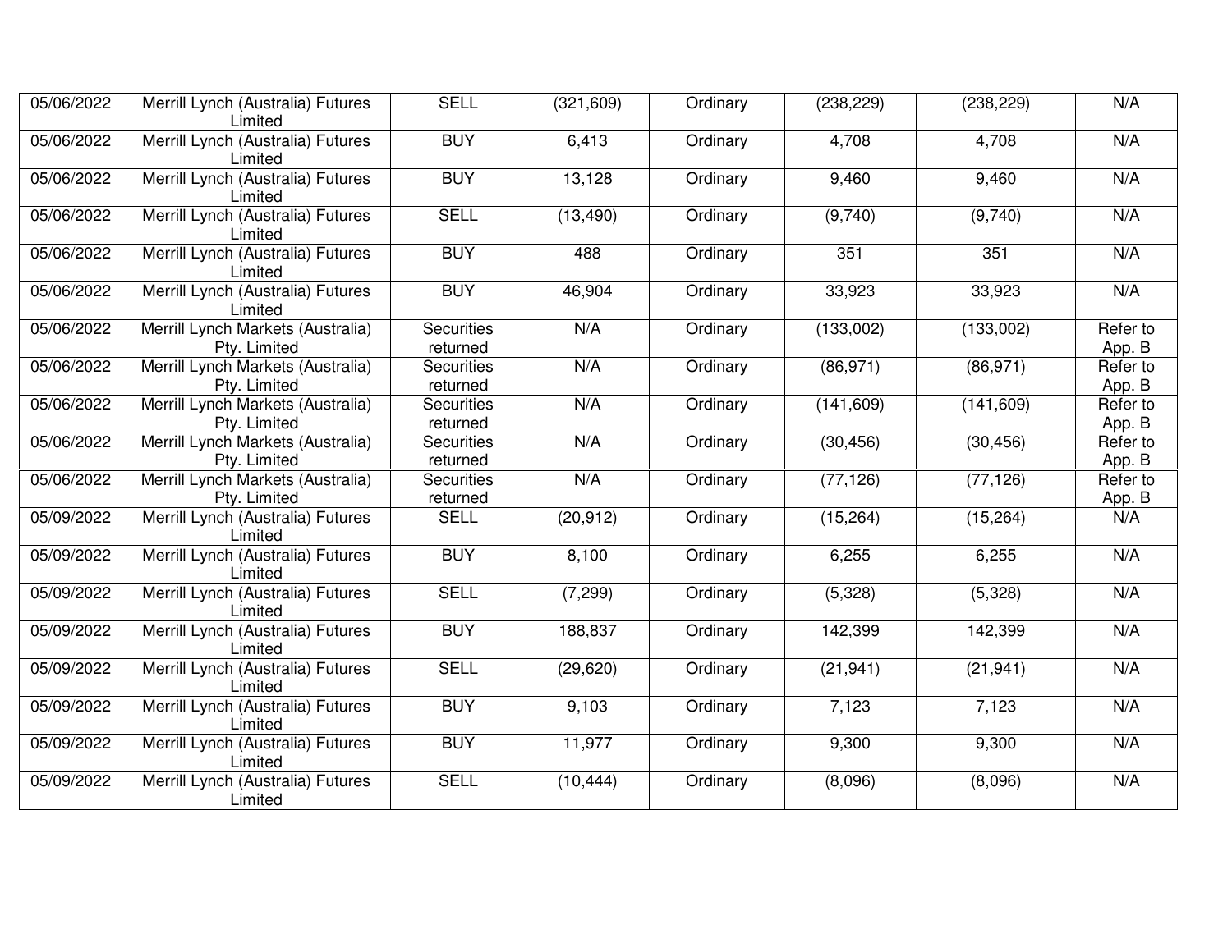| 05/06/2022 | Merrill Lynch (Australia) Futures Limited | SELL | (321,609) | Ordinary | (238,229) | (238,229) | N/A |
|---|---|---|---|---|---|---|---|
| 05/06/2022 | Merrill Lynch (Australia) Futures Limited | BUY | 6,413 | Ordinary | 4,708 | 4,708 | N/A |
| 05/06/2022 | Merrill Lynch (Australia) Futures Limited | BUY | 13,128 | Ordinary | 9,460 | 9,460 | N/A |
| 05/06/2022 | Merrill Lynch (Australia) Futures Limited | SELL | (13,490) | Ordinary | (9,740) | (9,740) | N/A |
| 05/06/2022 | Merrill Lynch (Australia) Futures Limited | BUY | 488 | Ordinary | 351 | 351 | N/A |
| 05/06/2022 | Merrill Lynch (Australia) Futures Limited | BUY | 46,904 | Ordinary | 33,923 | 33,923 | N/A |
| 05/06/2022 | Merrill Lynch Markets (Australia) Pty. Limited | Securities returned | N/A | Ordinary | (133,002) | (133,002) | Refer to App. B |
| 05/06/2022 | Merrill Lynch Markets (Australia) Pty. Limited | Securities returned | N/A | Ordinary | (86,971) | (86,971) | Refer to App. B |
| 05/06/2022 | Merrill Lynch Markets (Australia) Pty. Limited | Securities returned | N/A | Ordinary | (141,609) | (141,609) | Refer to App. B |
| 05/06/2022 | Merrill Lynch Markets (Australia) Pty. Limited | Securities returned | N/A | Ordinary | (30,456) | (30,456) | Refer to App. B |
| 05/06/2022 | Merrill Lynch Markets (Australia) Pty. Limited | Securities returned | N/A | Ordinary | (77,126) | (77,126) | Refer to App. B |
| 05/09/2022 | Merrill Lynch (Australia) Futures Limited | SELL | (20,912) | Ordinary | (15,264) | (15,264) | N/A |
| 05/09/2022 | Merrill Lynch (Australia) Futures Limited | BUY | 8,100 | Ordinary | 6,255 | 6,255 | N/A |
| 05/09/2022 | Merrill Lynch (Australia) Futures Limited | SELL | (7,299) | Ordinary | (5,328) | (5,328) | N/A |
| 05/09/2022 | Merrill Lynch (Australia) Futures Limited | BUY | 188,837 | Ordinary | 142,399 | 142,399 | N/A |
| 05/09/2022 | Merrill Lynch (Australia) Futures Limited | SELL | (29,620) | Ordinary | (21,941) | (21,941) | N/A |
| 05/09/2022 | Merrill Lynch (Australia) Futures Limited | BUY | 9,103 | Ordinary | 7,123 | 7,123 | N/A |
| 05/09/2022 | Merrill Lynch (Australia) Futures Limited | BUY | 11,977 | Ordinary | 9,300 | 9,300 | N/A |
| 05/09/2022 | Merrill Lynch (Australia) Futures Limited | SELL | (10,444) | Ordinary | (8,096) | (8,096) | N/A |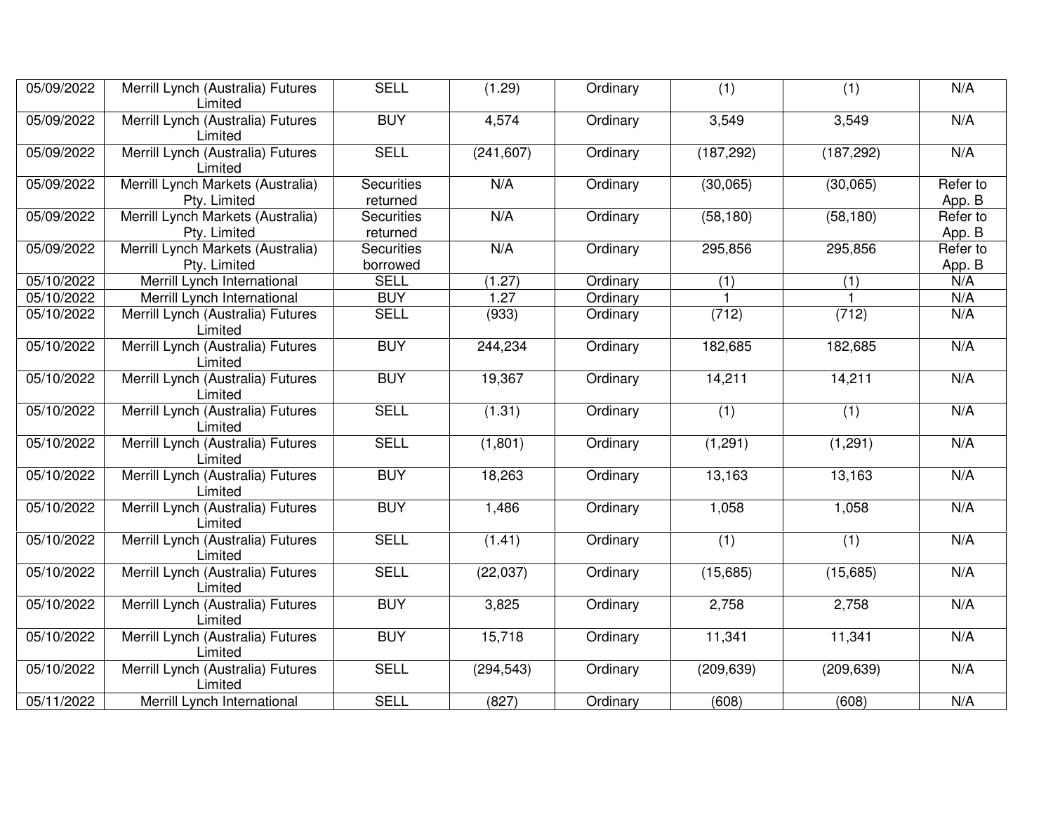| | | | | | | | |
|---|---|---|---|---|---|---|---|
| 05/09/2022 | Merrill Lynch (Australia) Futures Limited | SELL | (1.29) | Ordinary | (1) | (1) | N/A |
| 05/09/2022 | Merrill Lynch (Australia) Futures Limited | BUY | 4,574 | Ordinary | 3,549 | 3,549 | N/A |
| 05/09/2022 | Merrill Lynch (Australia) Futures Limited | SELL | (241,607) | Ordinary | (187,292) | (187,292) | N/A |
| 05/09/2022 | Merrill Lynch Markets (Australia) Pty. Limited | Securities returned | N/A | Ordinary | (30,065) | (30,065) | Refer to App. B |
| 05/09/2022 | Merrill Lynch Markets (Australia) Pty. Limited | Securities returned | N/A | Ordinary | (58,180) | (58,180) | Refer to App. B |
| 05/09/2022 | Merrill Lynch Markets (Australia) Pty. Limited | Securities borrowed | N/A | Ordinary | 295,856 | 295,856 | Refer to App. B |
| 05/10/2022 | Merrill Lynch International | SELL | (1.27) | Ordinary | (1) | (1) | N/A |
| 05/10/2022 | Merrill Lynch International | BUY | 1.27 | Ordinary | 1 | 1 | N/A |
| 05/10/2022 | Merrill Lynch (Australia) Futures Limited | SELL | (933) | Ordinary | (712) | (712) | N/A |
| 05/10/2022 | Merrill Lynch (Australia) Futures Limited | BUY | 244,234 | Ordinary | 182,685 | 182,685 | N/A |
| 05/10/2022 | Merrill Lynch (Australia) Futures Limited | BUY | 19,367 | Ordinary | 14,211 | 14,211 | N/A |
| 05/10/2022 | Merrill Lynch (Australia) Futures Limited | SELL | (1.31) | Ordinary | (1) | (1) | N/A |
| 05/10/2022 | Merrill Lynch (Australia) Futures Limited | SELL | (1,801) | Ordinary | (1,291) | (1,291) | N/A |
| 05/10/2022 | Merrill Lynch (Australia) Futures Limited | BUY | 18,263 | Ordinary | 13,163 | 13,163 | N/A |
| 05/10/2022 | Merrill Lynch (Australia) Futures Limited | BUY | 1,486 | Ordinary | 1,058 | 1,058 | N/A |
| 05/10/2022 | Merrill Lynch (Australia) Futures Limited | SELL | (1.41) | Ordinary | (1) | (1) | N/A |
| 05/10/2022 | Merrill Lynch (Australia) Futures Limited | SELL | (22,037) | Ordinary | (15,685) | (15,685) | N/A |
| 05/10/2022 | Merrill Lynch (Australia) Futures Limited | BUY | 3,825 | Ordinary | 2,758 | 2,758 | N/A |
| 05/10/2022 | Merrill Lynch (Australia) Futures Limited | BUY | 15,718 | Ordinary | 11,341 | 11,341 | N/A |
| 05/10/2022 | Merrill Lynch (Australia) Futures Limited | SELL | (294,543) | Ordinary | (209,639) | (209,639) | N/A |
| 05/11/2022 | Merrill Lynch International | SELL | (827) | Ordinary | (608) | (608) | N/A |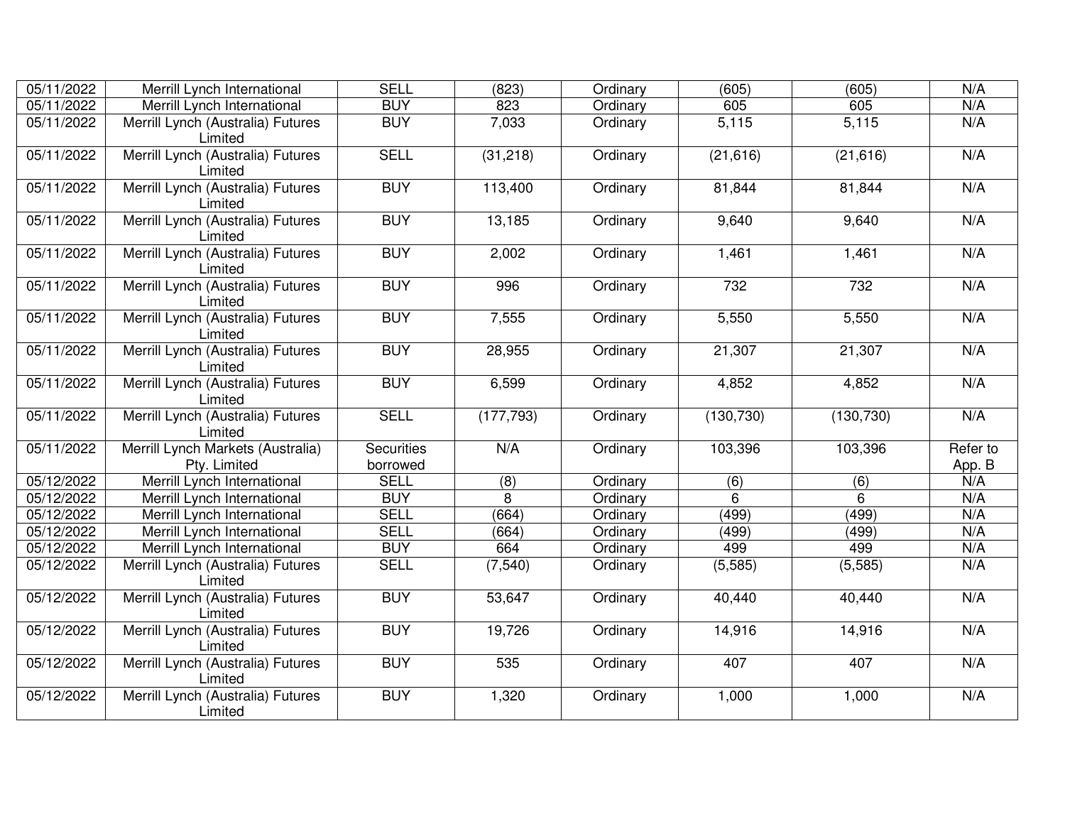| | | | | | | | |
|---|---|---|---|---|---|---|---|
| 05/11/2022 | Merrill Lynch International | SELL | (823) | Ordinary | (605) | (605) | N/A |
| 05/11/2022 | Merrill Lynch International | BUY | 823 | Ordinary | 605 | 605 | N/A |
| 05/11/2022 | Merrill Lynch (Australia) Futures Limited | BUY | 7,033 | Ordinary | 5,115 | 5,115 | N/A |
| 05/11/2022 | Merrill Lynch (Australia) Futures Limited | SELL | (31,218) | Ordinary | (21,616) | (21,616) | N/A |
| 05/11/2022 | Merrill Lynch (Australia) Futures Limited | BUY | 113,400 | Ordinary | 81,844 | 81,844 | N/A |
| 05/11/2022 | Merrill Lynch (Australia) Futures Limited | BUY | 13,185 | Ordinary | 9,640 | 9,640 | N/A |
| 05/11/2022 | Merrill Lynch (Australia) Futures Limited | BUY | 2,002 | Ordinary | 1,461 | 1,461 | N/A |
| 05/11/2022 | Merrill Lynch (Australia) Futures Limited | BUY | 996 | Ordinary | 732 | 732 | N/A |
| 05/11/2022 | Merrill Lynch (Australia) Futures Limited | BUY | 7,555 | Ordinary | 5,550 | 5,550 | N/A |
| 05/11/2022 | Merrill Lynch (Australia) Futures Limited | BUY | 28,955 | Ordinary | 21,307 | 21,307 | N/A |
| 05/11/2022 | Merrill Lynch (Australia) Futures Limited | BUY | 6,599 | Ordinary | 4,852 | 4,852 | N/A |
| 05/11/2022 | Merrill Lynch (Australia) Futures Limited | SELL | (177,793) | Ordinary | (130,730) | (130,730) | N/A |
| 05/11/2022 | Merrill Lynch Markets (Australia) Pty. Limited | Securities borrowed | N/A | Ordinary | 103,396 | 103,396 | Refer to App. B |
| 05/12/2022 | Merrill Lynch International | SELL | (8) | Ordinary | (6) | (6) | N/A |
| 05/12/2022 | Merrill Lynch International | BUY | 8 | Ordinary | 6 | 6 | N/A |
| 05/12/2022 | Merrill Lynch International | SELL | (664) | Ordinary | (499) | (499) | N/A |
| 05/12/2022 | Merrill Lynch International | SELL | (664) | Ordinary | (499) | (499) | N/A |
| 05/12/2022 | Merrill Lynch International | BUY | 664 | Ordinary | 499 | 499 | N/A |
| 05/12/2022 | Merrill Lynch (Australia) Futures Limited | SELL | (7,540) | Ordinary | (5,585) | (5,585) | N/A |
| 05/12/2022 | Merrill Lynch (Australia) Futures Limited | BUY | 53,647 | Ordinary | 40,440 | 40,440 | N/A |
| 05/12/2022 | Merrill Lynch (Australia) Futures Limited | BUY | 19,726 | Ordinary | 14,916 | 14,916 | N/A |
| 05/12/2022 | Merrill Lynch (Australia) Futures Limited | BUY | 535 | Ordinary | 407 | 407 | N/A |
| 05/12/2022 | Merrill Lynch (Australia) Futures Limited | BUY | 1,320 | Ordinary | 1,000 | 1,000 | N/A |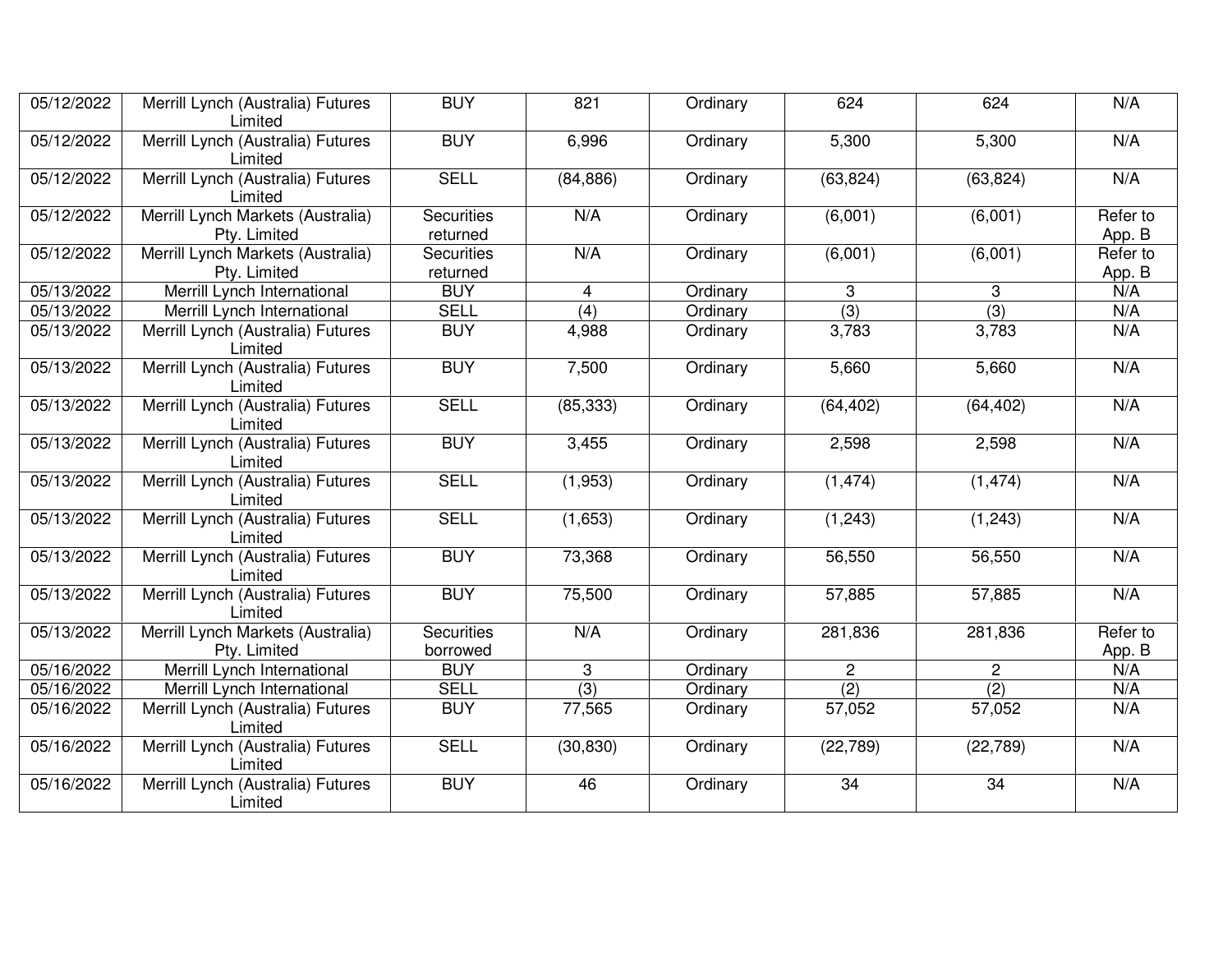| | | | | | | | |
|---|---|---|---|---|---|---|---|
| 05/12/2022 | Merrill Lynch (Australia) Futures Limited | BUY | 821 | Ordinary | 624 | 624 | N/A |
| 05/12/2022 | Merrill Lynch (Australia) Futures Limited | BUY | 6,996 | Ordinary | 5,300 | 5,300 | N/A |
| 05/12/2022 | Merrill Lynch (Australia) Futures Limited | SELL | (84,886) | Ordinary | (63,824) | (63,824) | N/A |
| 05/12/2022 | Merrill Lynch Markets (Australia) Pty. Limited | Securities returned | N/A | Ordinary | (6,001) | (6,001) | Refer to App. B |
| 05/12/2022 | Merrill Lynch Markets (Australia) Pty. Limited | Securities returned | N/A | Ordinary | (6,001) | (6,001) | Refer to App. B |
| 05/13/2022 | Merrill Lynch International | BUY | 4 | Ordinary | 3 | 3 | N/A |
| 05/13/2022 | Merrill Lynch International | SELL | (4) | Ordinary | (3) | (3) | N/A |
| 05/13/2022 | Merrill Lynch (Australia) Futures Limited | BUY | 4,988 | Ordinary | 3,783 | 3,783 | N/A |
| 05/13/2022 | Merrill Lynch (Australia) Futures Limited | BUY | 7,500 | Ordinary | 5,660 | 5,660 | N/A |
| 05/13/2022 | Merrill Lynch (Australia) Futures Limited | SELL | (85,333) | Ordinary | (64,402) | (64,402) | N/A |
| 05/13/2022 | Merrill Lynch (Australia) Futures Limited | BUY | 3,455 | Ordinary | 2,598 | 2,598 | N/A |
| 05/13/2022 | Merrill Lynch (Australia) Futures Limited | SELL | (1,953) | Ordinary | (1,474) | (1,474) | N/A |
| 05/13/2022 | Merrill Lynch (Australia) Futures Limited | SELL | (1,653) | Ordinary | (1,243) | (1,243) | N/A |
| 05/13/2022 | Merrill Lynch (Australia) Futures Limited | BUY | 73,368 | Ordinary | 56,550 | 56,550 | N/A |
| 05/13/2022 | Merrill Lynch (Australia) Futures Limited | BUY | 75,500 | Ordinary | 57,885 | 57,885 | N/A |
| 05/13/2022 | Merrill Lynch Markets (Australia) Pty. Limited | Securities borrowed | N/A | Ordinary | 281,836 | 281,836 | Refer to App. B |
| 05/16/2022 | Merrill Lynch International | BUY | 3 | Ordinary | 2 | 2 | N/A |
| 05/16/2022 | Merrill Lynch International | SELL | (3) | Ordinary | (2) | (2) | N/A |
| 05/16/2022 | Merrill Lynch (Australia) Futures Limited | BUY | 77,565 | Ordinary | 57,052 | 57,052 | N/A |
| 05/16/2022 | Merrill Lynch (Australia) Futures Limited | SELL | (30,830) | Ordinary | (22,789) | (22,789) | N/A |
| 05/16/2022 | Merrill Lynch (Australia) Futures Limited | BUY | 46 | Ordinary | 34 | 34 | N/A |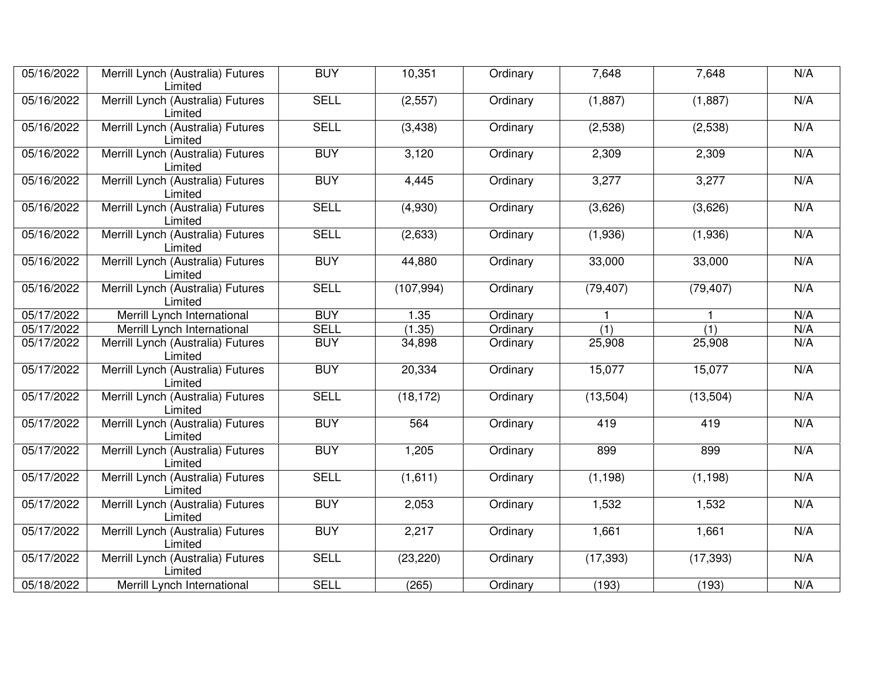| | | | | | | | |
|---|---|---|---|---|---|---|---|
| 05/16/2022 | Merrill Lynch (Australia) Futures Limited | BUY | 10,351 | Ordinary | 7,648 | 7,648 | N/A |
| 05/16/2022 | Merrill Lynch (Australia) Futures Limited | SELL | (2,557) | Ordinary | (1,887) | (1,887) | N/A |
| 05/16/2022 | Merrill Lynch (Australia) Futures Limited | SELL | (3,438) | Ordinary | (2,538) | (2,538) | N/A |
| 05/16/2022 | Merrill Lynch (Australia) Futures Limited | BUY | 3,120 | Ordinary | 2,309 | 2,309 | N/A |
| 05/16/2022 | Merrill Lynch (Australia) Futures Limited | BUY | 4,445 | Ordinary | 3,277 | 3,277 | N/A |
| 05/16/2022 | Merrill Lynch (Australia) Futures Limited | SELL | (4,930) | Ordinary | (3,626) | (3,626) | N/A |
| 05/16/2022 | Merrill Lynch (Australia) Futures Limited | SELL | (2,633) | Ordinary | (1,936) | (1,936) | N/A |
| 05/16/2022 | Merrill Lynch (Australia) Futures Limited | BUY | 44,880 | Ordinary | 33,000 | 33,000 | N/A |
| 05/16/2022 | Merrill Lynch (Australia) Futures Limited | SELL | (107,994) | Ordinary | (79,407) | (79,407) | N/A |
| 05/17/2022 | Merrill Lynch International | BUY | 1.35 | Ordinary | 1 | 1 | N/A |
| 05/17/2022 | Merrill Lynch International | SELL | (1.35) | Ordinary | (1) | (1) | N/A |
| 05/17/2022 | Merrill Lynch (Australia) Futures Limited | BUY | 34,898 | Ordinary | 25,908 | 25,908 | N/A |
| 05/17/2022 | Merrill Lynch (Australia) Futures Limited | BUY | 20,334 | Ordinary | 15,077 | 15,077 | N/A |
| 05/17/2022 | Merrill Lynch (Australia) Futures Limited | SELL | (18,172) | Ordinary | (13,504) | (13,504) | N/A |
| 05/17/2022 | Merrill Lynch (Australia) Futures Limited | BUY | 564 | Ordinary | 419 | 419 | N/A |
| 05/17/2022 | Merrill Lynch (Australia) Futures Limited | BUY | 1,205 | Ordinary | 899 | 899 | N/A |
| 05/17/2022 | Merrill Lynch (Australia) Futures Limited | SELL | (1,611) | Ordinary | (1,198) | (1,198) | N/A |
| 05/17/2022 | Merrill Lynch (Australia) Futures Limited | BUY | 2,053 | Ordinary | 1,532 | 1,532 | N/A |
| 05/17/2022 | Merrill Lynch (Australia) Futures Limited | BUY | 2,217 | Ordinary | 1,661 | 1,661 | N/A |
| 05/17/2022 | Merrill Lynch (Australia) Futures Limited | SELL | (23,220) | Ordinary | (17,393) | (17,393) | N/A |
| 05/18/2022 | Merrill Lynch International | SELL | (265) | Ordinary | (193) | (193) | N/A |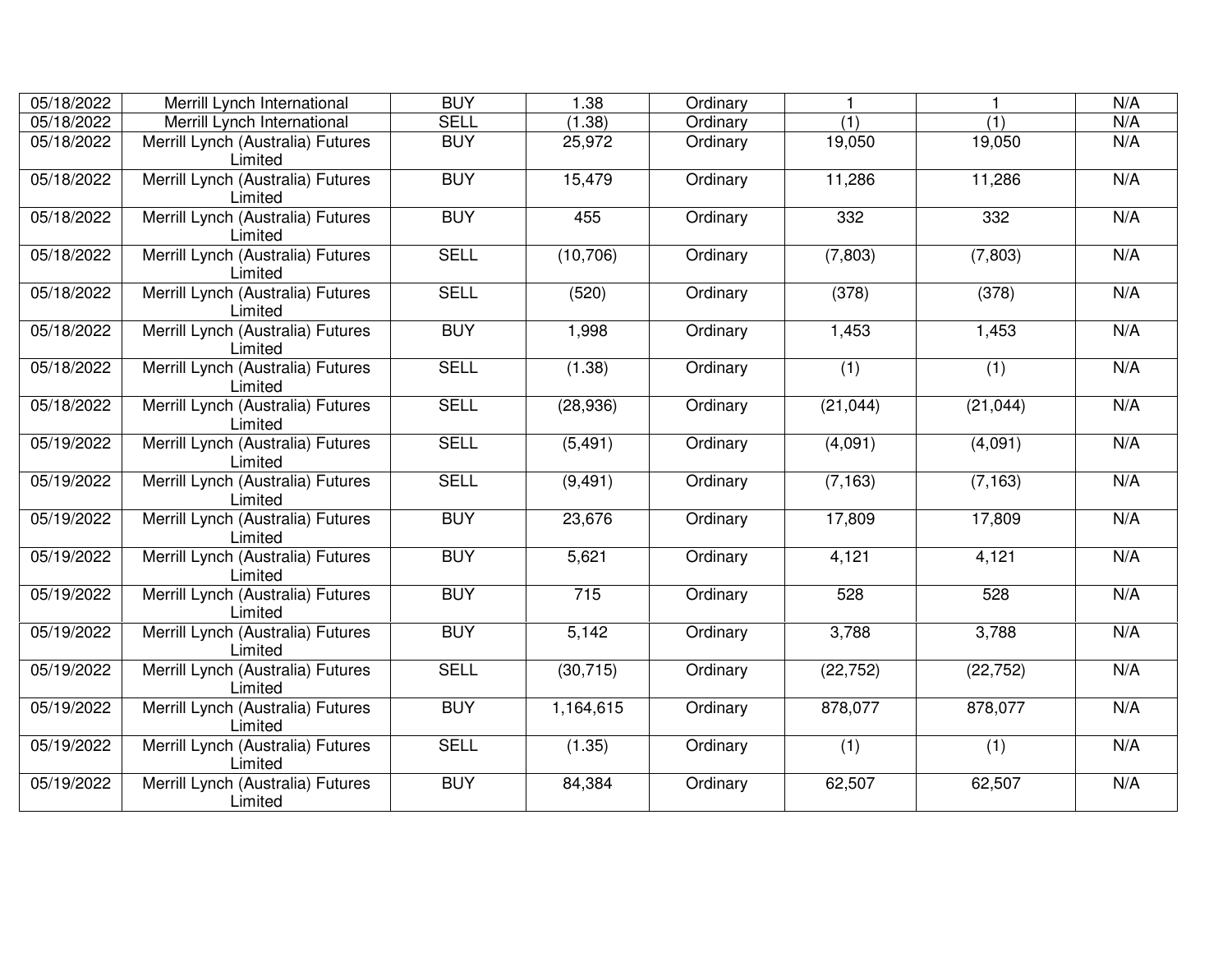| | | | | | | | |
|---|---|---|---|---|---|---|---|
| 05/18/2022 | Merrill Lynch International | BUY | 1.38 | Ordinary | 1 | 1 | N/A |
| 05/18/2022 | Merrill Lynch International | SELL | (1.38) | Ordinary | (1) | (1) | N/A |
| 05/18/2022 | Merrill Lynch (Australia) Futures Limited | BUY | 25,972 | Ordinary | 19,050 | 19,050 | N/A |
| 05/18/2022 | Merrill Lynch (Australia) Futures Limited | BUY | 15,479 | Ordinary | 11,286 | 11,286 | N/A |
| 05/18/2022 | Merrill Lynch (Australia) Futures Limited | BUY | 455 | Ordinary | 332 | 332 | N/A |
| 05/18/2022 | Merrill Lynch (Australia) Futures Limited | SELL | (10,706) | Ordinary | (7,803) | (7,803) | N/A |
| 05/18/2022 | Merrill Lynch (Australia) Futures Limited | SELL | (520) | Ordinary | (378) | (378) | N/A |
| 05/18/2022 | Merrill Lynch (Australia) Futures Limited | BUY | 1,998 | Ordinary | 1,453 | 1,453 | N/A |
| 05/18/2022 | Merrill Lynch (Australia) Futures Limited | SELL | (1.38) | Ordinary | (1) | (1) | N/A |
| 05/18/2022 | Merrill Lynch (Australia) Futures Limited | SELL | (28,936) | Ordinary | (21,044) | (21,044) | N/A |
| 05/19/2022 | Merrill Lynch (Australia) Futures Limited | SELL | (5,491) | Ordinary | (4,091) | (4,091) | N/A |
| 05/19/2022 | Merrill Lynch (Australia) Futures Limited | SELL | (9,491) | Ordinary | (7,163) | (7,163) | N/A |
| 05/19/2022 | Merrill Lynch (Australia) Futures Limited | BUY | 23,676 | Ordinary | 17,809 | 17,809 | N/A |
| 05/19/2022 | Merrill Lynch (Australia) Futures Limited | BUY | 5,621 | Ordinary | 4,121 | 4,121 | N/A |
| 05/19/2022 | Merrill Lynch (Australia) Futures Limited | BUY | 715 | Ordinary | 528 | 528 | N/A |
| 05/19/2022 | Merrill Lynch (Australia) Futures Limited | BUY | 5,142 | Ordinary | 3,788 | 3,788 | N/A |
| 05/19/2022 | Merrill Lynch (Australia) Futures Limited | SELL | (30,715) | Ordinary | (22,752) | (22,752) | N/A |
| 05/19/2022 | Merrill Lynch (Australia) Futures Limited | BUY | 1,164,615 | Ordinary | 878,077 | 878,077 | N/A |
| 05/19/2022 | Merrill Lynch (Australia) Futures Limited | SELL | (1.35) | Ordinary | (1) | (1) | N/A |
| 05/19/2022 | Merrill Lynch (Australia) Futures Limited | BUY | 84,384 | Ordinary | 62,507 | 62,507 | N/A |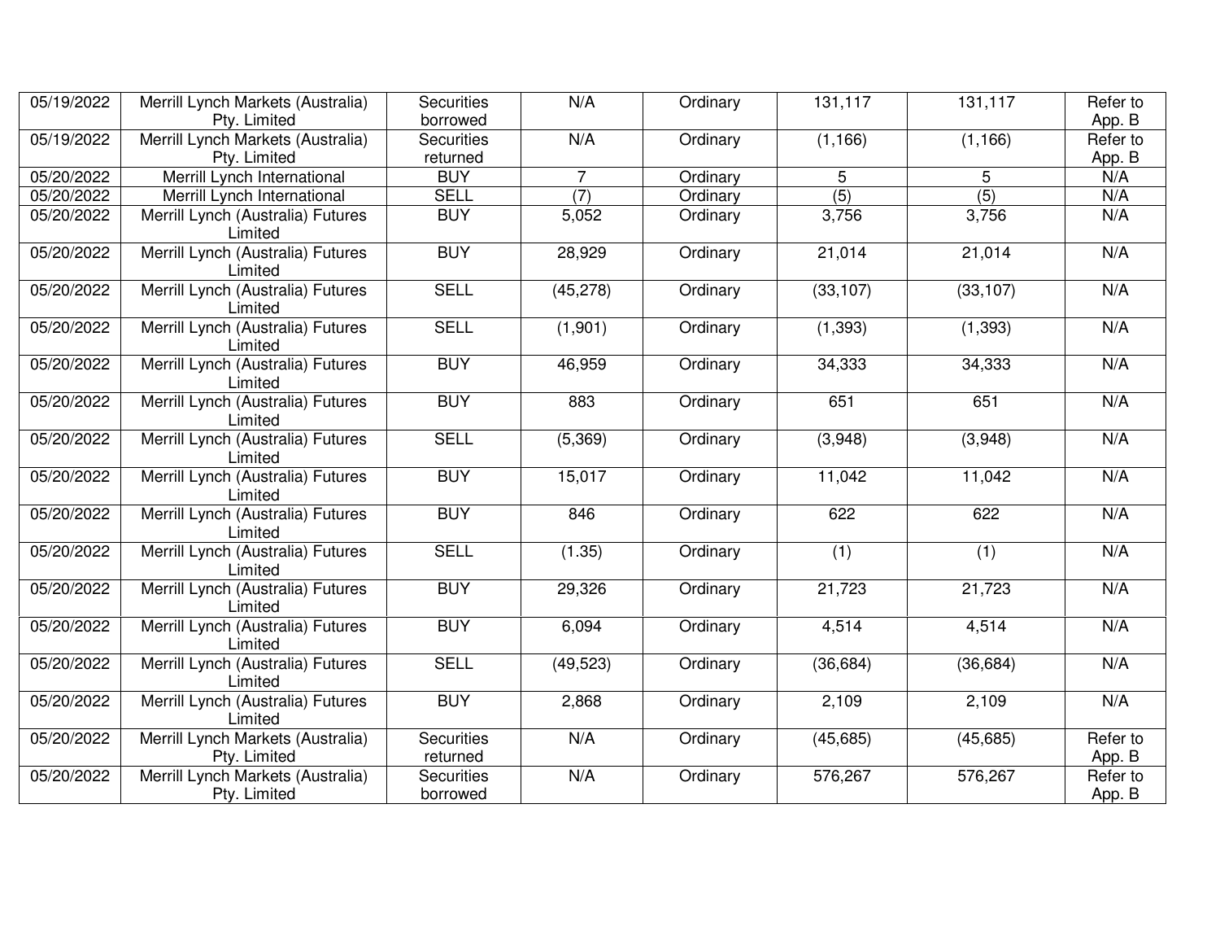| 05/19/2022 | Merrill Lynch Markets (Australia) Pty. Limited | Securities borrowed | N/A | Ordinary | 131,117 | 131,117 | Refer to App. B |
|---|---|---|---|---|---|---|---|
| 05/19/2022 | Merrill Lynch Markets (Australia) Pty. Limited | Securities returned | N/A | Ordinary | (1,166) | (1,166) | Refer to App. B |
| 05/20/2022 | Merrill Lynch International | BUY | 7 | Ordinary | 5 | 5 | N/A |
| 05/20/2022 | Merrill Lynch International | SELL | (7) | Ordinary | (5) | (5) | N/A |
| 05/20/2022 | Merrill Lynch (Australia) Futures Limited | BUY | 5,052 | Ordinary | 3,756 | 3,756 | N/A |
| 05/20/2022 | Merrill Lynch (Australia) Futures Limited | BUY | 28,929 | Ordinary | 21,014 | 21,014 | N/A |
| 05/20/2022 | Merrill Lynch (Australia) Futures Limited | SELL | (45,278) | Ordinary | (33,107) | (33,107) | N/A |
| 05/20/2022 | Merrill Lynch (Australia) Futures Limited | SELL | (1,901) | Ordinary | (1,393) | (1,393) | N/A |
| 05/20/2022 | Merrill Lynch (Australia) Futures Limited | BUY | 46,959 | Ordinary | 34,333 | 34,333 | N/A |
| 05/20/2022 | Merrill Lynch (Australia) Futures Limited | BUY | 883 | Ordinary | 651 | 651 | N/A |
| 05/20/2022 | Merrill Lynch (Australia) Futures Limited | SELL | (5,369) | Ordinary | (3,948) | (3,948) | N/A |
| 05/20/2022 | Merrill Lynch (Australia) Futures Limited | BUY | 15,017 | Ordinary | 11,042 | 11,042 | N/A |
| 05/20/2022 | Merrill Lynch (Australia) Futures Limited | BUY | 846 | Ordinary | 622 | 622 | N/A |
| 05/20/2022 | Merrill Lynch (Australia) Futures Limited | SELL | (1.35) | Ordinary | (1) | (1) | N/A |
| 05/20/2022 | Merrill Lynch (Australia) Futures Limited | BUY | 29,326 | Ordinary | 21,723 | 21,723 | N/A |
| 05/20/2022 | Merrill Lynch (Australia) Futures Limited | BUY | 6,094 | Ordinary | 4,514 | 4,514 | N/A |
| 05/20/2022 | Merrill Lynch (Australia) Futures Limited | SELL | (49,523) | Ordinary | (36,684) | (36,684) | N/A |
| 05/20/2022 | Merrill Lynch (Australia) Futures Limited | BUY | 2,868 | Ordinary | 2,109 | 2,109 | N/A |
| 05/20/2022 | Merrill Lynch Markets (Australia) Pty. Limited | Securities returned | N/A | Ordinary | (45,685) | (45,685) | Refer to App. B |
| 05/20/2022 | Merrill Lynch Markets (Australia) Pty. Limited | Securities borrowed | N/A | Ordinary | 576,267 | 576,267 | Refer to App. B |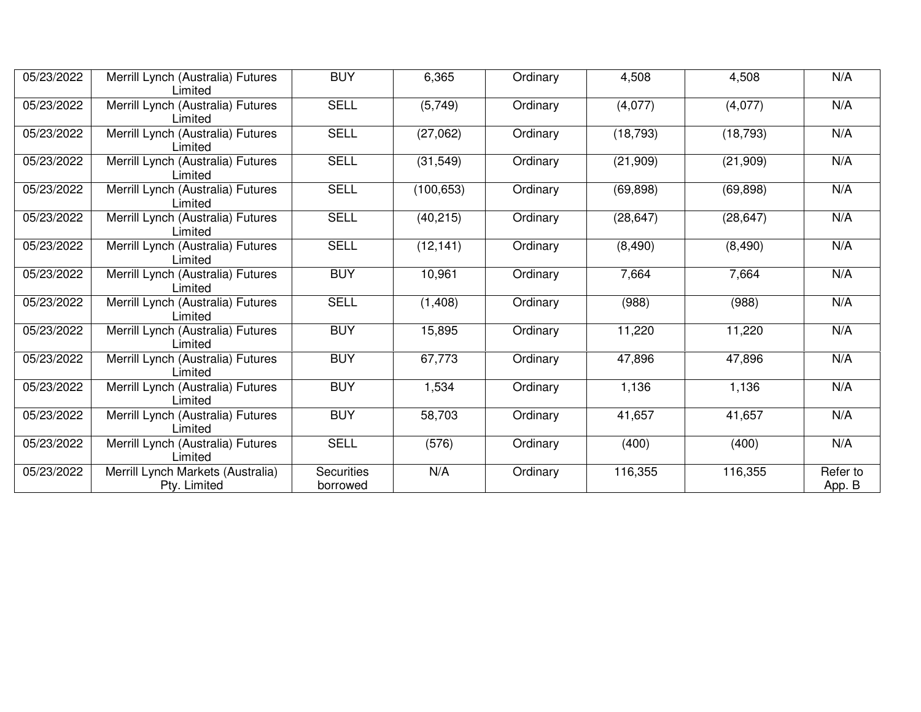| | | | | | | | |
|---|---|---|---|---|---|---|---|
| 05/23/2022 | Merrill Lynch (Australia) Futures Limited | BUY | 6,365 | Ordinary | 4,508 | 4,508 | N/A |
| 05/23/2022 | Merrill Lynch (Australia) Futures Limited | SELL | (5,749) | Ordinary | (4,077) | (4,077) | N/A |
| 05/23/2022 | Merrill Lynch (Australia) Futures Limited | SELL | (27,062) | Ordinary | (18,793) | (18,793) | N/A |
| 05/23/2022 | Merrill Lynch (Australia) Futures Limited | SELL | (31,549) | Ordinary | (21,909) | (21,909) | N/A |
| 05/23/2022 | Merrill Lynch (Australia) Futures Limited | SELL | (100,653) | Ordinary | (69,898) | (69,898) | N/A |
| 05/23/2022 | Merrill Lynch (Australia) Futures Limited | SELL | (40,215) | Ordinary | (28,647) | (28,647) | N/A |
| 05/23/2022 | Merrill Lynch (Australia) Futures Limited | SELL | (12,141) | Ordinary | (8,490) | (8,490) | N/A |
| 05/23/2022 | Merrill Lynch (Australia) Futures Limited | BUY | 10,961 | Ordinary | 7,664 | 7,664 | N/A |
| 05/23/2022 | Merrill Lynch (Australia) Futures Limited | SELL | (1,408) | Ordinary | (988) | (988) | N/A |
| 05/23/2022 | Merrill Lynch (Australia) Futures Limited | BUY | 15,895 | Ordinary | 11,220 | 11,220 | N/A |
| 05/23/2022 | Merrill Lynch (Australia) Futures Limited | BUY | 67,773 | Ordinary | 47,896 | 47,896 | N/A |
| 05/23/2022 | Merrill Lynch (Australia) Futures Limited | BUY | 1,534 | Ordinary | 1,136 | 1,136 | N/A |
| 05/23/2022 | Merrill Lynch (Australia) Futures Limited | BUY | 58,703 | Ordinary | 41,657 | 41,657 | N/A |
| 05/23/2022 | Merrill Lynch (Australia) Futures Limited | SELL | (576) | Ordinary | (400) | (400) | N/A |
| 05/23/2022 | Merrill Lynch Markets (Australia) Pty. Limited | Securities borrowed | N/A | Ordinary | 116,355 | 116,355 | Refer to App. B |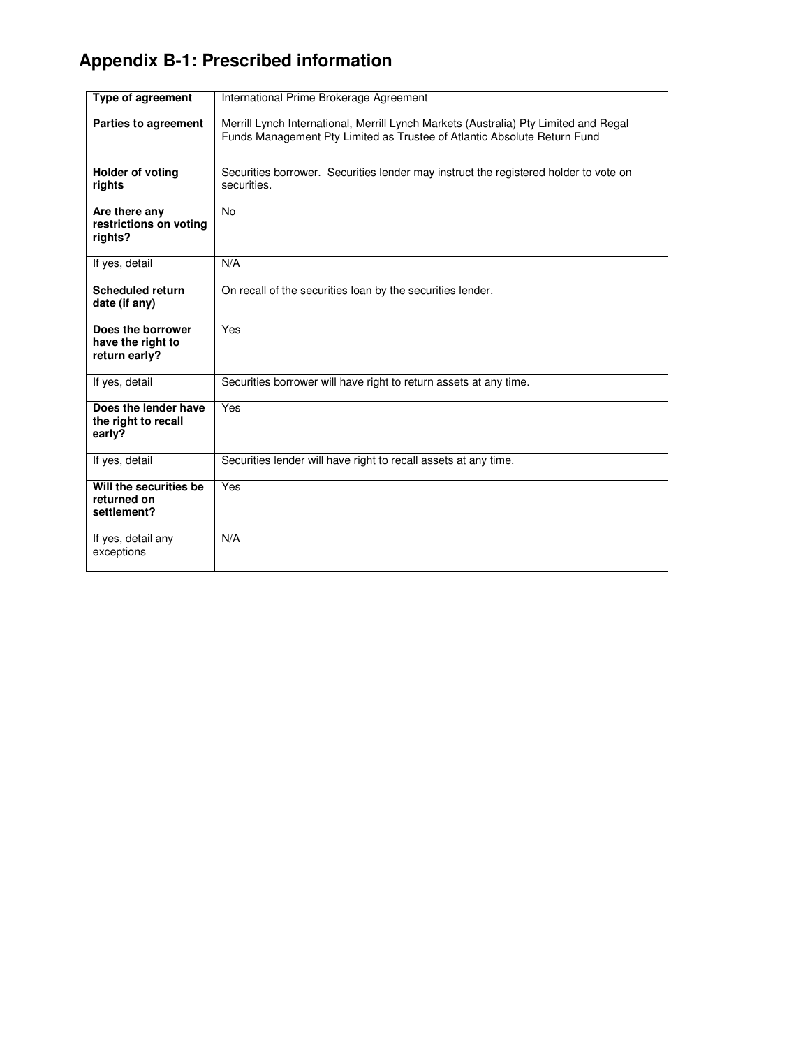# Appendix B-1: Prescribed information

| | |
|---|---|
| **Type of agreement** | International Prime Brokerage Agreement |
| **Parties to agreement** | Merrill Lynch International, Merrill Lynch Markets (Australia) Pty Limited and Regal Funds Management Pty Limited as Trustee of Atlantic Absolute Return Fund |
| **Holder of voting rights** | Securities borrower. Securities lender may instruct the registered holder to vote on securities. |
| **Are there any restrictions on voting rights?** | No |
| If yes, detail | N/A |
| **Scheduled return date (if any)** | On recall of the securities loan by the securities lender. |
| **Does the borrower have the right to return early?** | Yes |
| If yes, detail | Securities borrower will have right to return assets at any time. |
| **Does the lender have the right to recall early?** | Yes |
| If yes, detail | Securities lender will have right to recall assets at any time. |
| **Will the securities be returned on settlement?** | Yes |
| If yes, detail any exceptions | N/A |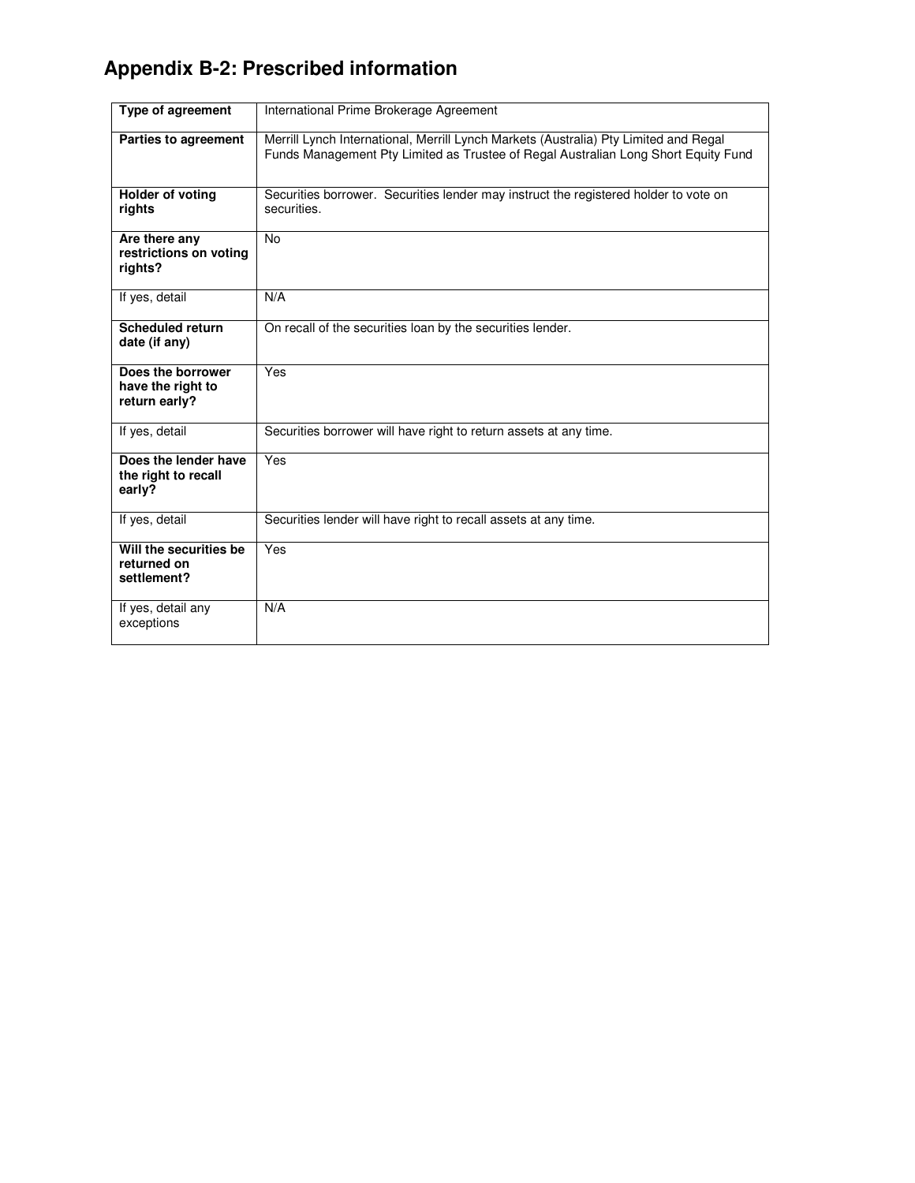## Appendix B-2: Prescribed information

| Type of agreement | International Prime Brokerage Agreement |
|---|---|
| **Parties to agreement** | Merrill Lynch International, Merrill Lynch Markets (Australia) Pty Limited and Regal Funds Management Pty Limited as Trustee of Regal Australian Long Short Equity Fund |
| **Holder of voting rights** | Securities borrower. Securities lender may instruct the registered holder to vote on securities. |
| **Are there any restrictions on voting rights?** | No |
| If yes, detail | N/A |
| **Scheduled return date (if any)** | On recall of the securities loan by the securities lender. |
| **Does the borrower have the right to return early?** | Yes |
| If yes, detail | Securities borrower will have right to return assets at any time. |
| **Does the lender have the right to recall early?** | Yes |
| If yes, detail | Securities lender will have right to recall assets at any time. |
| **Will the securities be returned on settlement?** | Yes |
| If yes, detail any exceptions | N/A |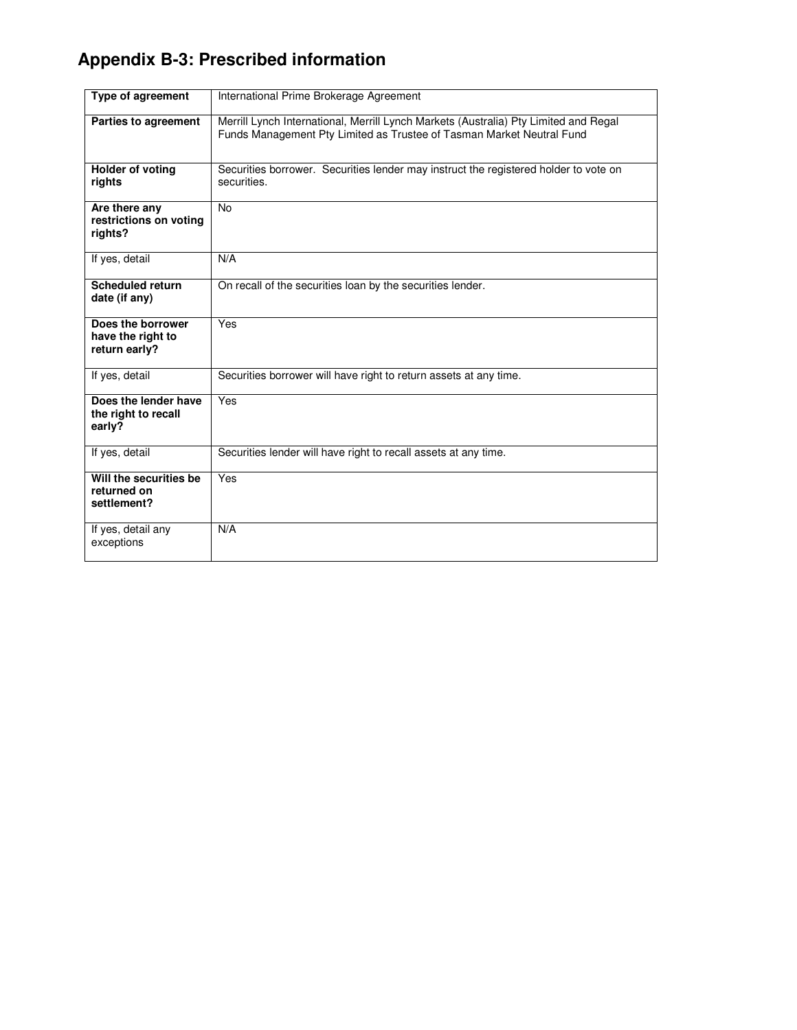# Appendix B-3: Prescribed information

| **Type of agreement** | International Prime Brokerage Agreement |
|---|---|
| **Parties to agreement** | Merrill Lynch International, Merrill Lynch Markets (Australia) Pty Limited and Regal Funds Management Pty Limited as Trustee of Tasman Market Neutral Fund |
| **Holder of voting rights** | Securities borrower. Securities lender may instruct the registered holder to vote on securities. |
| **Are there any restrictions on voting rights?** | No |
| If yes, detail | N/A |
| **Scheduled return date (if any)** | On recall of the securities loan by the securities lender. |
| **Does the borrower have the right to return early?** | Yes |
| If yes, detail | Securities borrower will have right to return assets at any time. |
| **Does the lender have the right to recall early?** | Yes |
| If yes, detail | Securities lender will have right to recall assets at any time. |
| **Will the securities be returned on settlement?** | Yes |
| If yes, detail any exceptions | N/A |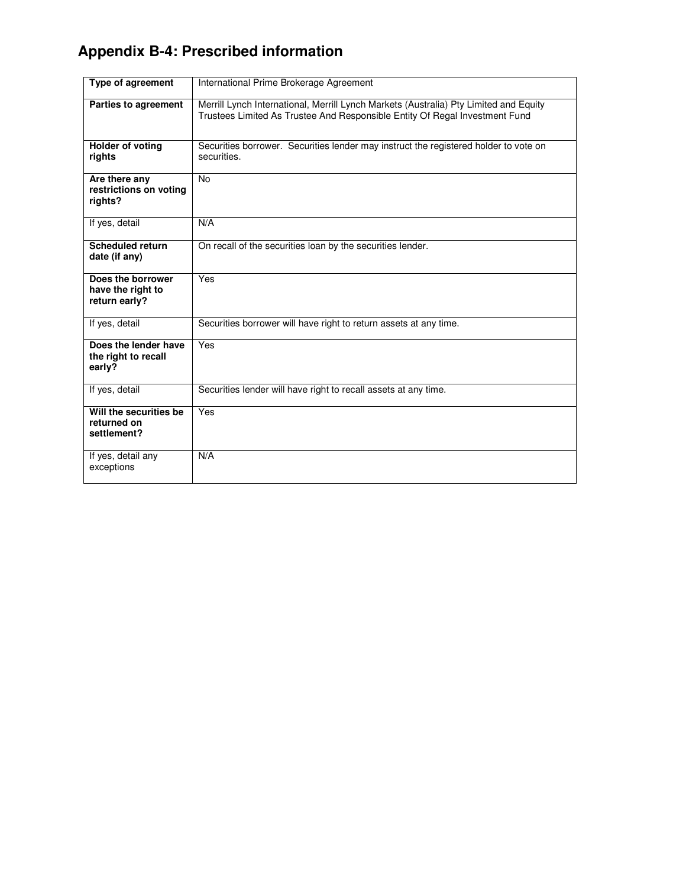## Appendix B-4: Prescribed information

| | |
|---|---|
| **Type of agreement** | International Prime Brokerage Agreement |
| **Parties to agreement** | Merrill Lynch International, Merrill Lynch Markets (Australia) Pty Limited and Equity Trustees Limited As Trustee And Responsible Entity Of Regal Investment Fund |
| **Holder of voting rights** | Securities borrower. Securities lender may instruct the registered holder to vote on securities. |
| **Are there any restrictions on voting rights?** | No |
| If yes, detail | N/A |
| **Scheduled return date (if any)** | On recall of the securities loan by the securities lender. |
| **Does the borrower have the right to return early?** | Yes |
| If yes, detail | Securities borrower will have right to return assets at any time. |
| **Does the lender have the right to recall early?** | Yes |
| If yes, detail | Securities lender will have right to recall assets at any time. |
| **Will the securities be returned on settlement?** | Yes |
| If yes, detail any exceptions | N/A |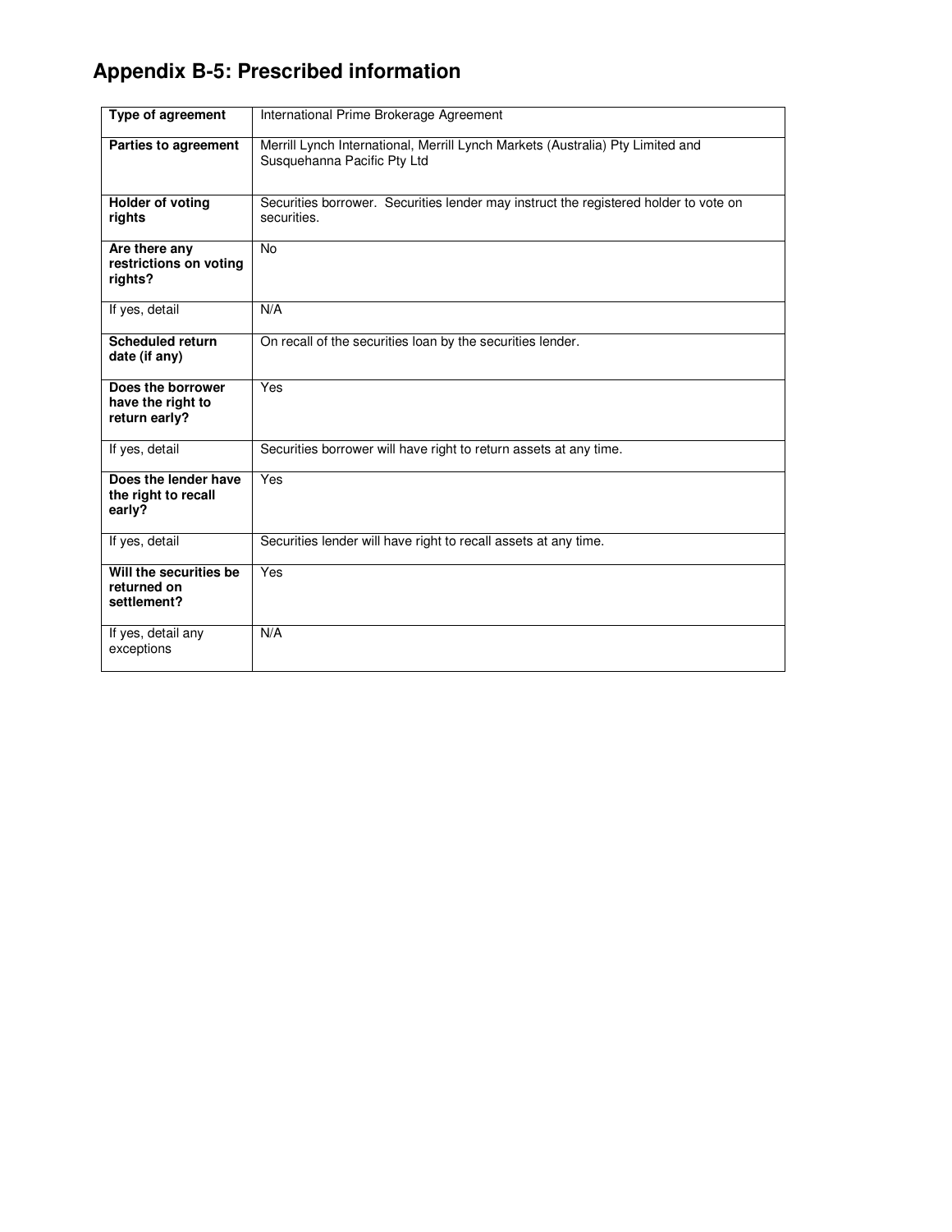# Appendix B-5: Prescribed information

| **Type of agreement** | International Prime Brokerage Agreement |
|---|---|
| **Parties to agreement** | Merrill Lynch International, Merrill Lynch Markets (Australia) Pty Limited and Susquehanna Pacific Pty Ltd |
| **Holder of voting rights** | Securities borrower. Securities lender may instruct the registered holder to vote on securities. |
| **Are there any restrictions on voting rights?** | No |
| If yes, detail | N/A |
| **Scheduled return date (if any)** | On recall of the securities loan by the securities lender. |
| **Does the borrower have the right to return early?** | Yes |
| If yes, detail | Securities borrower will have right to return assets at any time. |
| **Does the lender have the right to recall early?** | Yes |
| If yes, detail | Securities lender will have right to recall assets at any time. |
| **Will the securities be returned on settlement?** | Yes |
| If yes, detail any exceptions | N/A |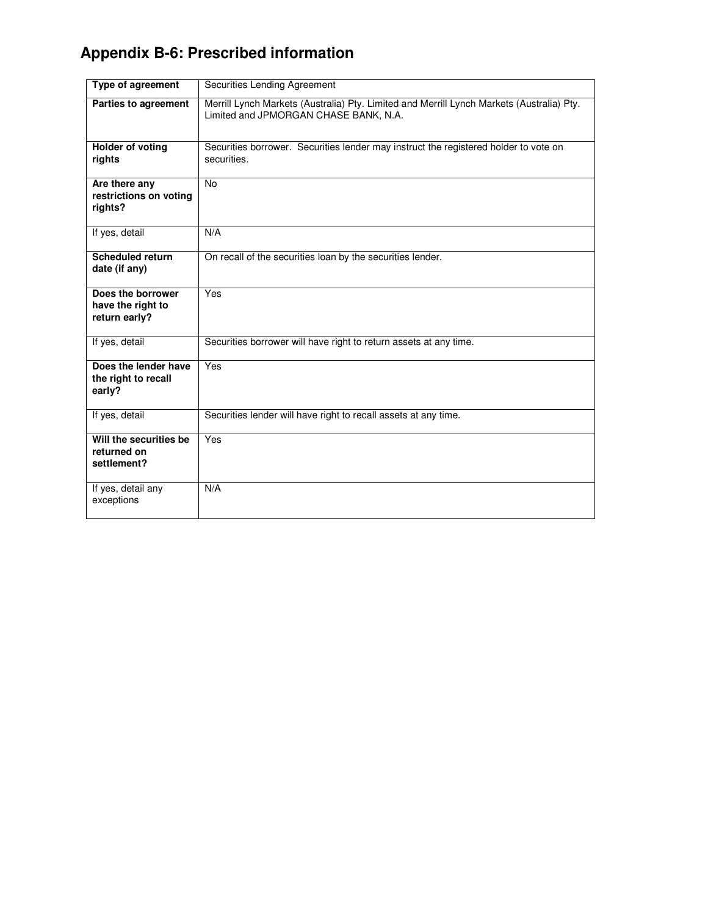# Appendix B-6: Prescribed information

| **Type of agreement** | Securities Lending Agreement |
|---|---|
| **Parties to agreement** | Merrill Lynch Markets (Australia) Pty. Limited and Merrill Lynch Markets (Australia) Pty. Limited and JPMORGAN CHASE BANK, N.A. |
| **Holder of voting rights** | Securities borrower. Securities lender may instruct the registered holder to vote on securities. |
| **Are there any restrictions on voting rights?** | No |
| If yes, detail | N/A |
| **Scheduled return date (if any)** | On recall of the securities loan by the securities lender. |
| **Does the borrower have the right to return early?** | Yes |
| If yes, detail | Securities borrower will have right to return assets at any time. |
| **Does the lender have the right to recall early?** | Yes |
| If yes, detail | Securities lender will have right to recall assets at any time. |
| **Will the securities be returned on settlement?** | Yes |
| If yes, detail any exceptions | N/A |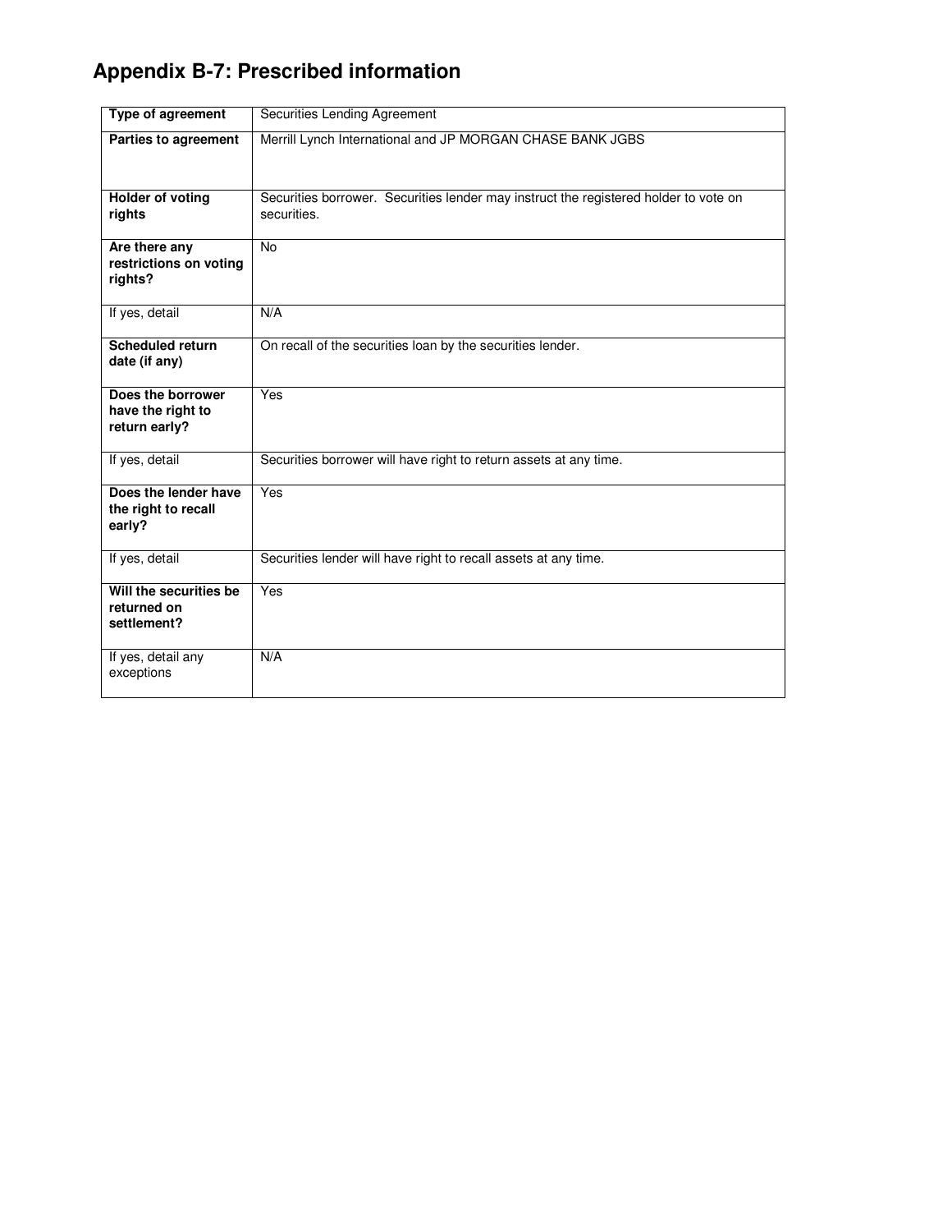# Appendix B-7: Prescribed information

| **Type of agreement** | Securities Lending Agreement |
|---|---|
| **Parties to agreement** | Merrill Lynch International and JP MORGAN CHASE BANK JGBS |
| **Holder of voting rights** | Securities borrower. Securities lender may instruct the registered holder to vote on securities. |
| **Are there any restrictions on voting rights?** | No |
| If yes, detail | N/A |
| **Scheduled return date (if any)** | On recall of the securities loan by the securities lender. |
| **Does the borrower have the right to return early?** | Yes |
| If yes, detail | Securities borrower will have right to return assets at any time. |
| **Does the lender have the right to recall early?** | Yes |
| If yes, detail | Securities lender will have right to recall assets at any time. |
| **Will the securities be returned on settlement?** | Yes |
| If yes, detail any exceptions | N/A |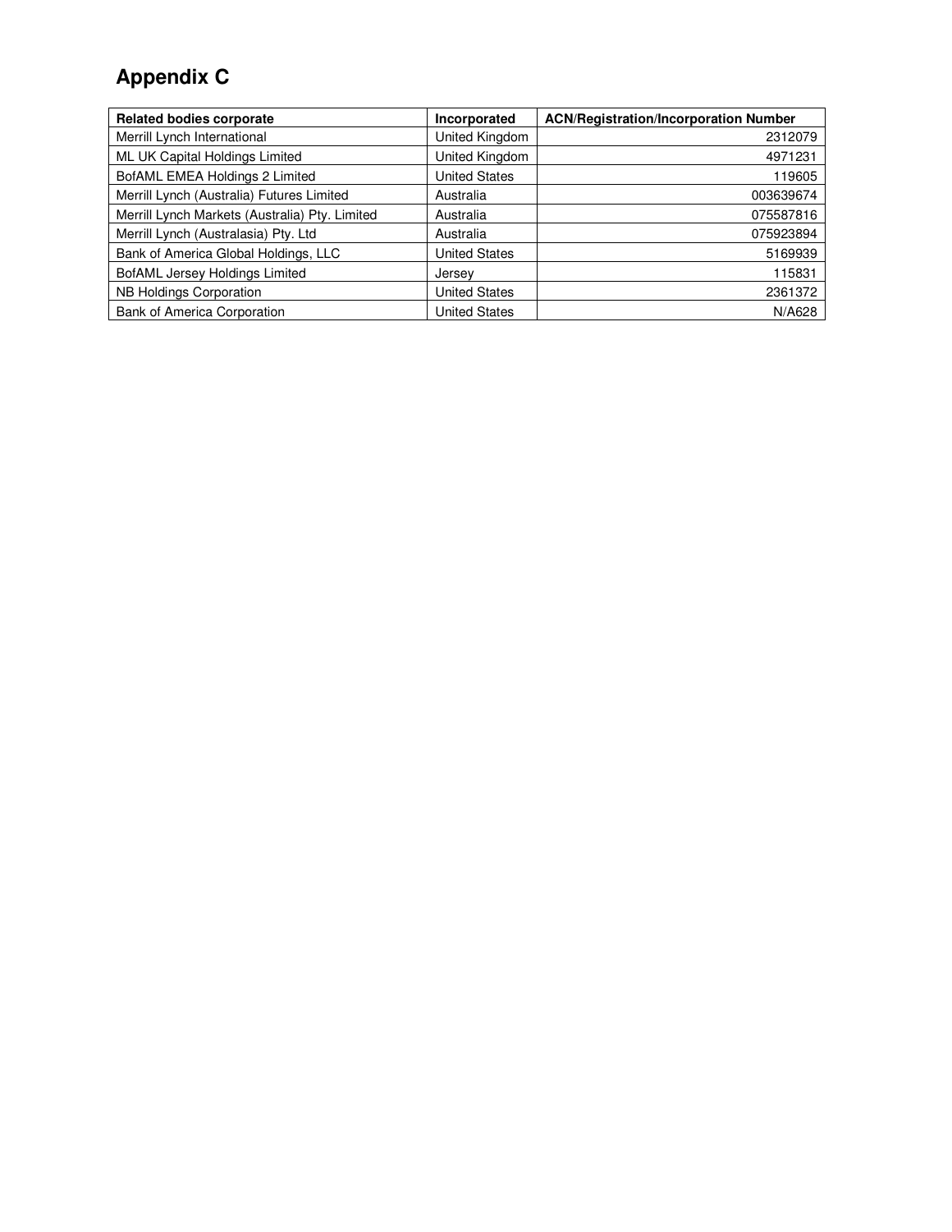## Appendix C

| Related bodies corporate | Incorporated | ACN/Registration/Incorporation Number |
|---|---|---|
| Merrill Lynch International | United Kingdom | 2312079 |
| ML UK Capital Holdings Limited | United Kingdom | 4971231 |
| BofAML EMEA Holdings 2 Limited | United States | 119605 |
| Merrill Lynch (Australia) Futures Limited | Australia | 003639674 |
| Merrill Lynch Markets (Australia) Pty. Limited | Australia | 075587816 |
| Merrill Lynch (Australasia) Pty. Ltd | Australia | 075923894 |
| Bank of America Global Holdings, LLC | United States | 5169939 |
| BofAML Jersey Holdings Limited | Jersey | 115831 |
| NB Holdings Corporation | United States | 2361372 |
| Bank of America Corporation | United States | N/A628 |